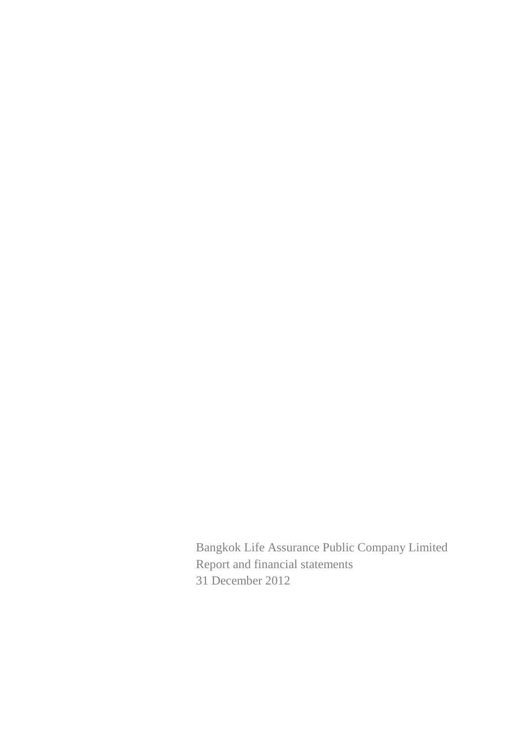Bangkok Life Assurance Public Company Limited

Report and financial statements

31 December 2012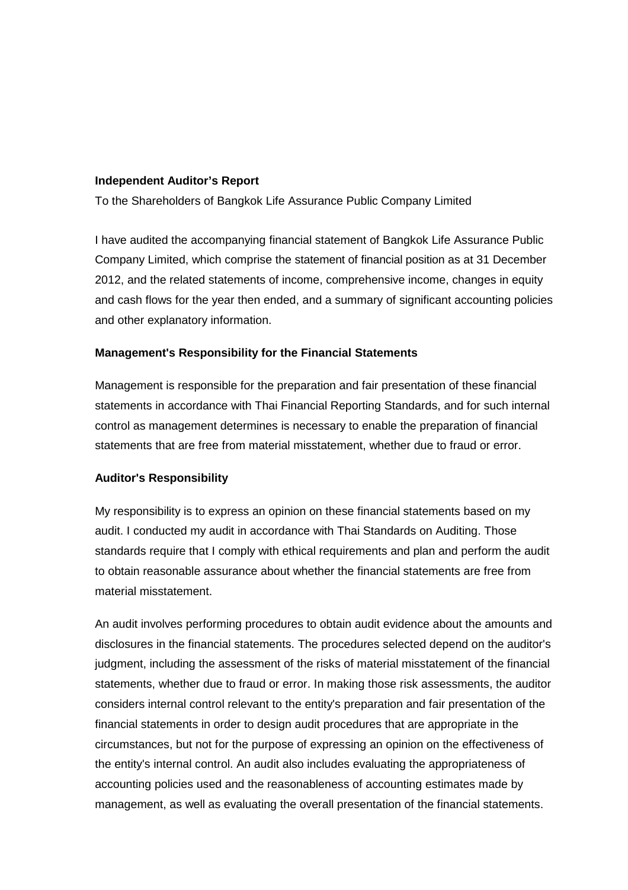**Independent Auditor's Report**

To the Shareholders of Bangkok Life Assurance Public Company Limited

I have audited the accompanying financial statement of Bangkok Life Assurance Public Company Limited, which comprise the statement of financial position as at 31 December 2012, and the related statements of income, comprehensive income, changes in equity and cash flows for the year then ended, and a summary of significant accounting policies and other explanatory information.

**Management's Responsibility for the Financial Statements**

Management is responsible for the preparation and fair presentation of these financial statements in accordance with Thai Financial Reporting Standards, and for such internal control as management determines is necessary to enable the preparation of financial statements that are free from material misstatement, whether due to fraud or error.

**Auditor's Responsibility**

My responsibility is to express an opinion on these financial statements based on my audit. I conducted my audit in accordance with Thai Standards on Auditing. Those standards require that I comply with ethical requirements and plan and perform the audit to obtain reasonable assurance about whether the financial statements are free from material misstatement.

An audit involves performing procedures to obtain audit evidence about the amounts and disclosures in the financial statements. The procedures selected depend on the auditor's judgment, including the assessment of the risks of material misstatement of the financial statements, whether due to fraud or error. In making those risk assessments, the auditor considers internal control relevant to the entity's preparation and fair presentation of the financial statements in order to design audit procedures that are appropriate in the circumstances, but not for the purpose of expressing an opinion on the effectiveness of the entity's internal control. An audit also includes evaluating the appropriateness of accounting policies used and the reasonableness of accounting estimates made by management, as well as evaluating the overall presentation of the financial statements.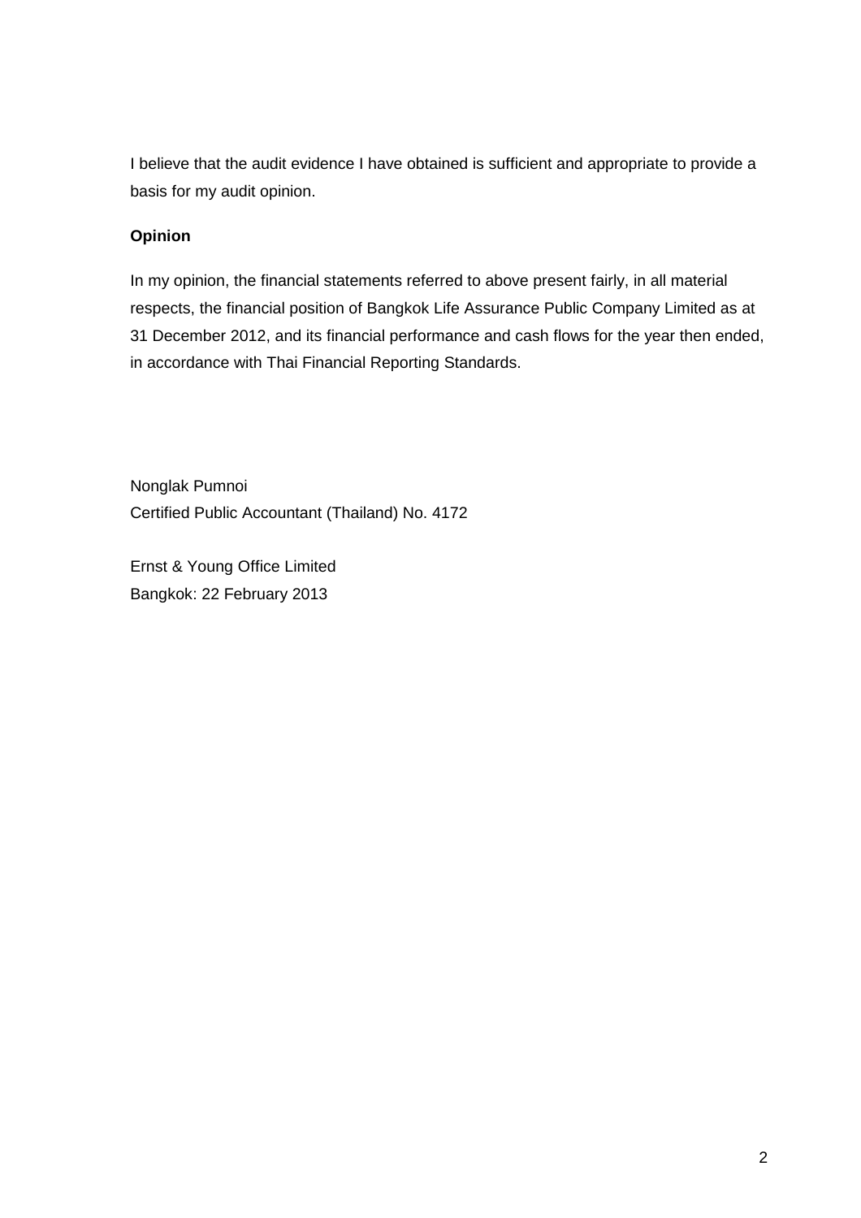I believe that the audit evidence I have obtained is sufficient and appropriate to provide a basis for my audit opinion.

**Opinion**

In my opinion, the financial statements referred to above present fairly, in all material respects, the financial position of Bangkok Life Assurance Public Company Limited as at 31 December 2012, and its financial performance and cash flows for the year then ended, in accordance with Thai Financial Reporting Standards.

Nonglak Pumnoi
Certified Public Accountant (Thailand) No. 4172

Ernst & Young Office Limited
Bangkok: 22 February 2013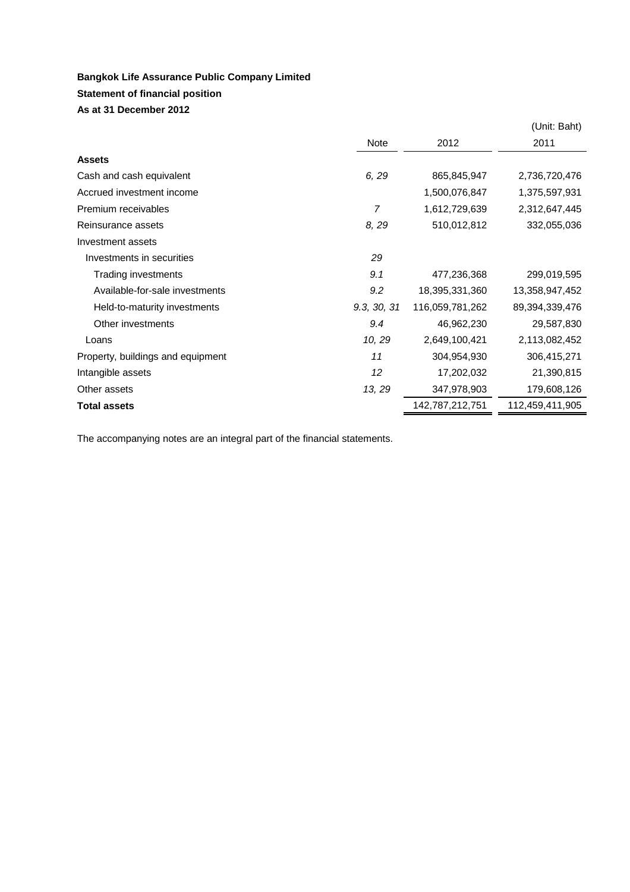**Bangkok Life Assurance Public Company Limited**

**Statement of financial position**

**As at 31 December 2012**

(Unit: Baht)

| | Note | 2012 | 2011 |
|---|---|---|---|
| **Assets** | | | |
| Cash and cash equivalent | *6, 29* | 865,845,947 | 2,736,720,476 |
| Accrued investment income | | 1,500,076,847 | 1,375,597,931 |
| Premium receivables | *7* | 1,612,729,639 | 2,312,647,445 |
| Reinsurance assets | *8, 29* | 510,012,812 | 332,055,036 |
| Investment assets | | | |
| Investments in securities | *29* | | |
| Trading investments | *9.1* | 477,236,368 | 299,019,595 |
| Available-for-sale investments | *9.2* | 18,395,331,360 | 13,358,947,452 |
| Held-to-maturity investments | *9.3, 30, 31* | 116,059,781,262 | 89,394,339,476 |
| Other investments | *9.4* | 46,962,230 | 29,587,830 |
| Loans | *10, 29* | 2,649,100,421 | 2,113,082,452 |
| Property, buildings and equipment | *11* | 304,954,930 | 306,415,271 |
| Intangible assets | *12* | 17,202,032 | 21,390,815 |
| Other assets | *13, 29* | 347,978,903 | 179,608,126 |
| **Total assets** | | 142,787,212,751 | 112,459,411,905 |

The accompanying notes are an integral part of the financial statements.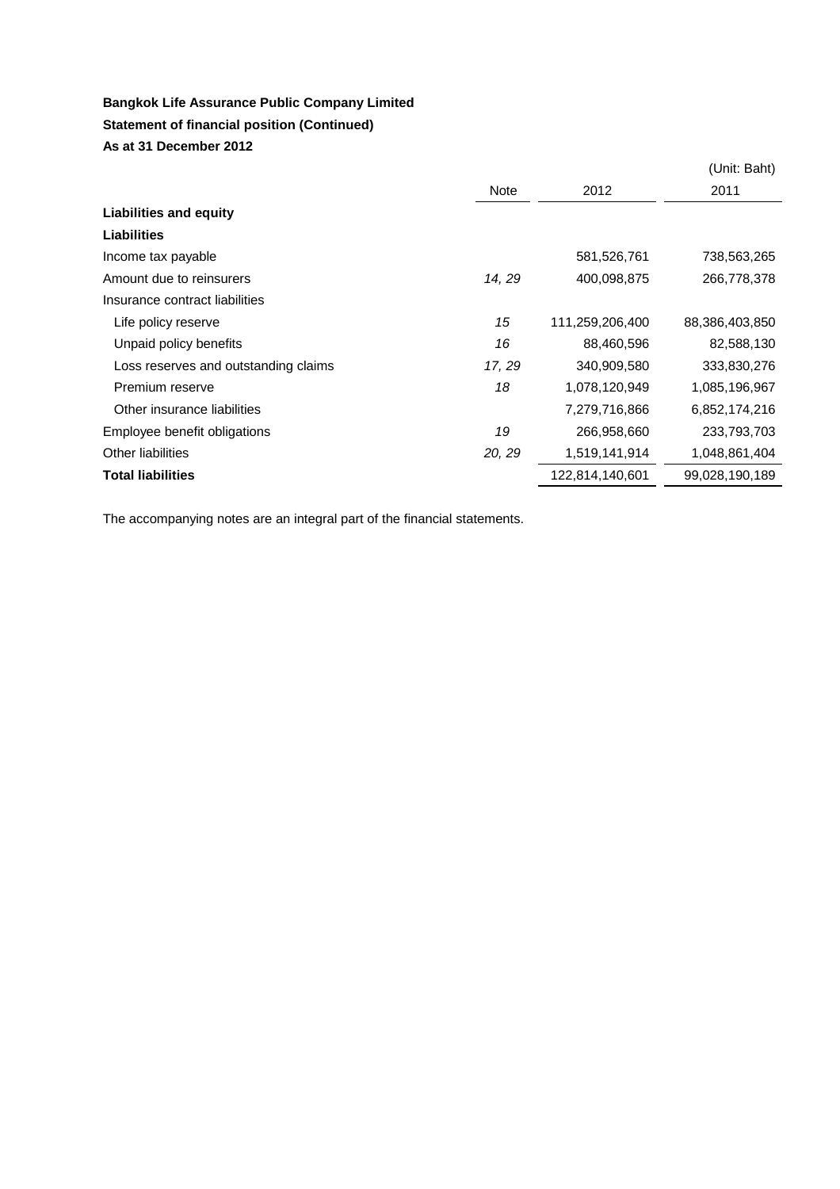**Bangkok Life Assurance Public Company Limited**

**Statement of financial position (Continued)**

**As at 31 December 2012**

(Unit: Baht)

| | Note | 2012 | 2011 |
|---|---|---|---|
| **Liabilities and equity** | | | |
| **Liabilities** | | | |
| Income tax payable | | 581,526,761 | 738,563,265 |
| Amount due to reinsurers | *14, 29* | 400,098,875 | 266,778,378 |
| Insurance contract liabilities | | | |
| Life policy reserve | *15* | 111,259,206,400 | 88,386,403,850 |
| Unpaid policy benefits | *16* | 88,460,596 | 82,588,130 |
| Loss reserves and outstanding claims | *17, 29* | 340,909,580 | 333,830,276 |
| Premium reserve | *18* | 1,078,120,949 | 1,085,196,967 |
| Other insurance liabilities | | 7,279,716,866 | 6,852,174,216 |
| Employee benefit obligations | *19* | 266,958,660 | 233,793,703 |
| Other liabilities | *20, 29* | 1,519,141,914 | 1,048,861,404 |
| **Total liabilities** | | 122,814,140,601 | 99,028,190,189 |

The accompanying notes are an integral part of the financial statements.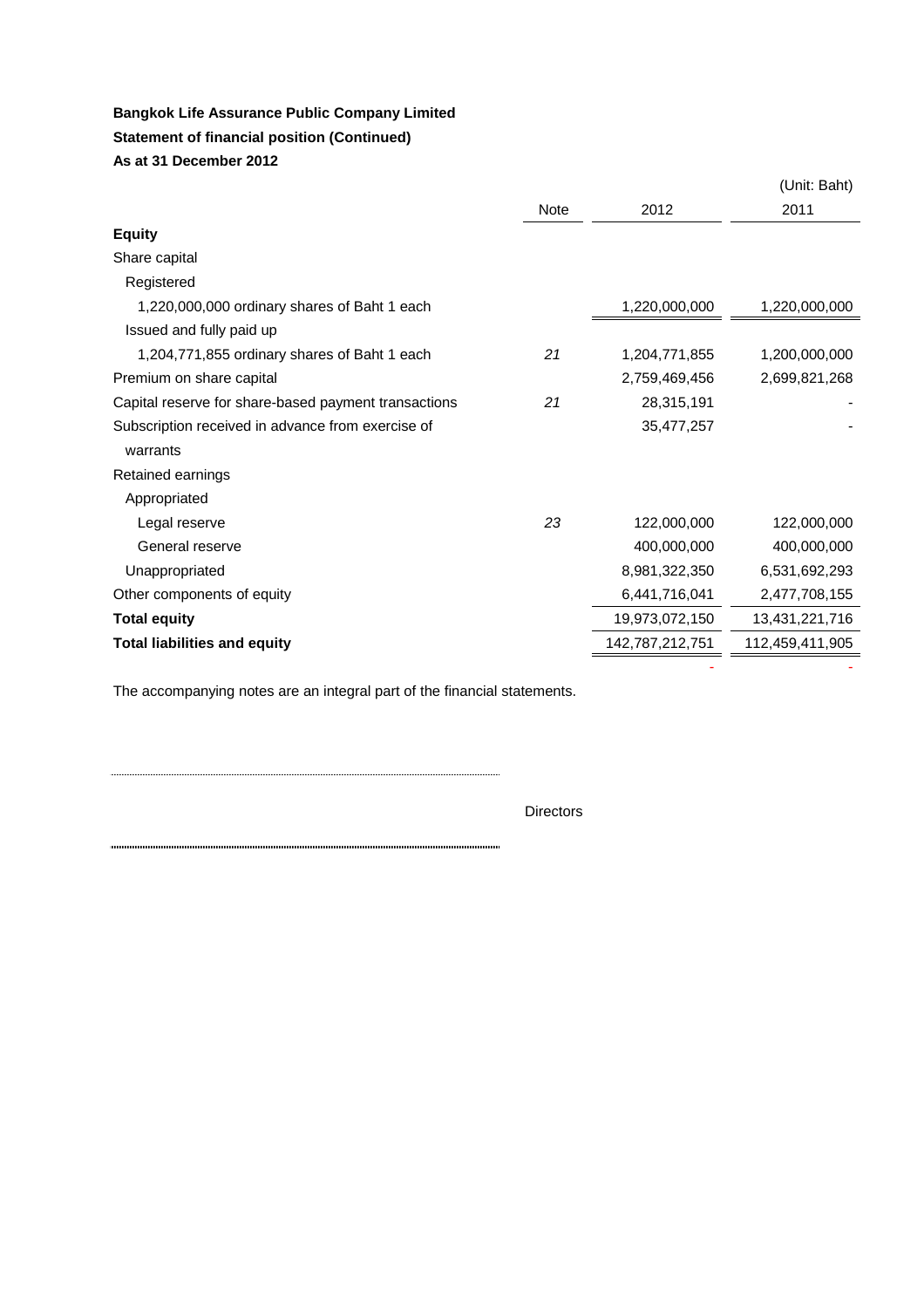**Bangkok Life Assurance Public Company Limited**

**Statement of financial position (Continued)**

**As at 31 December 2012**

(Unit: Baht)

| | Note | 2012 | 2011 |
|---|---|---|---|
| **Equity** | | | |
| Share capital | | | |
| Registered | | | |
| 1,220,000,000 ordinary shares of Baht 1 each | | 1,220,000,000 | 1,220,000,000 |
| Issued and fully paid up | | | |
| 1,204,771,855 ordinary shares of Baht 1 each | *21* | 1,204,771,855 | 1,200,000,000 |
| Premium on share capital | | 2,759,469,456 | 2,699,821,268 |
| Capital reserve for share-based payment transactions | *21* | 28,315,191 | - |
| Subscription received in advance from exercise of warrants | | 35,477,257 | - |
| Retained earnings | | | |
| Appropriated | | | |
| Legal reserve | *23* | 122,000,000 | 122,000,000 |
| General reserve | | 400,000,000 | 400,000,000 |
| Unappropriated | | 8,981,322,350 | 6,531,692,293 |
| Other components of equity | | 6,441,716,041 | 2,477,708,155 |
| **Total equity** | | 19,973,072,150 | 13,431,221,716 |
| **Total liabilities and equity** | | 142,787,212,751 | 112,459,411,905 |
| | | - | - |

The accompanying notes are an integral part of the financial statements.

.......................................................................................

Directors

.......................................................................................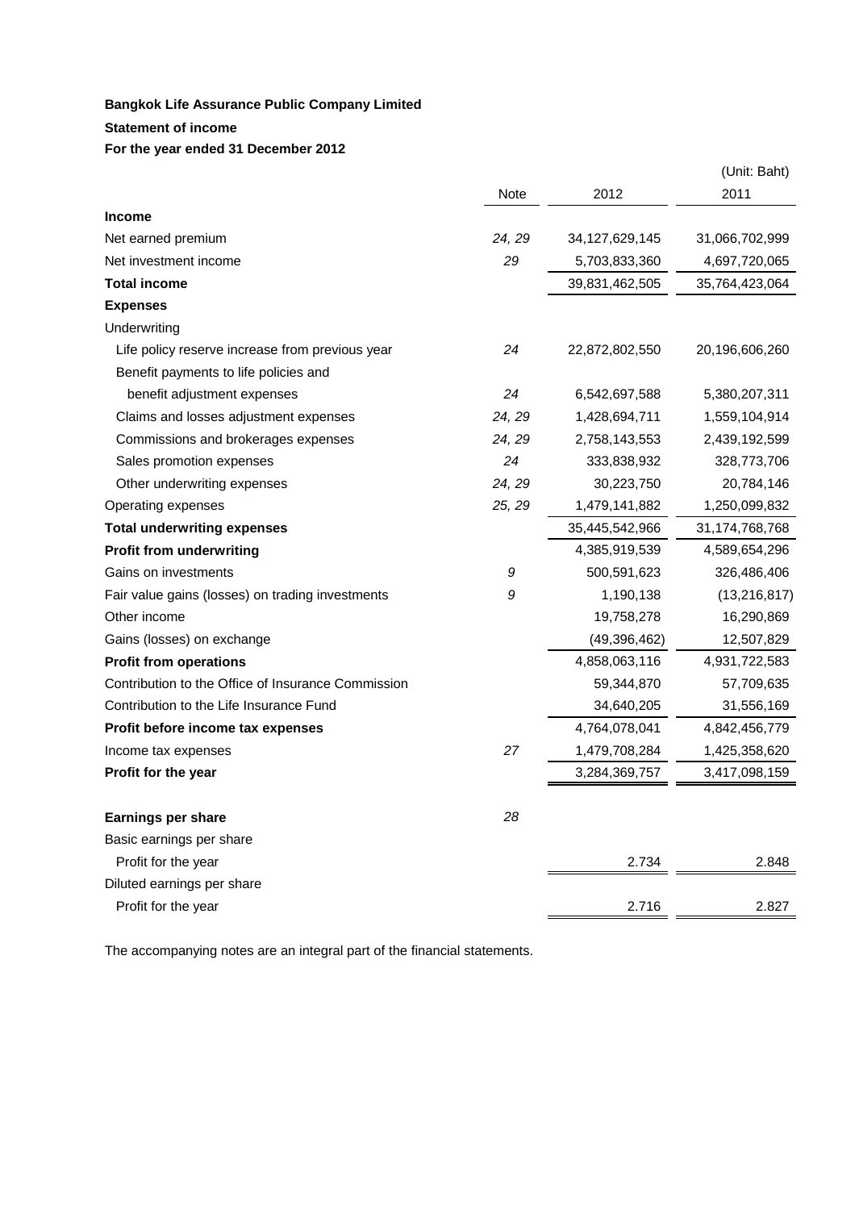**Bangkok Life Assurance Public Company Limited**

**Statement of income**

**For the year ended 31 December 2012**

(Unit: Baht)

| | Note | 2012 | 2011 |
|---|---|---|---|
| **Income** | | | |
| Net earned premium | *24, 29* | 34,127,629,145 | 31,066,702,999 |
| Net investment income | *29* | 5,703,833,360 | 4,697,720,065 |
| **Total income** | | 39,831,462,505 | 35,764,423,064 |
| **Expenses** | | | |
| Underwriting | | | |
| Life policy reserve increase from previous year | *24* | 22,872,802,550 | 20,196,606,260 |
| Benefit payments to life policies and benefit adjustment expenses | *24* | 6,542,697,588 | 5,380,207,311 |
| Claims and losses adjustment expenses | *24, 29* | 1,428,694,711 | 1,559,104,914 |
| Commissions and brokerages expenses | *24, 29* | 2,758,143,553 | 2,439,192,599 |
| Sales promotion expenses | *24* | 333,838,932 | 328,773,706 |
| Other underwriting expenses | *24, 29* | 30,223,750 | 20,784,146 |
| Operating expenses | *25, 29* | 1,479,141,882 | 1,250,099,832 |
| **Total underwriting expenses** | | 35,445,542,966 | 31,174,768,768 |
| **Profit from underwriting** | | 4,385,919,539 | 4,589,654,296 |
| Gains on investments | *9* | 500,591,623 | 326,486,406 |
| Fair value gains (losses) on trading investments | *9* | 1,190,138 | (13,216,817) |
| Other income | | 19,758,278 | 16,290,869 |
| Gains (losses) on exchange | | (49,396,462) | 12,507,829 |
| **Profit from operations** | | 4,858,063,116 | 4,931,722,583 |
| Contribution to the Office of Insurance Commission | | 59,344,870 | 57,709,635 |
| Contribution to the Life Insurance Fund | | 34,640,205 | 31,556,169 |
| **Profit before income tax expenses** | | 4,764,078,041 | 4,842,456,779 |
| Income tax expenses | *27* | 1,479,708,284 | 1,425,358,620 |
| **Profit for the year** | | 3,284,369,757 | 3,417,098,159 |
| | | | |
| **Earnings per share** | *28* | | |
| Basic earnings per share | | | |
| Profit for the year | | 2.734 | 2.848 |
| Diluted earnings per share | | | |
| Profit for the year | | 2.716 | 2.827 |

The accompanying notes are an integral part of the financial statements.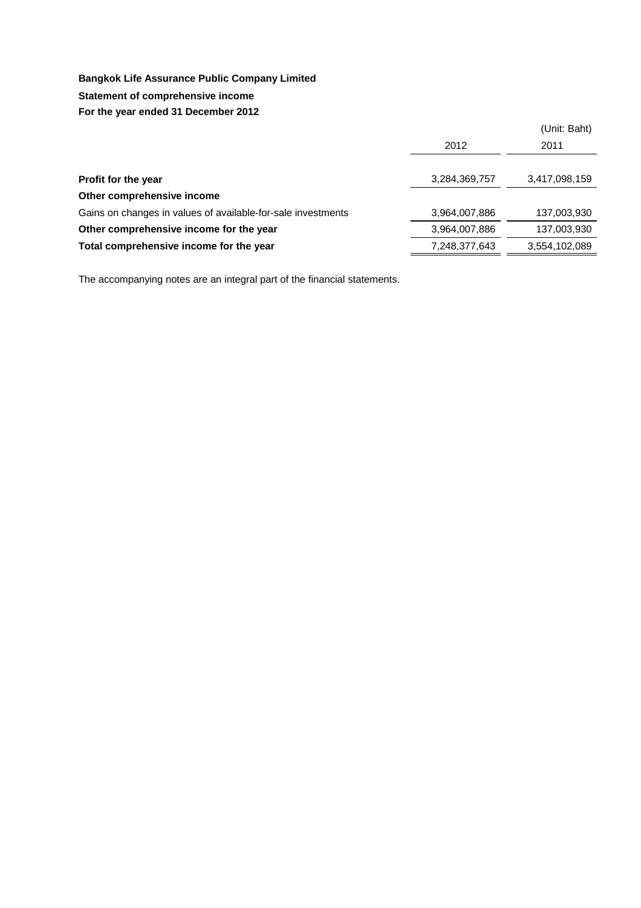**Bangkok Life Assurance Public Company Limited**

**Statement of comprehensive income**

**For the year ended 31 December 2012**

(Unit: Baht)

| | 2012 | 2011 |
|---|---|---|
| **Profit for the year** | 3,284,369,757 | 3,417,098,159 |
| **Other comprehensive income** | | |
| Gains on changes in values of available-for-sale investments | 3,964,007,886 | 137,003,930 |
| **Other comprehensive income for the year** | 3,964,007,886 | 137,003,930 |
| **Total comprehensive income for the year** | 7,248,377,643 | 3,554,102,089 |

The accompanying notes are an integral part of the financial statements.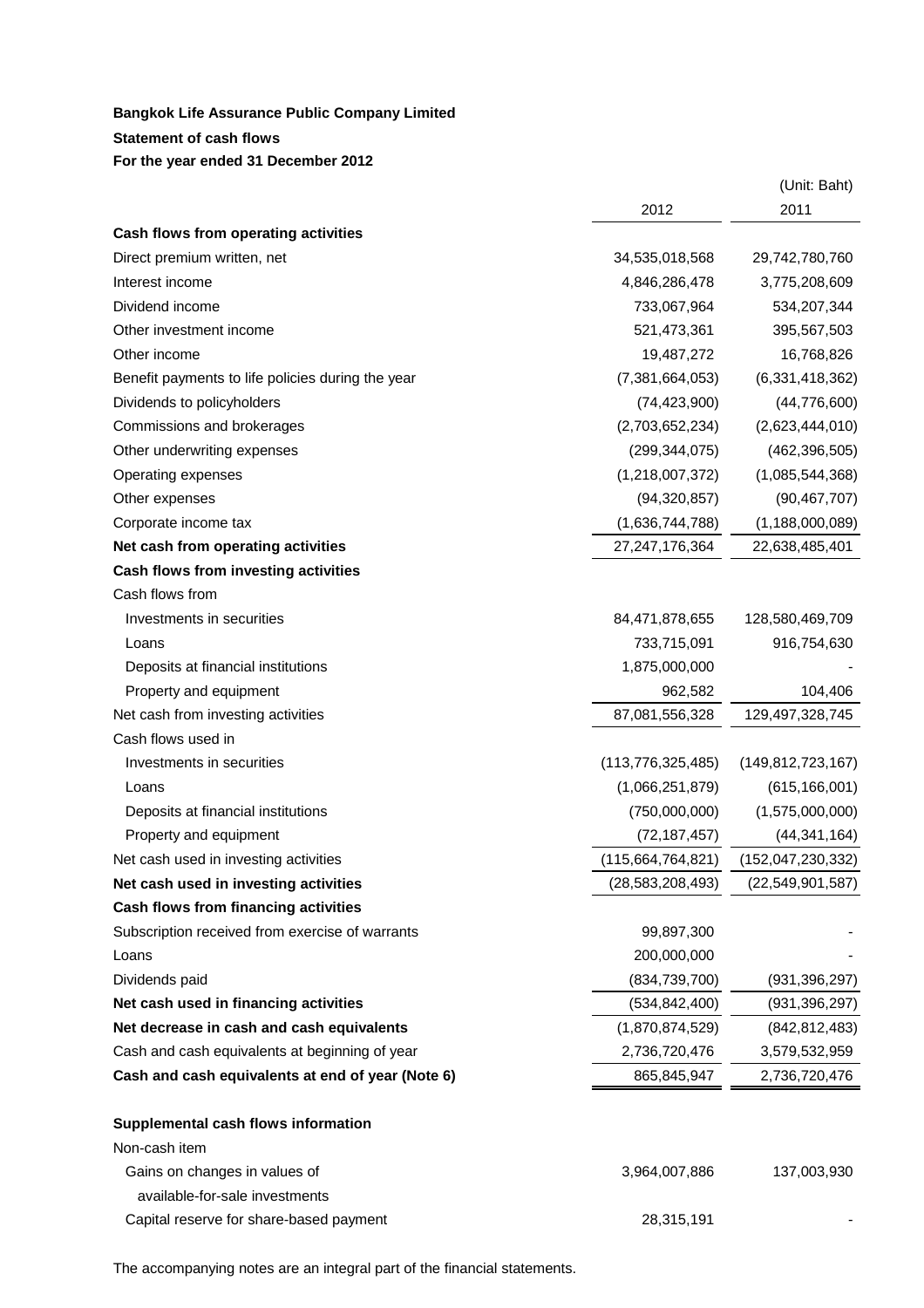**Bangkok Life Assurance Public Company Limited**

**Statement of cash flows**

**For the year ended 31 December 2012**

(Unit: Baht)

| | 2012 | 2011 |
|---|---|---|
| **Cash flows from operating activities** | | |
| Direct premium written, net | 34,535,018,568 | 29,742,780,760 |
| Interest income | 4,846,286,478 | 3,775,208,609 |
| Dividend income | 733,067,964 | 534,207,344 |
| Other investment income | 521,473,361 | 395,567,503 |
| Other income | 19,487,272 | 16,768,826 |
| Benefit payments to life policies during the year | (7,381,664,053) | (6,331,418,362) |
| Dividends to policyholders | (74,423,900) | (44,776,600) |
| Commissions and brokerages | (2,703,652,234) | (2,623,444,010) |
| Other underwriting expenses | (299,344,075) | (462,396,505) |
| Operating expenses | (1,218,007,372) | (1,085,544,368) |
| Other expenses | (94,320,857) | (90,467,707) |
| Corporate income tax | (1,636,744,788) | (1,188,000,089) |
| **Net cash from operating activities** | 27,247,176,364 | 22,638,485,401 |
| **Cash flows from investing activities** | | |
| Cash flows from | | |
| Investments in securities | 84,471,878,655 | 128,580,469,709 |
| Loans | 733,715,091 | 916,754,630 |
| Deposits at financial institutions | 1,875,000,000 | - |
| Property and equipment | 962,582 | 104,406 |
| Net cash from investing activities | 87,081,556,328 | 129,497,328,745 |
| Cash flows used in | | |
| Investments in securities | (113,776,325,485) | (149,812,723,167) |
| Loans | (1,066,251,879) | (615,166,001) |
| Deposits at financial institutions | (750,000,000) | (1,575,000,000) |
| Property and equipment | (72,187,457) | (44,341,164) |
| Net cash used in investing activities | (115,664,764,821) | (152,047,230,332) |
| **Net cash used in investing activities** | (28,583,208,493) | (22,549,901,587) |
| **Cash flows from financing activities** | | |
| Subscription received from exercise of warrants | 99,897,300 | - |
| Loans | 200,000,000 | - |
| Dividends paid | (834,739,700) | (931,396,297) |
| **Net cash used in financing activities** | (534,842,400) | (931,396,297) |
| **Net decrease in cash and cash equivalents** | (1,870,874,529) | (842,812,483) |
| Cash and cash equivalents at beginning of year | 2,736,720,476 | 3,579,532,959 |
| **Cash and cash equivalents at end of year (Note 6)** | 865,845,947 | 2,736,720,476 |
| | | |
| **Supplemental cash flows information** | | |
| Non-cash item | | |
| Gains on changes in values of available-for-sale investments | 3,964,007,886 | 137,003,930 |
| Capital reserve for share-based payment | 28,315,191 | - |

The accompanying notes are an integral part of the financial statements.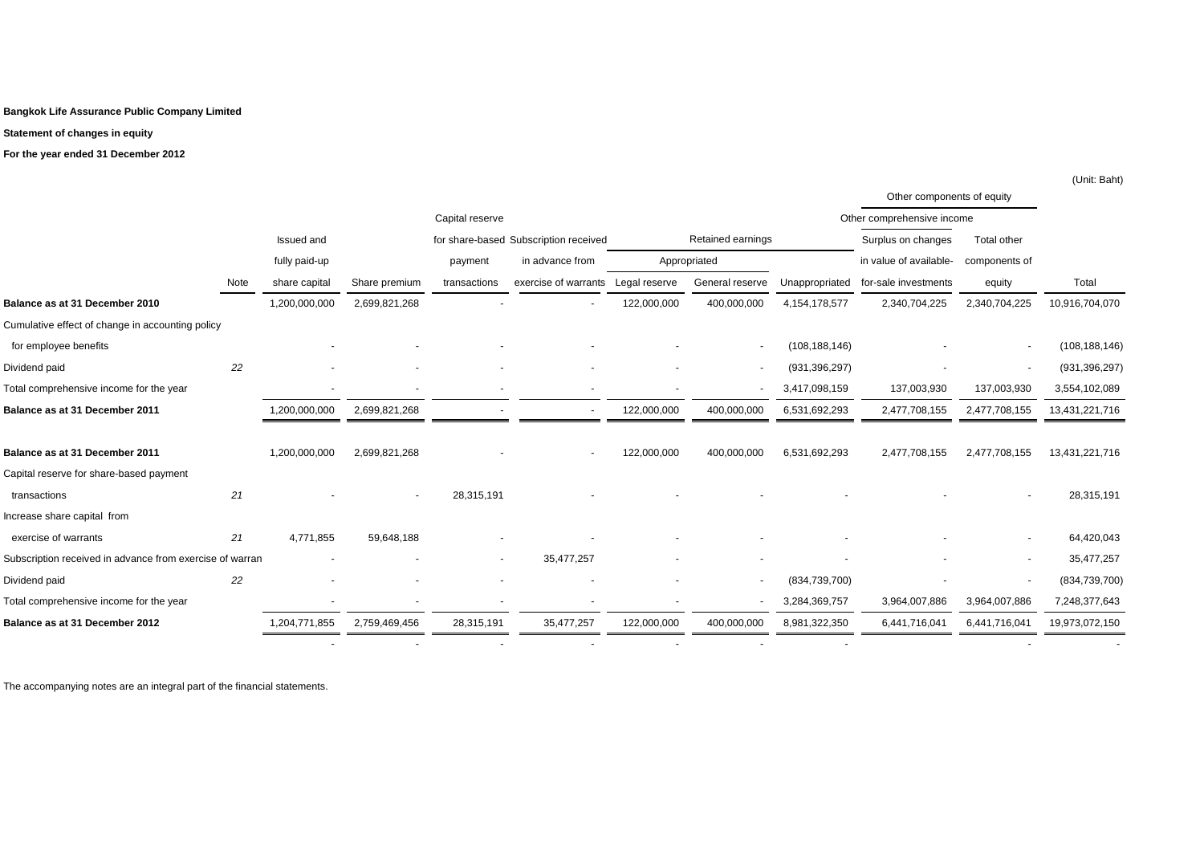**Bangkok Life Assurance Public Company Limited**

**Statement of changes in equity**

**For the year ended 31 December 2012**

(Unit: Baht)

| | Note | Issued and fully paid-up share capital | Share premium | Capital reserve for share-based payment transactions | Subscription received in advance from exercise of warrants | Retained earnings - Appropriated - Legal reserve | Retained earnings - Appropriated - General reserve | Retained earnings - Unappropriated | Other components of equity - Other comprehensive income - Surplus on changes in value of available-for-sale investments | Other components of equity - Total other components of equity | Total |
|---|---|---|---|---|---|---|---|---|---|---|---|
| **Balance as at 31 December 2010** | | 1,200,000,000 | 2,699,821,268 | - | - | 122,000,000 | 400,000,000 | 4,154,178,577 | 2,340,704,225 | 2,340,704,225 | 10,916,704,070 |
| Cumulative effect of change in accounting policy for employee benefits | | - | - | - | - | - | - | (108,188,146) | - | - | (108,188,146) |
| Dividend paid | 22 | - | - | - | - | - | - | (931,396,297) | - | - | (931,396,297) |
| Total comprehensive income for the year | | - | - | - | - | - | - | 3,417,098,159 | 137,003,930 | 137,003,930 | 3,554,102,089 |
| **Balance as at 31 December 2011** | | 1,200,000,000 | 2,699,821,268 | - | - | 122,000,000 | 400,000,000 | 6,531,692,293 | 2,477,708,155 | 2,477,708,155 | 13,431,221,716 |
| | | | | | | | | | | | |
| **Balance as at 31 December 2011** | | 1,200,000,000 | 2,699,821,268 | - | - | 122,000,000 | 400,000,000 | 6,531,692,293 | 2,477,708,155 | 2,477,708,155 | 13,431,221,716 |
| Capital reserve for share-based payment transactions | 21 | - | - | 28,315,191 | - | - | - | - | - | - | 28,315,191 |
| Increase share capital from exercise of warrants | 21 | 4,771,855 | 59,648,188 | - | - | - | - | - | - | - | 64,420,043 |
| Subscription received in advance from exercise of warran | | - | - | - | 35,477,257 | - | - | - | - | - | 35,477,257 |
| Dividend paid | 22 | - | - | - | - | - | - | (834,739,700) | - | - | (834,739,700) |
| Total comprehensive income for the year | | - | - | - | - | - | - | 3,284,369,757 | 3,964,007,886 | 3,964,007,886 | 7,248,377,643 |
| **Balance as at 31 December 2012** | | 1,204,771,855 | 2,759,469,456 | 28,315,191 | 35,477,257 | 122,000,000 | 400,000,000 | 8,981,322,350 | 6,441,716,041 | 6,441,716,041 | 19,973,072,150 |
| | | - | - | - | - | - | - | - | | - | - |

The accompanying notes are an integral part of the financial statements.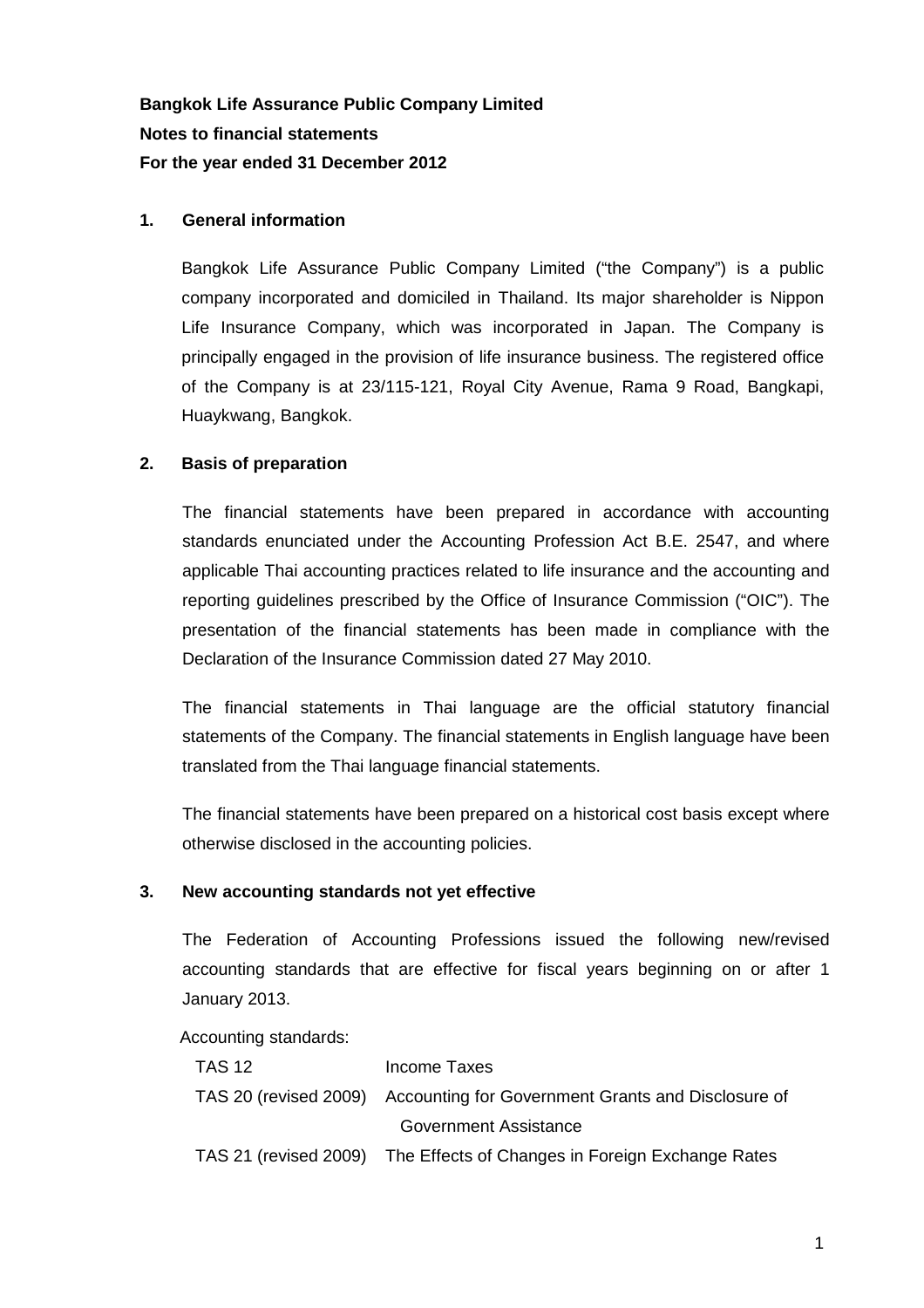**Bangkok Life Assurance Public Company Limited**

**Notes to financial statements**

**For the year ended 31 December 2012**

## 1. General information

Bangkok Life Assurance Public Company Limited ("the Company") is a public company incorporated and domiciled in Thailand. Its major shareholder is Nippon Life Insurance Company, which was incorporated in Japan. The Company is principally engaged in the provision of life insurance business. The registered office of the Company is at 23/115-121, Royal City Avenue, Rama 9 Road, Bangkapi, Huaykwang, Bangkok.

## 2. Basis of preparation

The financial statements have been prepared in accordance with accounting standards enunciated under the Accounting Profession Act B.E. 2547, and where applicable Thai accounting practices related to life insurance and the accounting and reporting guidelines prescribed by the Office of Insurance Commission ("OIC"). The presentation of the financial statements has been made in compliance with the Declaration of the Insurance Commission dated 27 May 2010.

The financial statements in Thai language are the official statutory financial statements of the Company. The financial statements in English language have been translated from the Thai language financial statements.

The financial statements have been prepared on a historical cost basis except where otherwise disclosed in the accounting policies.

## 3. New accounting standards not yet effective

The Federation of Accounting Professions issued the following new/revised accounting standards that are effective for fiscal years beginning on or after 1 January 2013.

Accounting standards:

| | |
|---|---|
| TAS 12 | Income Taxes |
| TAS 20 (revised 2009) | Accounting for Government Grants and Disclosure of Government Assistance |
| TAS 21 (revised 2009) | The Effects of Changes in Foreign Exchange Rates |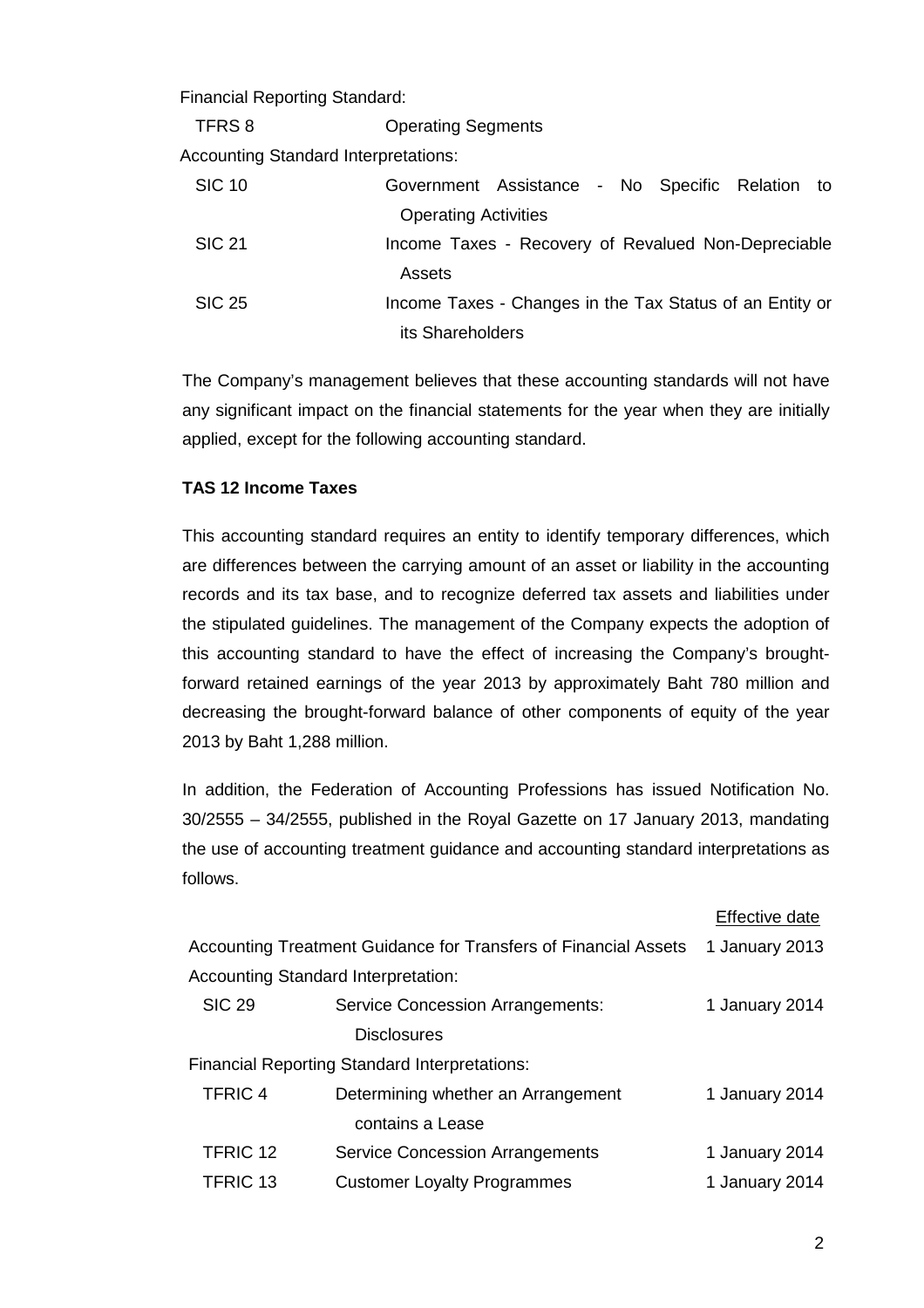Financial Reporting Standard:

| | |
|---|---|
| TFRS 8 | Operating Segments |

Accounting Standard Interpretations:

| | |
|---|---|
| SIC 10 | Government Assistance - No Specific Relation to Operating Activities |
| SIC 21 | Income Taxes - Recovery of Revalued Non-Depreciable Assets |
| SIC 25 | Income Taxes - Changes in the Tax Status of an Entity or its Shareholders |

The Company's management believes that these accounting standards will not have any significant impact on the financial statements for the year when they are initially applied, except for the following accounting standard.

**TAS 12 Income Taxes**

This accounting standard requires an entity to identify temporary differences, which are differences between the carrying amount of an asset or liability in the accounting records and its tax base, and to recognize deferred tax assets and liabilities under the stipulated guidelines. The management of the Company expects the adoption of this accounting standard to have the effect of increasing the Company's brought-forward retained earnings of the year 2013 by approximately Baht 780 million and decreasing the brought-forward balance of other components of equity of the year 2013 by Baht 1,288 million.

In addition, the Federation of Accounting Professions has issued Notification No. 30/2555 – 34/2555, published in the Royal Gazette on 17 January 2013, mandating the use of accounting treatment guidance and accounting standard interpretations as follows.

| | | Effective date |
|---|---|---|
| Accounting Treatment Guidance for Transfers of Financial Assets | | 1 January 2013 |
| Accounting Standard Interpretation: | | |
| SIC 29 | Service Concession Arrangements: Disclosures | 1 January 2014 |
| Financial Reporting Standard Interpretations: | | |
| TFRIC 4 | Determining whether an Arrangement contains a Lease | 1 January 2014 |
| TFRIC 12 | Service Concession Arrangements | 1 January 2014 |
| TFRIC 13 | Customer Loyalty Programmes | 1 January 2014 |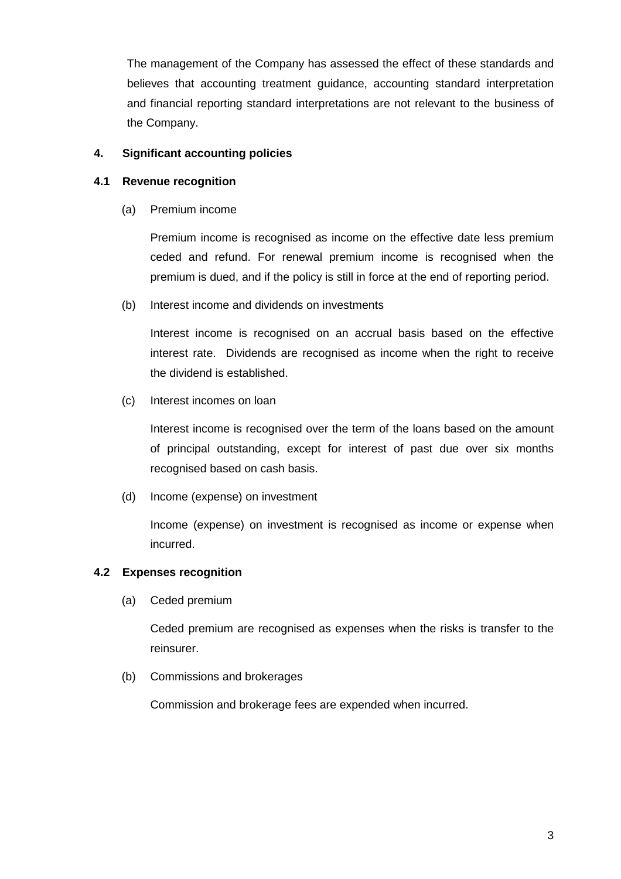The management of the Company has assessed the effect of these standards and believes that accounting treatment guidance, accounting standard interpretation and financial reporting standard interpretations are not relevant to the business of the Company.

## 4. Significant accounting policies

### 4.1 Revenue recognition

(a) Premium income

Premium income is recognised as income on the effective date less premium ceded and refund. For renewal premium income is recognised when the premium is dued, and if the policy is still in force at the end of reporting period.

(b) Interest income and dividends on investments

Interest income is recognised on an accrual basis based on the effective interest rate. Dividends are recognised as income when the right to receive the dividend is established.

(c) Interest incomes on loan

Interest income is recognised over the term of the loans based on the amount of principal outstanding, except for interest of past due over six months recognised based on cash basis.

(d) Income (expense) on investment

Income (expense) on investment is recognised as income or expense when incurred.

### 4.2 Expenses recognition

(a) Ceded premium

Ceded premium are recognised as expenses when the risks is transfer to the reinsurer.

(b) Commissions and brokerages

Commission and brokerage fees are expended when incurred.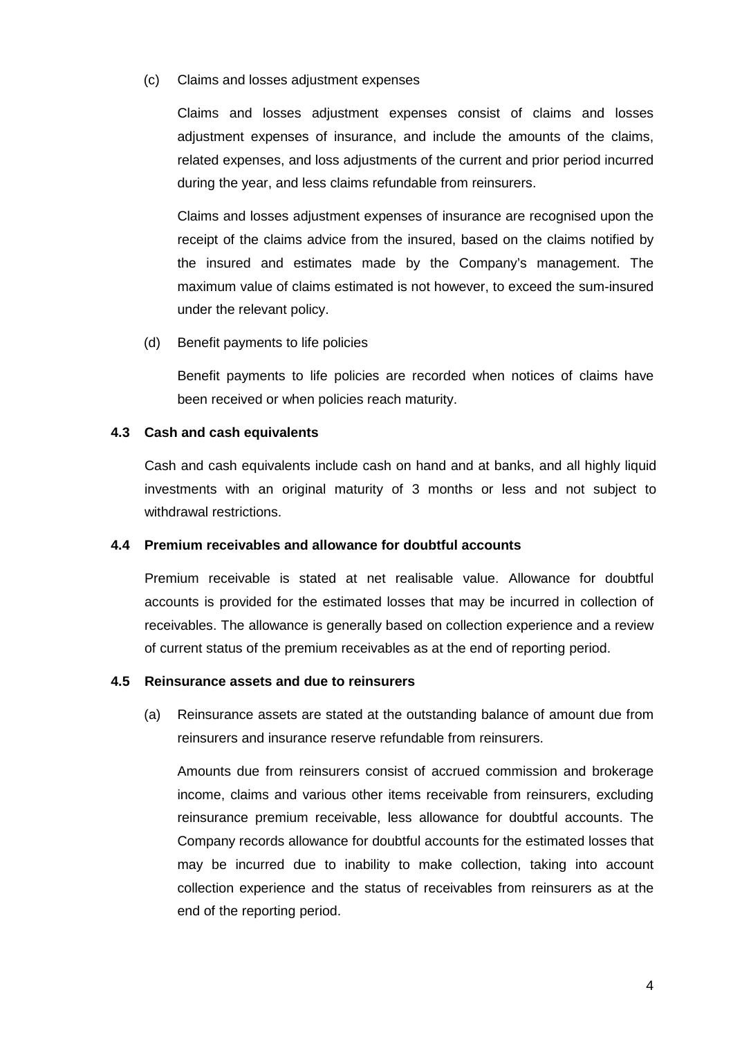(c) Claims and losses adjustment expenses

Claims and losses adjustment expenses consist of claims and losses adjustment expenses of insurance, and include the amounts of the claims, related expenses, and loss adjustments of the current and prior period incurred during the year, and less claims refundable from reinsurers.

Claims and losses adjustment expenses of insurance are recognised upon the receipt of the claims advice from the insured, based on the claims notified by the insured and estimates made by the Company's management. The maximum value of claims estimated is not however, to exceed the sum-insured under the relevant policy.

(d) Benefit payments to life policies

Benefit payments to life policies are recorded when notices of claims have been received or when policies reach maturity.

### 4.3 Cash and cash equivalents

Cash and cash equivalents include cash on hand and at banks, and all highly liquid investments with an original maturity of 3 months or less and not subject to withdrawal restrictions.

### 4.4 Premium receivables and allowance for doubtful accounts

Premium receivable is stated at net realisable value. Allowance for doubtful accounts is provided for the estimated losses that may be incurred in collection of receivables. The allowance is generally based on collection experience and a review of current status of the premium receivables as at the end of reporting period.

### 4.5 Reinsurance assets and due to reinsurers

(a) Reinsurance assets are stated at the outstanding balance of amount due from reinsurers and insurance reserve refundable from reinsurers.

Amounts due from reinsurers consist of accrued commission and brokerage income, claims and various other items receivable from reinsurers, excluding reinsurance premium receivable, less allowance for doubtful accounts. The Company records allowance for doubtful accounts for the estimated losses that may be incurred due to inability to make collection, taking into account collection experience and the status of receivables from reinsurers as at the end of the reporting period.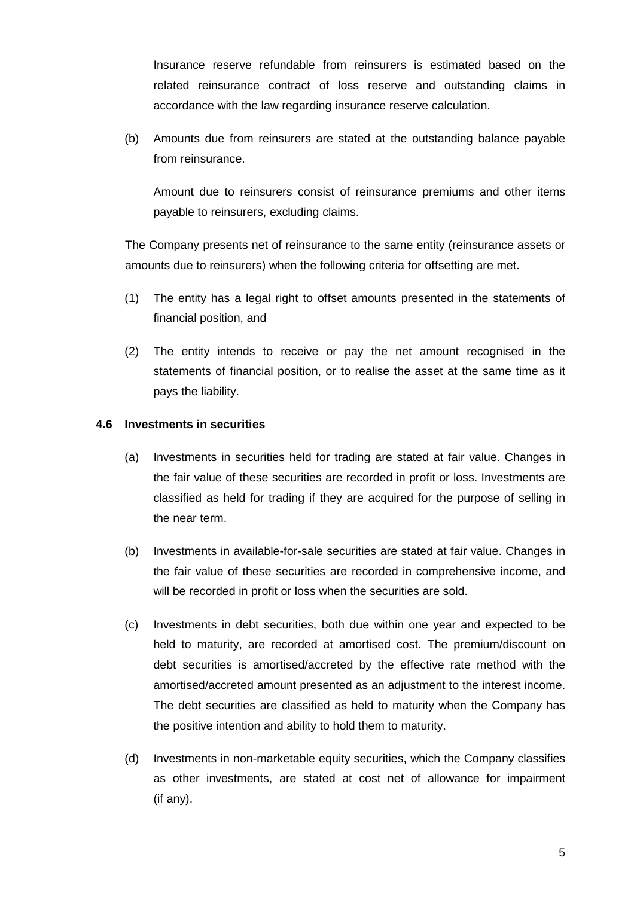Insurance reserve refundable from reinsurers is estimated based on the related reinsurance contract of loss reserve and outstanding claims in accordance with the law regarding insurance reserve calculation.

(b) Amounts due from reinsurers are stated at the outstanding balance payable from reinsurance.

Amount due to reinsurers consist of reinsurance premiums and other items payable to reinsurers, excluding claims.

The Company presents net of reinsurance to the same entity (reinsurance assets or amounts due to reinsurers) when the following criteria for offsetting are met.

(1) The entity has a legal right to offset amounts presented in the statements of financial position, and

(2) The entity intends to receive or pay the net amount recognised in the statements of financial position, or to realise the asset at the same time as it pays the liability.

**4.6 Investments in securities**

(a) Investments in securities held for trading are stated at fair value. Changes in the fair value of these securities are recorded in profit or loss. Investments are classified as held for trading if they are acquired for the purpose of selling in the near term.

(b) Investments in available-for-sale securities are stated at fair value. Changes in the fair value of these securities are recorded in comprehensive income, and will be recorded in profit or loss when the securities are sold.

(c) Investments in debt securities, both due within one year and expected to be held to maturity, are recorded at amortised cost. The premium/discount on debt securities is amortised/accreted by the effective rate method with the amortised/accreted amount presented as an adjustment to the interest income. The debt securities are classified as held to maturity when the Company has the positive intention and ability to hold them to maturity.

(d) Investments in non-marketable equity securities, which the Company classifies as other investments, are stated at cost net of allowance for impairment (if any).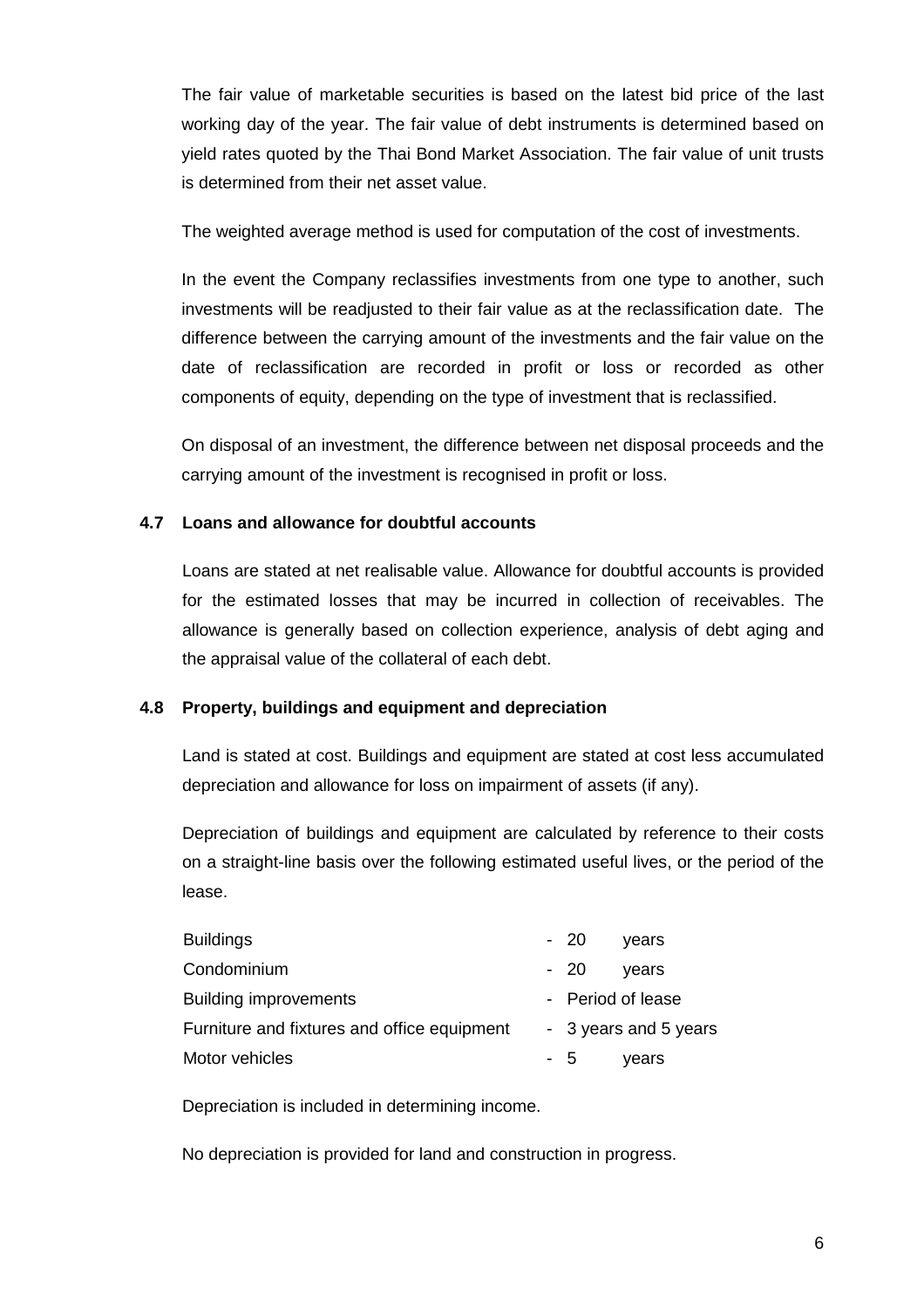The fair value of marketable securities is based on the latest bid price of the last working day of the year. The fair value of debt instruments is determined based on yield rates quoted by the Thai Bond Market Association. The fair value of unit trusts is determined from their net asset value.

The weighted average method is used for computation of the cost of investments.

In the event the Company reclassifies investments from one type to another, such investments will be readjusted to their fair value as at the reclassification date. The difference between the carrying amount of the investments and the fair value on the date of reclassification are recorded in profit or loss or recorded as other components of equity, depending on the type of investment that is reclassified.

On disposal of an investment, the difference between net disposal proceeds and the carrying amount of the investment is recognised in profit or loss.

### 4.7 Loans and allowance for doubtful accounts

Loans are stated at net realisable value. Allowance for doubtful accounts is provided for the estimated losses that may be incurred in collection of receivables. The allowance is generally based on collection experience, analysis of debt aging and the appraisal value of the collateral of each debt.

### 4.8 Property, buildings and equipment and depreciation

Land is stated at cost. Buildings and equipment are stated at cost less accumulated depreciation and allowance for loss on impairment of assets (if any).

Depreciation of buildings and equipment are calculated by reference to their costs on a straight-line basis over the following estimated useful lives, or the period of the lease.

| | |
|---|---|
| Buildings | - 20 years |
| Condominium | - 20 years |
| Building improvements | - Period of lease |
| Furniture and fixtures and office equipment | - 3 years and 5 years |
| Motor vehicles | - 5 years |

Depreciation is included in determining income.

No depreciation is provided for land and construction in progress.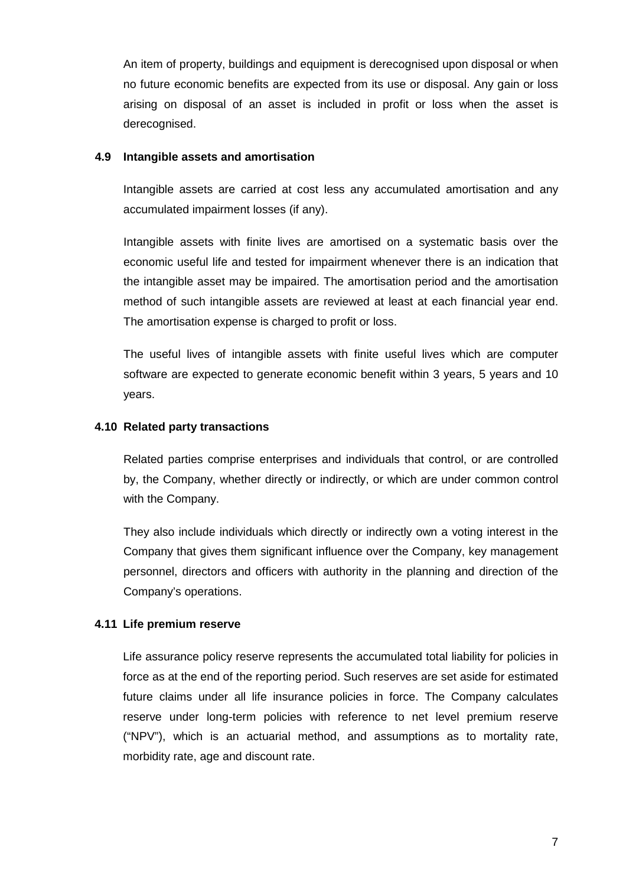An item of property, buildings and equipment is derecognised upon disposal or when no future economic benefits are expected from its use or disposal. Any gain or loss arising on disposal of an asset is included in profit or loss when the asset is derecognised.

### 4.9 Intangible assets and amortisation

Intangible assets are carried at cost less any accumulated amortisation and any accumulated impairment losses (if any).

Intangible assets with finite lives are amortised on a systematic basis over the economic useful life and tested for impairment whenever there is an indication that the intangible asset may be impaired. The amortisation period and the amortisation method of such intangible assets are reviewed at least at each financial year end. The amortisation expense is charged to profit or loss.

The useful lives of intangible assets with finite useful lives which are computer software are expected to generate economic benefit within 3 years, 5 years and 10 years.

### 4.10 Related party transactions

Related parties comprise enterprises and individuals that control, or are controlled by, the Company, whether directly or indirectly, or which are under common control with the Company.

They also include individuals which directly or indirectly own a voting interest in the Company that gives them significant influence over the Company, key management personnel, directors and officers with authority in the planning and direction of the Company's operations.

### 4.11 Life premium reserve

Life assurance policy reserve represents the accumulated total liability for policies in force as at the end of the reporting period. Such reserves are set aside for estimated future claims under all life insurance policies in force. The Company calculates reserve under long-term policies with reference to net level premium reserve ("NPV"), which is an actuarial method, and assumptions as to mortality rate, morbidity rate, age and discount rate.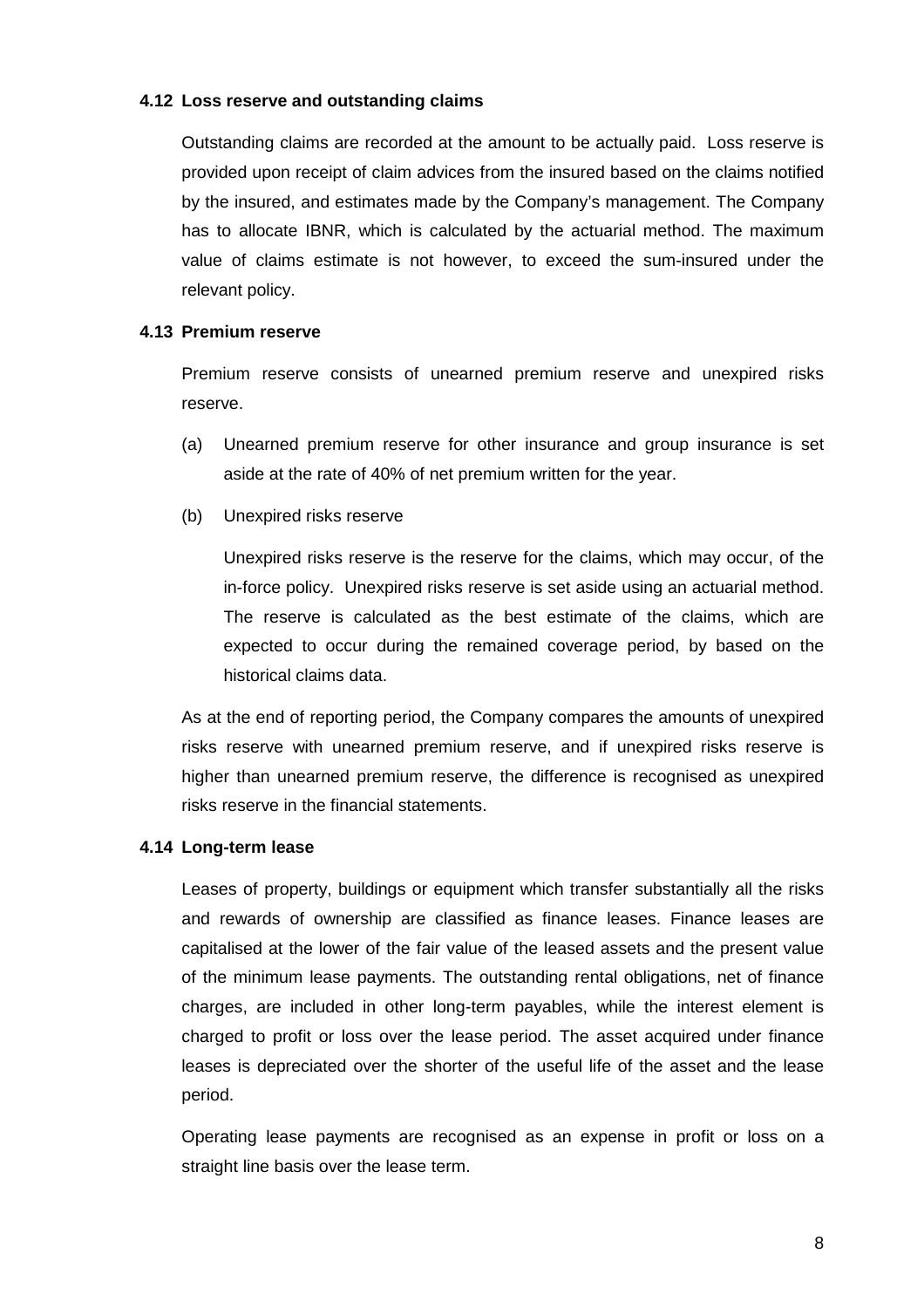### 4.12 Loss reserve and outstanding claims

Outstanding claims are recorded at the amount to be actually paid. Loss reserve is provided upon receipt of claim advices from the insured based on the claims notified by the insured, and estimates made by the Company's management. The Company has to allocate IBNR, which is calculated by the actuarial method. The maximum value of claims estimate is not however, to exceed the sum-insured under the relevant policy.

### 4.13 Premium reserve

Premium reserve consists of unearned premium reserve and unexpired risks reserve.

(a) Unearned premium reserve for other insurance and group insurance is set aside at the rate of 40% of net premium written for the year.

(b) Unexpired risks reserve

Unexpired risks reserve is the reserve for the claims, which may occur, of the in-force policy. Unexpired risks reserve is set aside using an actuarial method. The reserve is calculated as the best estimate of the claims, which are expected to occur during the remained coverage period, by based on the historical claims data.

As at the end of reporting period, the Company compares the amounts of unexpired risks reserve with unearned premium reserve, and if unexpired risks reserve is higher than unearned premium reserve, the difference is recognised as unexpired risks reserve in the financial statements.

### 4.14 Long-term lease

Leases of property, buildings or equipment which transfer substantially all the risks and rewards of ownership are classified as finance leases. Finance leases are capitalised at the lower of the fair value of the leased assets and the present value of the minimum lease payments. The outstanding rental obligations, net of finance charges, are included in other long-term payables, while the interest element is charged to profit or loss over the lease period. The asset acquired under finance leases is depreciated over the shorter of the useful life of the asset and the lease period.

Operating lease payments are recognised as an expense in profit or loss on a straight line basis over the lease term.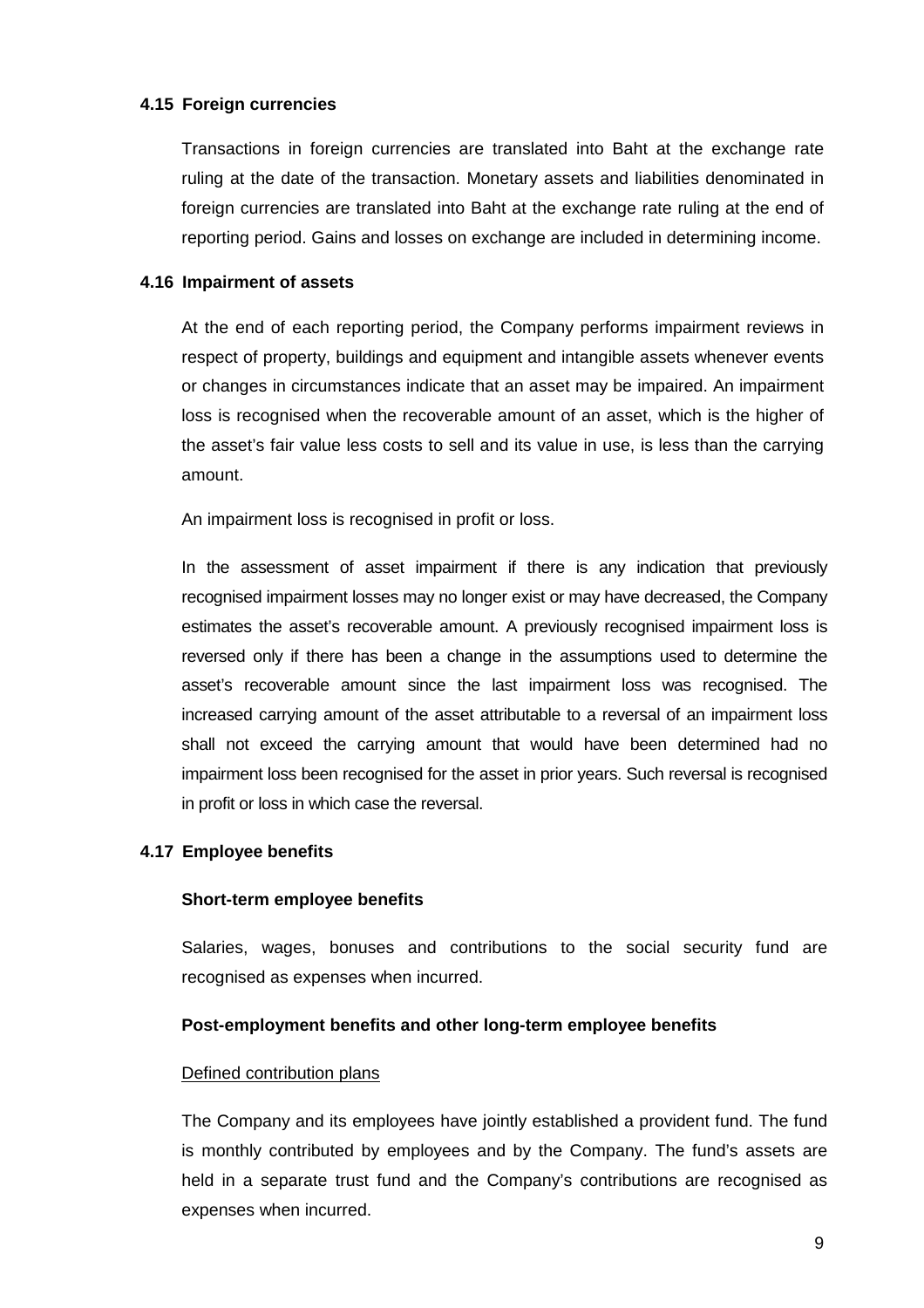### 4.15 Foreign currencies

Transactions in foreign currencies are translated into Baht at the exchange rate ruling at the date of the transaction. Monetary assets and liabilities denominated in foreign currencies are translated into Baht at the exchange rate ruling at the end of reporting period. Gains and losses on exchange are included in determining income.

### 4.16 Impairment of assets

At the end of each reporting period, the Company performs impairment reviews in respect of property, buildings and equipment and intangible assets whenever events or changes in circumstances indicate that an asset may be impaired. An impairment loss is recognised when the recoverable amount of an asset, which is the higher of the asset's fair value less costs to sell and its value in use, is less than the carrying amount.

An impairment loss is recognised in profit or loss.

In the assessment of asset impairment if there is any indication that previously recognised impairment losses may no longer exist or may have decreased, the Company estimates the asset's recoverable amount. A previously recognised impairment loss is reversed only if there has been a change in the assumptions used to determine the asset's recoverable amount since the last impairment loss was recognised. The increased carrying amount of the asset attributable to a reversal of an impairment loss shall not exceed the carrying amount that would have been determined had no impairment loss been recognised for the asset in prior years. Such reversal is recognised in profit or loss in which case the reversal.

### 4.17 Employee benefits

**Short-term employee benefits**

Salaries, wages, bonuses and contributions to the social security fund are recognised as expenses when incurred.

**Post-employment benefits and other long-term employee benefits**

Defined contribution plans

The Company and its employees have jointly established a provident fund. The fund is monthly contributed by employees and by the Company. The fund's assets are held in a separate trust fund and the Company's contributions are recognised as expenses when incurred.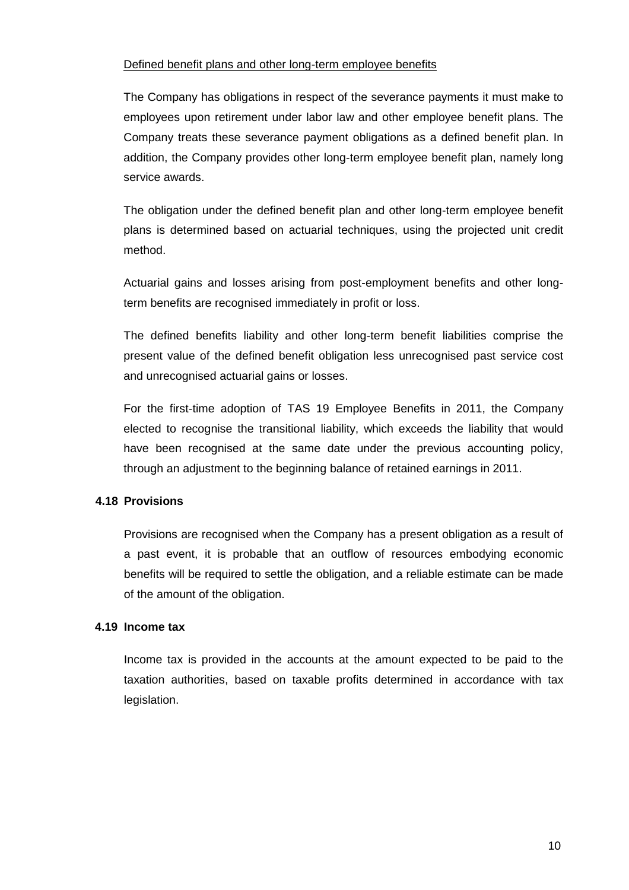Defined benefit plans and other long-term employee benefits

The Company has obligations in respect of the severance payments it must make to employees upon retirement under labor law and other employee benefit plans. The Company treats these severance payment obligations as a defined benefit plan. In addition, the Company provides other long-term employee benefit plan, namely long service awards.

The obligation under the defined benefit plan and other long-term employee benefit plans is determined based on actuarial techniques, using the projected unit credit method.

Actuarial gains and losses arising from post-employment benefits and other long-term benefits are recognised immediately in profit or loss.

The defined benefits liability and other long-term benefit liabilities comprise the present value of the defined benefit obligation less unrecognised past service cost and unrecognised actuarial gains or losses.

For the first-time adoption of TAS 19 Employee Benefits in 2011, the Company elected to recognise the transitional liability, which exceeds the liability that would have been recognised at the same date under the previous accounting policy, through an adjustment to the beginning balance of retained earnings in 2011.

### 4.18 Provisions

Provisions are recognised when the Company has a present obligation as a result of a past event, it is probable that an outflow of resources embodying economic benefits will be required to settle the obligation, and a reliable estimate can be made of the amount of the obligation.

### 4.19 Income tax

Income tax is provided in the accounts at the amount expected to be paid to the taxation authorities, based on taxable profits determined in accordance with tax legislation.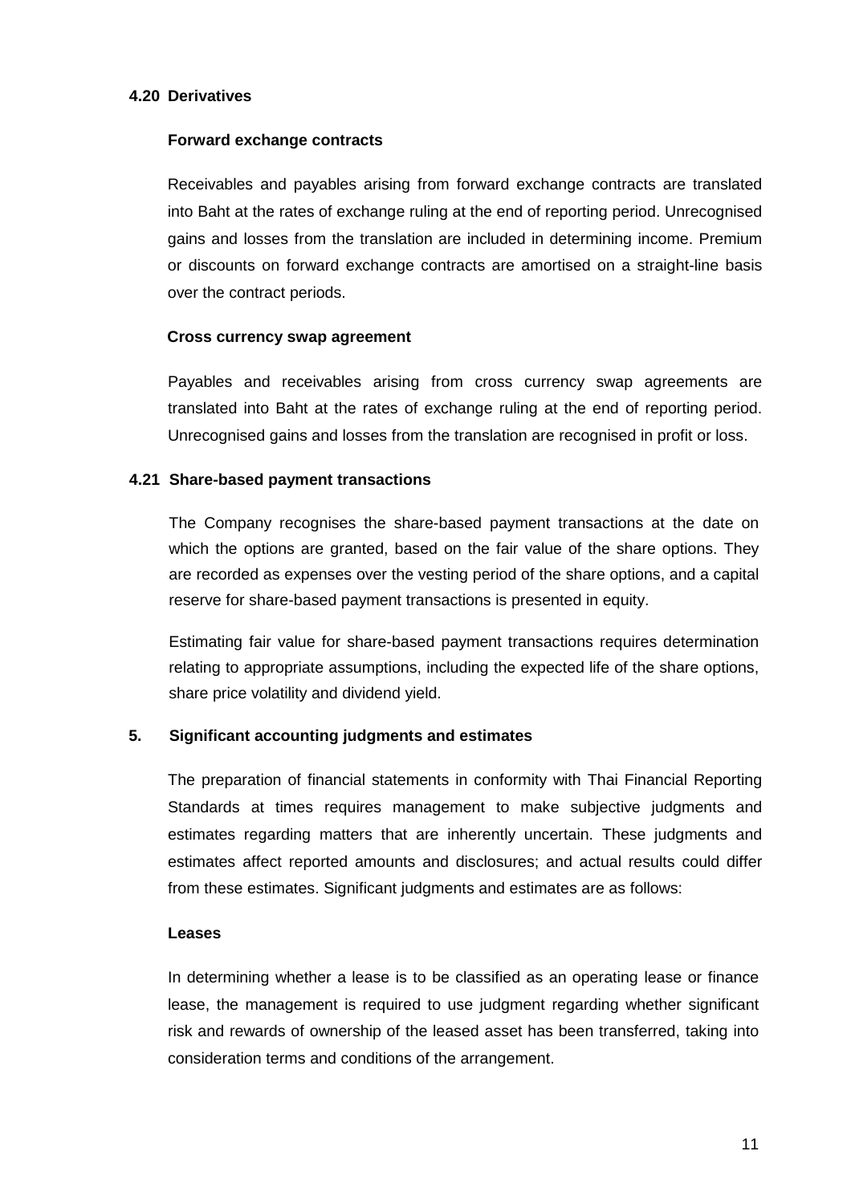### 4.20 Derivatives

**Forward exchange contracts**

Receivables and payables arising from forward exchange contracts are translated into Baht at the rates of exchange ruling at the end of reporting period. Unrecognised gains and losses from the translation are included in determining income. Premium or discounts on forward exchange contracts are amortised on a straight-line basis over the contract periods.

**Cross currency swap agreement**

Payables and receivables arising from cross currency swap agreements are translated into Baht at the rates of exchange ruling at the end of reporting period. Unrecognised gains and losses from the translation are recognised in profit or loss.

### 4.21 Share-based payment transactions

The Company recognises the share-based payment transactions at the date on which the options are granted, based on the fair value of the share options. They are recorded as expenses over the vesting period of the share options, and a capital reserve for share-based payment transactions is presented in equity.

Estimating fair value for share-based payment transactions requires determination relating to appropriate assumptions, including the expected life of the share options, share price volatility and dividend yield.

## 5. Significant accounting judgments and estimates

The preparation of financial statements in conformity with Thai Financial Reporting Standards at times requires management to make subjective judgments and estimates regarding matters that are inherently uncertain. These judgments and estimates affect reported amounts and disclosures; and actual results could differ from these estimates. Significant judgments and estimates are as follows:

**Leases**

In determining whether a lease is to be classified as an operating lease or finance lease, the management is required to use judgment regarding whether significant risk and rewards of ownership of the leased asset has been transferred, taking into consideration terms and conditions of the arrangement.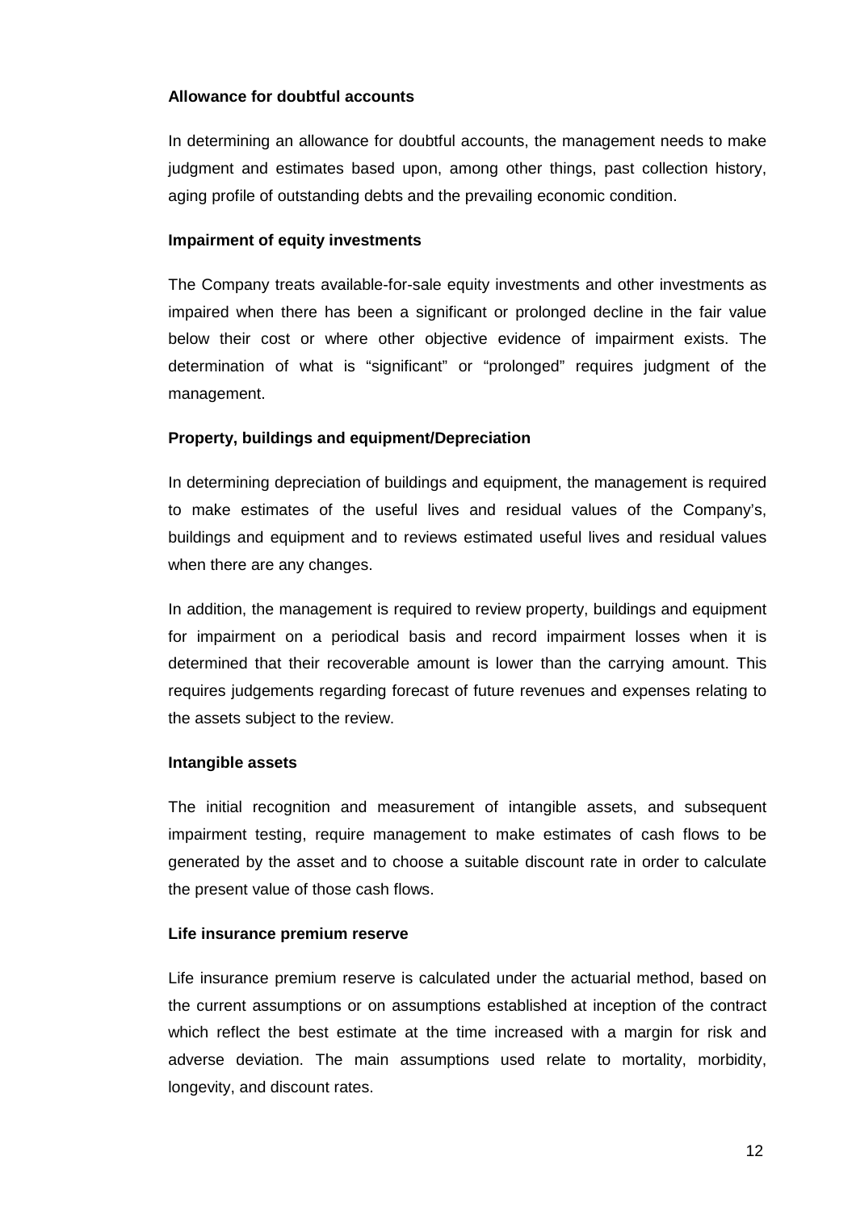**Allowance for doubtful accounts**

In determining an allowance for doubtful accounts, the management needs to make judgment and estimates based upon, among other things, past collection history, aging profile of outstanding debts and the prevailing economic condition.

**Impairment of equity investments**

The Company treats available-for-sale equity investments and other investments as impaired when there has been a significant or prolonged decline in the fair value below their cost or where other objective evidence of impairment exists. The determination of what is "significant" or "prolonged" requires judgment of the management.

**Property, buildings and equipment/Depreciation**

In determining depreciation of buildings and equipment, the management is required to make estimates of the useful lives and residual values of the Company's, buildings and equipment and to reviews estimated useful lives and residual values when there are any changes.

In addition, the management is required to review property, buildings and equipment for impairment on a periodical basis and record impairment losses when it is determined that their recoverable amount is lower than the carrying amount. This requires judgements regarding forecast of future revenues and expenses relating to the assets subject to the review.

**Intangible assets**

The initial recognition and measurement of intangible assets, and subsequent impairment testing, require management to make estimates of cash flows to be generated by the asset and to choose a suitable discount rate in order to calculate the present value of those cash flows.

**Life insurance premium reserve**

Life insurance premium reserve is calculated under the actuarial method, based on the current assumptions or on assumptions established at inception of the contract which reflect the best estimate at the time increased with a margin for risk and adverse deviation. The main assumptions used relate to mortality, morbidity, longevity, and discount rates.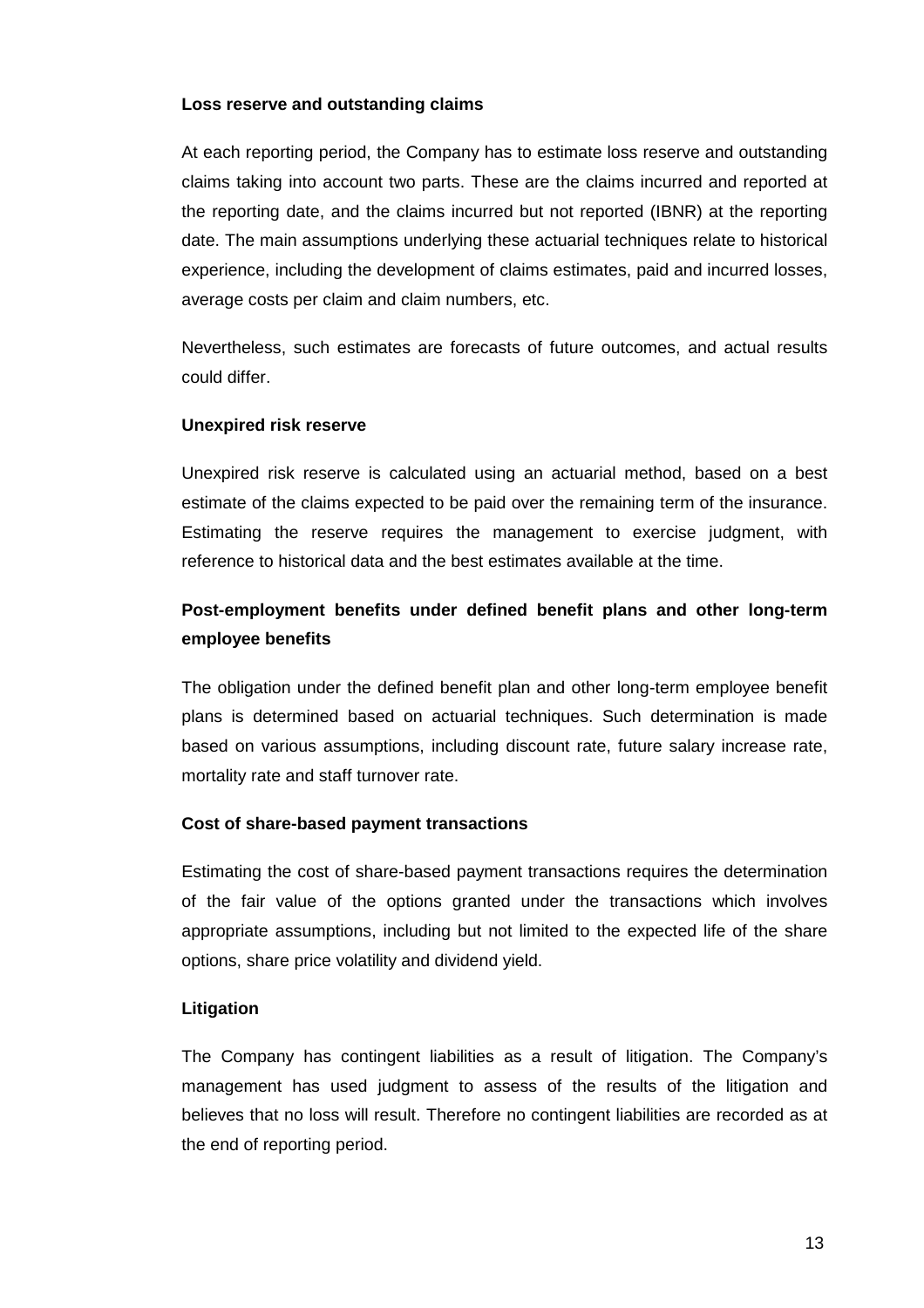**Loss reserve and outstanding claims**

At each reporting period, the Company has to estimate loss reserve and outstanding claims taking into account two parts. These are the claims incurred and reported at the reporting date, and the claims incurred but not reported (IBNR) at the reporting date. The main assumptions underlying these actuarial techniques relate to historical experience, including the development of claims estimates, paid and incurred losses, average costs per claim and claim numbers, etc.

Nevertheless, such estimates are forecasts of future outcomes, and actual results could differ.

**Unexpired risk reserve**

Unexpired risk reserve is calculated using an actuarial method, based on a best estimate of the claims expected to be paid over the remaining term of the insurance. Estimating the reserve requires the management to exercise judgment, with reference to historical data and the best estimates available at the time.

**Post-employment benefits under defined benefit plans and other long-term employee benefits**

The obligation under the defined benefit plan and other long-term employee benefit plans is determined based on actuarial techniques. Such determination is made based on various assumptions, including discount rate, future salary increase rate, mortality rate and staff turnover rate.

**Cost of share-based payment transactions**

Estimating the cost of share-based payment transactions requires the determination of the fair value of the options granted under the transactions which involves appropriate assumptions, including but not limited to the expected life of the share options, share price volatility and dividend yield.

**Litigation**

The Company has contingent liabilities as a result of litigation. The Company's management has used judgment to assess of the results of the litigation and believes that no loss will result. Therefore no contingent liabilities are recorded as at the end of reporting period.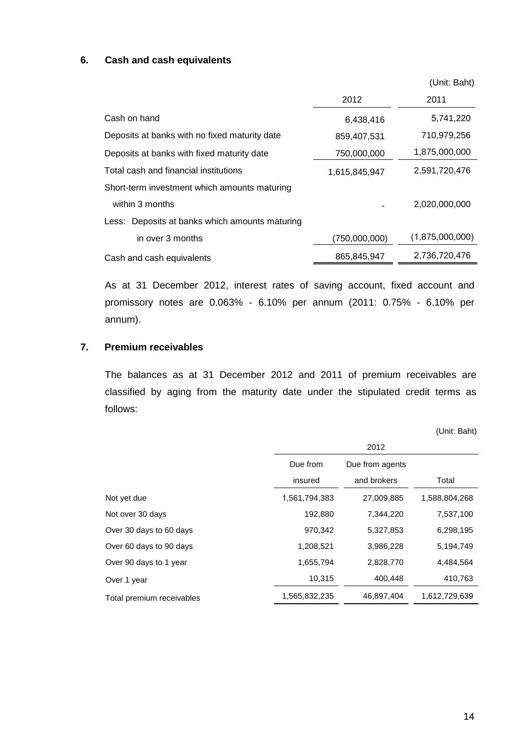## 6. Cash and cash equivalents

(Unit: Baht)

| | 2012 | 2011 |
|---|---|---|
| Cash on hand | 6,438,416 | 5,741,220 |
| Deposits at banks with no fixed maturity date | 859,407,531 | 710,979,256 |
| Deposits at banks with fixed maturity date | 750,000,000 | 1,875,000,000 |
| Total cash and financial institutions | 1,615,845,947 | 2,591,720,476 |
| Short-term investment which amounts maturing within 3 months | - | 2,020,000,000 |
| Less: Deposits at banks which amounts maturing in over 3 months | (750,000,000) | (1,875,000,000) |
| Cash and cash equivalents | 865,845,947 | 2,736,720,476 |

As at 31 December 2012, interest rates of saving account, fixed account and promissory notes are 0.063% - 6.10% per annum (2011: 0.75% - 6.10% per annum).

## 7. Premium receivables

The balances as at 31 December 2012 and 2011 of premium receivables are classified by aging from the maturity date under the stipulated credit terms as follows:

(Unit: Baht)

| | 2012 | | |
|---|---|---|---|
| | Due from insured | Due from agents and brokers | Total |
| Not yet due | 1,561,794,383 | 27,009,885 | 1,588,804,268 |
| Not over 30 days | 192,880 | 7,344,220 | 7,537,100 |
| Over 30 days to 60 days | 970,342 | 5,327,853 | 6,298,195 |
| Over 60 days to 90 days | 1,208,521 | 3,986,228 | 5,194,749 |
| Over 90 days to 1 year | 1,655,794 | 2,828,770 | 4,484,564 |
| Over 1 year | 10,315 | 400,448 | 410,763 |
| Total premium receivables | 1,565,832,235 | 46,897,404 | 1,612,729,639 |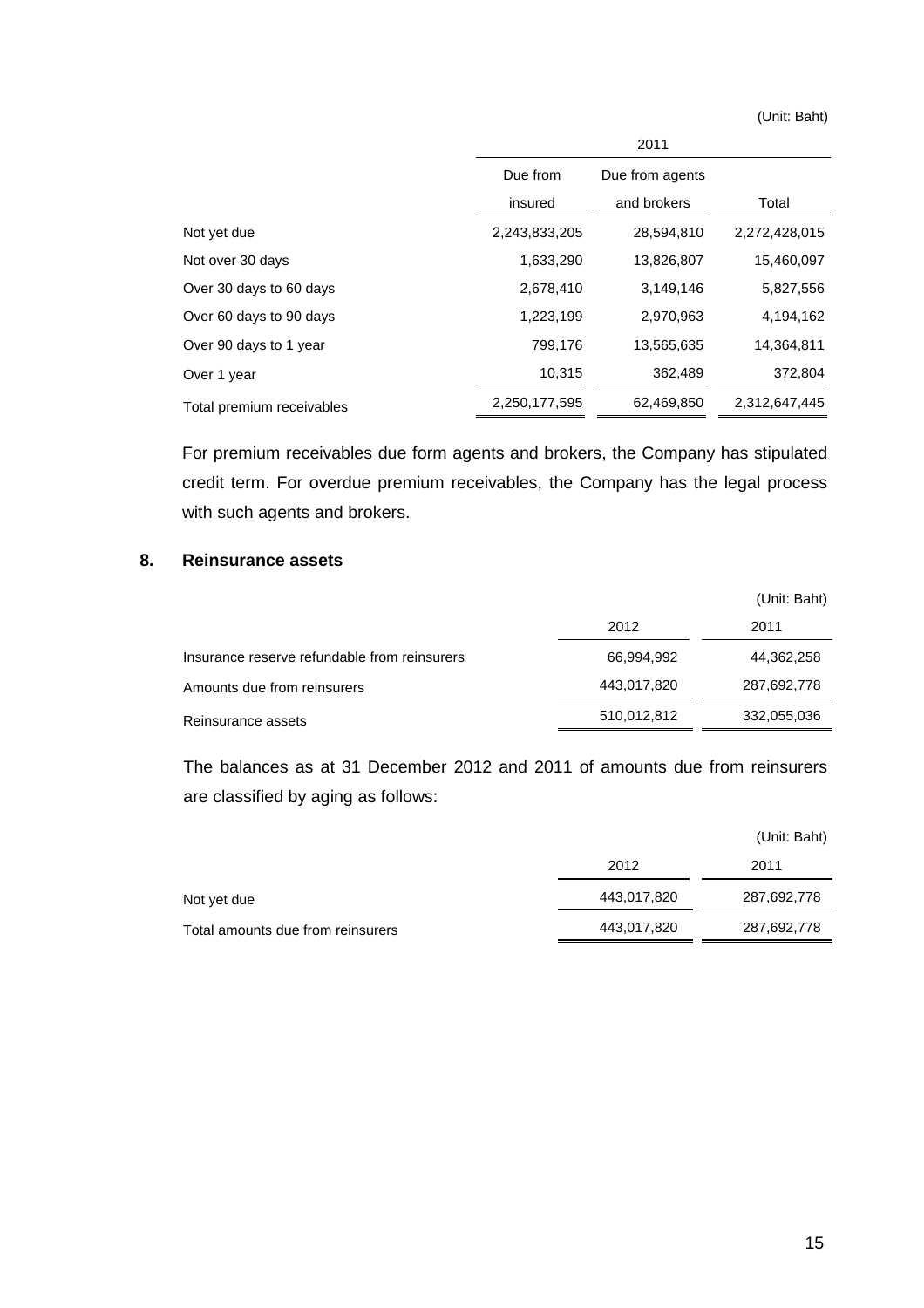(Unit: Baht)

| | 2011 | | |
|---|---|---|---|
| | Due from insured | Due from agents and brokers | Total |
| Not yet due | 2,243,833,205 | 28,594,810 | 2,272,428,015 |
| Not over 30 days | 1,633,290 | 13,826,807 | 15,460,097 |
| Over 30 days to 60 days | 2,678,410 | 3,149,146 | 5,827,556 |
| Over 60 days to 90 days | 1,223,199 | 2,970,963 | 4,194,162 |
| Over 90 days to 1 year | 799,176 | 13,565,635 | 14,364,811 |
| Over 1 year | 10,315 | 362,489 | 372,804 |
| Total premium receivables | 2,250,177,595 | 62,469,850 | 2,312,647,445 |

For premium receivables due form agents and brokers, the Company has stipulated credit term. For overdue premium receivables, the Company has the legal process with such agents and brokers.

## 8. Reinsurance assets

(Unit: Baht)

| | 2012 | 2011 |
|---|---|---|
| Insurance reserve refundable from reinsurers | 66,994,992 | 44,362,258 |
| Amounts due from reinsurers | 443,017,820 | 287,692,778 |
| Reinsurance assets | 510,012,812 | 332,055,036 |

The balances as at 31 December 2012 and 2011 of amounts due from reinsurers are classified by aging as follows:

(Unit: Baht)

| | 2012 | 2011 |
|---|---|---|
| Not yet due | 443,017,820 | 287,692,778 |
| Total amounts due from reinsurers | 443,017,820 | 287,692,778 |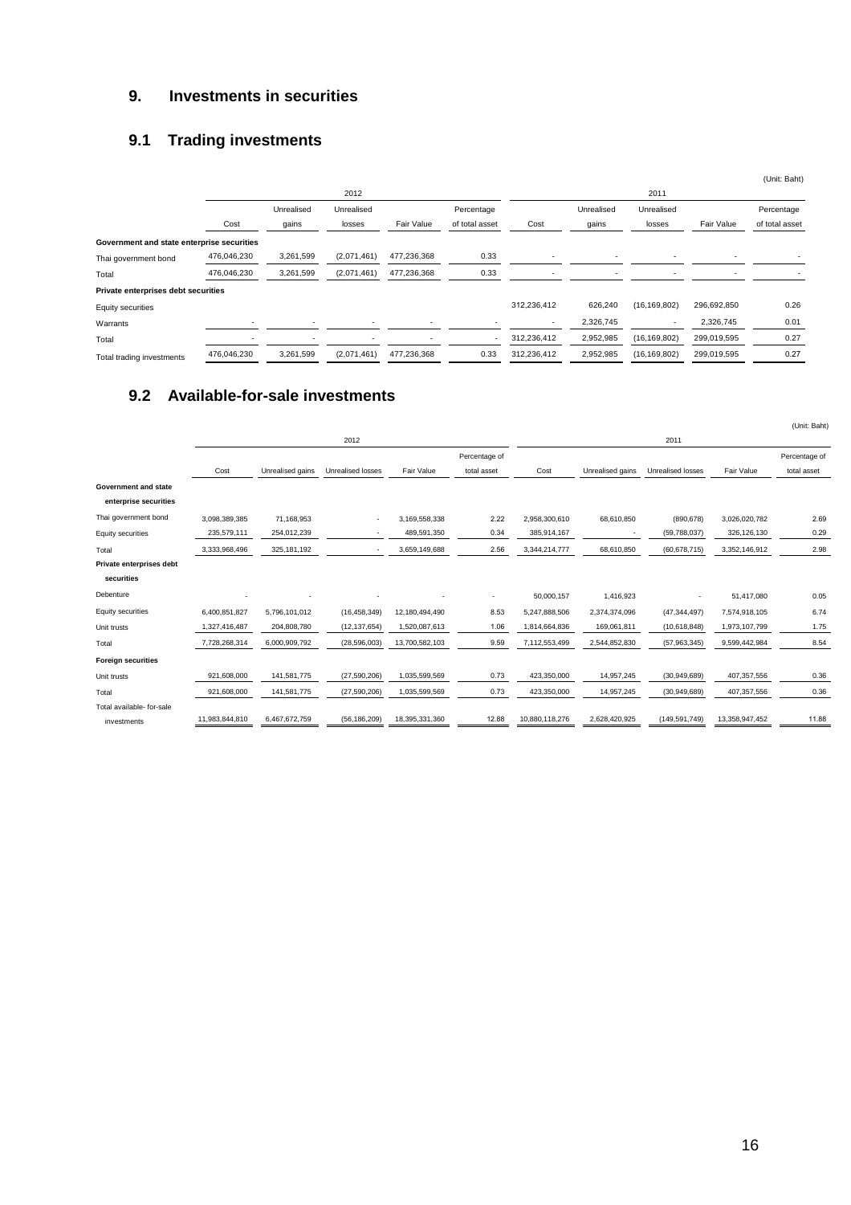## 9. Investments in securities

### 9.1 Trading investments

(Unit: Baht)

| | 2012 | | | | | 2011 | | | | |
|---|---|---|---|---|---|---|---|---|---|---|
| | Cost | Unrealised gains | Unrealised losses | Fair Value | Percentage of total asset | Cost | Unrealised gains | Unrealised losses | Fair Value | Percentage of total asset |
| **Government and state enterprise securities** | | | | | | | | | | |
| Thai government bond | 476,046,230 | 3,261,599 | (2,071,461) | 477,236,368 | 0.33 | - | - | - | - | - |
| Total | 476,046,230 | 3,261,599 | (2,071,461) | 477,236,368 | 0.33 | - | - | - | - | - |
| **Private enterprises debt securities** | | | | | | | | | | |
| Equity securities | | | | | | 312,236,412 | 626,240 | (16,169,802) | 296,692,850 | 0.26 |
| Warrants | - | - | - | - | - | - | 2,326,745 | - | 2,326,745 | 0.01 |
| Total | - | - | - | - | - | 312,236,412 | 2,952,985 | (16,169,802) | 299,019,595 | 0.27 |
| Total trading investments | 476,046,230 | 3,261,599 | (2,071,461) | 477,236,368 | 0.33 | 312,236,412 | 2,952,985 | (16,169,802) | 299,019,595 | 0.27 |

### 9.2 Available-for-sale investments

(Unit: Baht)

| | 2012 | | | | | 2011 | | | | |
|---|---|---|---|---|---|---|---|---|---|---|
| | Cost | Unrealised gains | Unrealised losses | Fair Value | Percentage of total asset | Cost | Unrealised gains | Unrealised losses | Fair Value | Percentage of total asset |
| **Government and state enterprise securities** | | | | | | | | | | |
| Thai government bond | 3,098,389,385 | 71,168,953 | - | 3,169,558,338 | 2.22 | 2,958,300,610 | 68,610,850 | (890,678) | 3,026,020,782 | 2.69 |
| Equity securities | 235,579,111 | 254,012,239 | - | 489,591,350 | 0.34 | 385,914,167 | - | (59,788,037) | 326,126,130 | 0.29 |
| Total | 3,333,968,496 | 325,181,192 | - | 3,659,149,688 | 2.56 | 3,344,214,777 | 68,610,850 | (60,678,715) | 3,352,146,912 | 2.98 |
| **Private enterprises debt securities** | | | | | | | | | | |
| Debenture | - | - | - | - | - | 50,000,157 | 1,416,923 | - | 51,417,080 | 0.05 |
| Equity securities | 6,400,851,827 | 5,796,101,012 | (16,458,349) | 12,180,494,490 | 8.53 | 5,247,888,506 | 2,374,374,096 | (47,344,497) | 7,574,918,105 | 6.74 |
| Unit trusts | 1,327,416,487 | 204,808,780 | (12,137,654) | 1,520,087,613 | 1.06 | 1,814,664,836 | 169,061,811 | (10,618,848) | 1,973,107,799 | 1.75 |
| Total | 7,728,268,314 | 6,000,909,792 | (28,596,003) | 13,700,582,103 | 9.59 | 7,112,553,499 | 2,544,852,830 | (57,963,345) | 9,599,442,984 | 8.54 |
| **Foreign securities** | | | | | | | | | | |
| Unit trusts | 921,608,000 | 141,581,775 | (27,590,206) | 1,035,599,569 | 0.73 | 423,350,000 | 14,957,245 | (30,949,689) | 407,357,556 | 0.36 |
| Total | 921,608,000 | 141,581,775 | (27,590,206) | 1,035,599,569 | 0.73 | 423,350,000 | 14,957,245 | (30,949,689) | 407,357,556 | 0.36 |
| Total available- for-sale investments | 11,983,844,810 | 6,467,672,759 | (56,186,209) | 18,395,331,360 | 12.88 | 10,880,118,276 | 2,628,420,925 | (149,591,749) | 13,358,947,452 | 11.88 |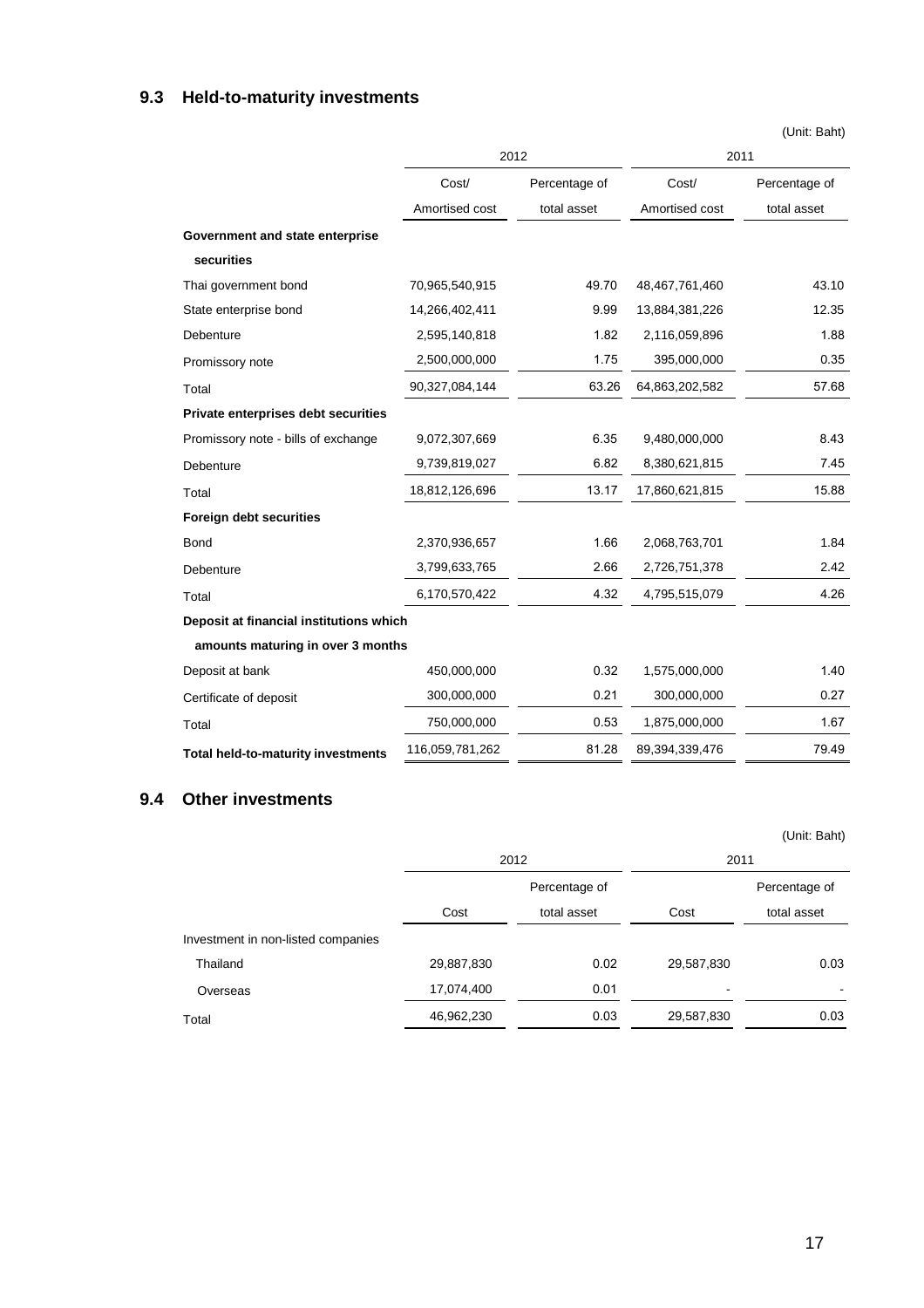### 9.3 Held-to-maturity investments

(Unit: Baht)

| | 2012 | | 2011 | |
|---|---|---|---|---|
| | Cost/ Amortised cost | Percentage of total asset | Cost/ Amortised cost | Percentage of total asset |
| **Government and state enterprise securities** | | | | |
| Thai government bond | 70,965,540,915 | 49.70 | 48,467,761,460 | 43.10 |
| State enterprise bond | 14,266,402,411 | 9.99 | 13,884,381,226 | 12.35 |
| Debenture | 2,595,140,818 | 1.82 | 2,116,059,896 | 1.88 |
| Promissory note | 2,500,000,000 | 1.75 | 395,000,000 | 0.35 |
| Total | 90,327,084,144 | 63.26 | 64,863,202,582 | 57.68 |
| **Private enterprises debt securities** | | | | |
| Promissory note - bills of exchange | 9,072,307,669 | 6.35 | 9,480,000,000 | 8.43 |
| Debenture | 9,739,819,027 | 6.82 | 8,380,621,815 | 7.45 |
| Total | 18,812,126,696 | 13.17 | 17,860,621,815 | 15.88 |
| **Foreign debt securities** | | | | |
| Bond | 2,370,936,657 | 1.66 | 2,068,763,701 | 1.84 |
| Debenture | 3,799,633,765 | 2.66 | 2,726,751,378 | 2.42 |
| Total | 6,170,570,422 | 4.32 | 4,795,515,079 | 4.26 |
| **Deposit at financial institutions which amounts maturing in over 3 months** | | | | |
| Deposit at bank | 450,000,000 | 0.32 | 1,575,000,000 | 1.40 |
| Certificate of deposit | 300,000,000 | 0.21 | 300,000,000 | 0.27 |
| Total | 750,000,000 | 0.53 | 1,875,000,000 | 1.67 |
| **Total held-to-maturity investments** | 116,059,781,262 | 81.28 | 89,394,339,476 | 79.49 |

### 9.4 Other investments

(Unit: Baht)

| | 2012 | | 2011 | |
|---|---|---|---|---|
| | Cost | Percentage of total asset | Cost | Percentage of total asset |
| Investment in non-listed companies | | | | |
| Thailand | 29,887,830 | 0.02 | 29,587,830 | 0.03 |
| Overseas | 17,074,400 | 0.01 | - | - |
| Total | 46,962,230 | 0.03 | 29,587,830 | 0.03 |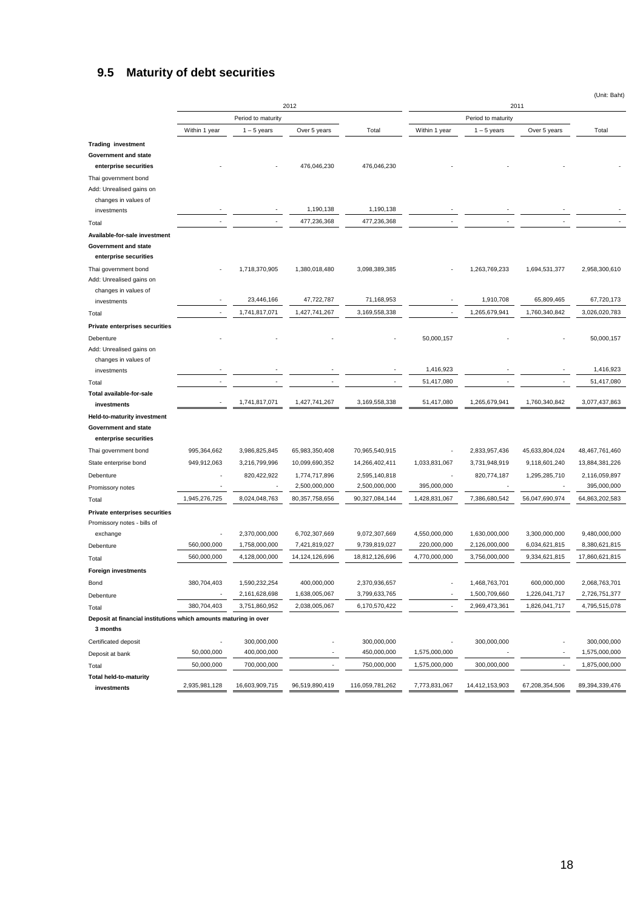## 9.5 Maturity of debt securities

(Unit: Baht)

| | 2012 | | | | 2011 | | | |
|---|---|---|---|---|---|---|---|---|
| | Period to maturity | | | | Period to maturity | | | |
| | Within 1 year | 1 – 5 years | Over 5 years | Total | Within 1 year | 1 – 5 years | Over 5 years | Total |
| **Trading investment** | | | | | | | | |
| **Government and state enterprise securities** | - | - | 476,046,230 | 476,046,230 | - | - | - | - |
| Thai government bond | | | | | | | | |
| Add: Unrealised gains on changes in values of investments | - | - | 1,190,138 | 1,190,138 | - | - | - | - |
| Total | - | - | 477,236,368 | 477,236,368 | - | - | - | - |
| **Available-for-sale investment** | | | | | | | | |
| **Government and state enterprise securities** | | | | | | | | |
| Thai government bond | - | 1,718,370,905 | 1,380,018,480 | 3,098,389,385 | - | 1,263,769,233 | 1,694,531,377 | 2,958,300,610 |
| Add: Unrealised gains on changes in values of investments | - | 23,446,166 | 47,722,787 | 71,168,953 | - | 1,910,708 | 65,809,465 | 67,720,173 |
| Total | - | 1,741,817,071 | 1,427,741,267 | 3,169,558,338 | - | 1,265,679,941 | 1,760,340,842 | 3,026,020,783 |
| **Private enterprises securities** | | | | | | | | |
| Debenture | - | - | - | - | 50,000,157 | - | - | 50,000,157 |
| Add: Unrealised gains on changes in values of investments | - | - | - | - | 1,416,923 | - | - | 1,416,923 |
| Total | - | - | - | - | 51,417,080 | - | - | 51,417,080 |
| **Total available-for-sale investments** | - | 1,741,817,071 | 1,427,741,267 | 3,169,558,338 | 51,417,080 | 1,265,679,941 | 1,760,340,842 | 3,077,437,863 |
| **Held-to-maturity investment** | | | | | | | | |
| **Government and state enterprise securities** | | | | | | | | |
| Thai government bond | 995,364,662 | 3,986,825,845 | 65,983,350,408 | 70,965,540,915 | - | 2,833,957,436 | 45,633,804,024 | 48,467,761,460 |
| State enterprise bond | 949,912,063 | 3,216,799,996 | 10,099,690,352 | 14,266,402,411 | 1,033,831,067 | 3,731,948,919 | 9,118,601,240 | 13,884,381,226 |
| Debenture | - | 820,422,922 | 1,774,717,896 | 2,595,140,818 | - | 820,774,187 | 1,295,285,710 | 2,116,059,897 |
| Promissory notes | - | - | 2,500,000,000 | 2,500,000,000 | 395,000,000 | - | - | 395,000,000 |
| Total | 1,945,276,725 | 8,024,048,763 | 80,357,758,656 | 90,327,084,144 | 1,428,831,067 | 7,386,680,542 | 56,047,690,974 | 64,863,202,583 |
| **Private enterprises securities** | | | | | | | | |
| Promissory notes - bills of exchange | - | 2,370,000,000 | 6,702,307,669 | 9,072,307,669 | 4,550,000,000 | 1,630,000,000 | 3,300,000,000 | 9,480,000,000 |
| Debenture | 560,000,000 | 1,758,000,000 | 7,421,819,027 | 9,739,819,027 | 220,000,000 | 2,126,000,000 | 6,034,621,815 | 8,380,621,815 |
| Total | 560,000,000 | 4,128,000,000 | 14,124,126,696 | 18,812,126,696 | 4,770,000,000 | 3,756,000,000 | 9,334,621,815 | 17,860,621,815 |
| **Foreign investments** | | | | | | | | |
| Bond | 380,704,403 | 1,590,232,254 | 400,000,000 | 2,370,936,657 | - | 1,468,763,701 | 600,000,000 | 2,068,763,701 |
| Debenture | - | 2,161,628,698 | 1,638,005,067 | 3,799,633,765 | - | 1,500,709,660 | 1,226,041,717 | 2,726,751,377 |
| Total | 380,704,403 | 3,751,860,952 | 2,038,005,067 | 6,170,570,422 | - | 2,969,473,361 | 1,826,041,717 | 4,795,515,078 |
| **Deposit at financial institutions which amounts maturing in over 3 months** | | | | | | | | |
| Certificated deposit | - | 300,000,000 | - | 300,000,000 | - | 300,000,000 | - | 300,000,000 |
| Deposit at bank | 50,000,000 | 400,000,000 | - | 450,000,000 | 1,575,000,000 | - | - | 1,575,000,000 |
| Total | 50,000,000 | 700,000,000 | - | 750,000,000 | 1,575,000,000 | 300,000,000 | - | 1,875,000,000 |
| **Total held-to-maturity investments** | 2,935,981,128 | 16,603,909,715 | 96,519,890,419 | 116,059,781,262 | 7,773,831,067 | 14,412,153,903 | 67,208,354,506 | 89,394,339,476 |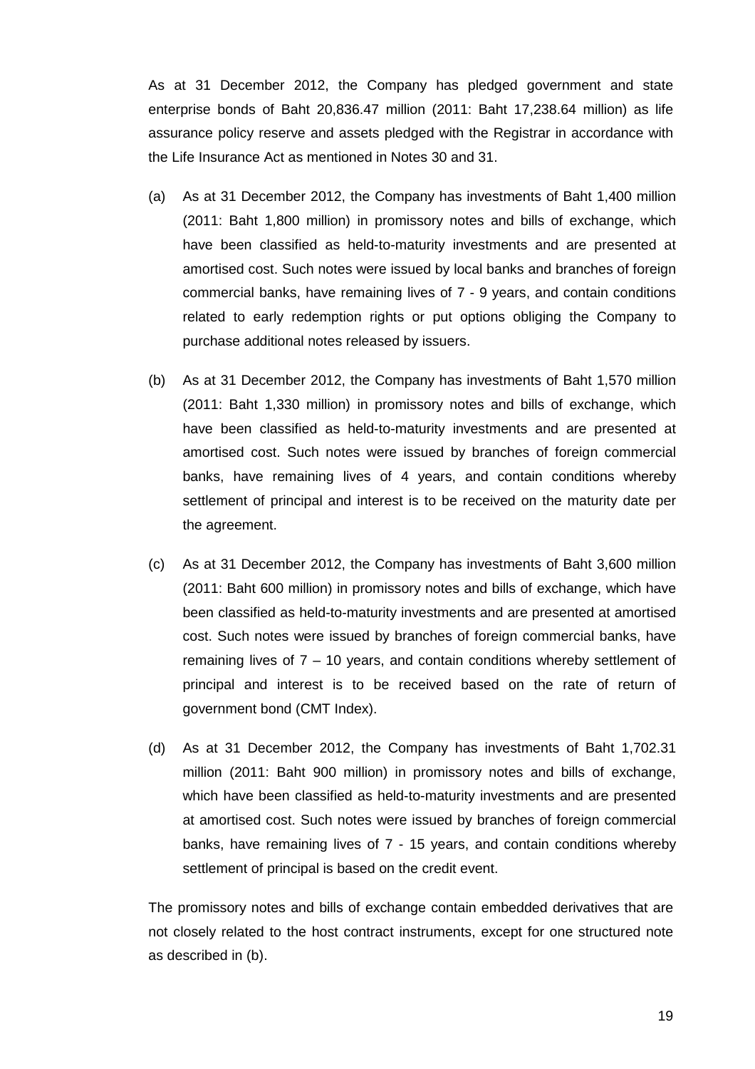As at 31 December 2012, the Company has pledged government and state enterprise bonds of Baht 20,836.47 million (2011: Baht 17,238.64 million) as life assurance policy reserve and assets pledged with the Registrar in accordance with the Life Insurance Act as mentioned in Notes 30 and 31.

(a) As at 31 December 2012, the Company has investments of Baht 1,400 million (2011: Baht 1,800 million) in promissory notes and bills of exchange, which have been classified as held-to-maturity investments and are presented at amortised cost. Such notes were issued by local banks and branches of foreign commercial banks, have remaining lives of 7 - 9 years, and contain conditions related to early redemption rights or put options obliging the Company to purchase additional notes released by issuers.

(b) As at 31 December 2012, the Company has investments of Baht 1,570 million (2011: Baht 1,330 million) in promissory notes and bills of exchange, which have been classified as held-to-maturity investments and are presented at amortised cost. Such notes were issued by branches of foreign commercial banks, have remaining lives of 4 years, and contain conditions whereby settlement of principal and interest is to be received on the maturity date per the agreement.

(c) As at 31 December 2012, the Company has investments of Baht 3,600 million (2011: Baht 600 million) in promissory notes and bills of exchange, which have been classified as held-to-maturity investments and are presented at amortised cost. Such notes were issued by branches of foreign commercial banks, have remaining lives of 7 – 10 years, and contain conditions whereby settlement of principal and interest is to be received based on the rate of return of government bond (CMT Index).

(d) As at 31 December 2012, the Company has investments of Baht 1,702.31 million (2011: Baht 900 million) in promissory notes and bills of exchange, which have been classified as held-to-maturity investments and are presented at amortised cost. Such notes were issued by branches of foreign commercial banks, have remaining lives of 7 - 15 years, and contain conditions whereby settlement of principal is based on the credit event.

The promissory notes and bills of exchange contain embedded derivatives that are not closely related to the host contract instruments, except for one structured note as described in (b).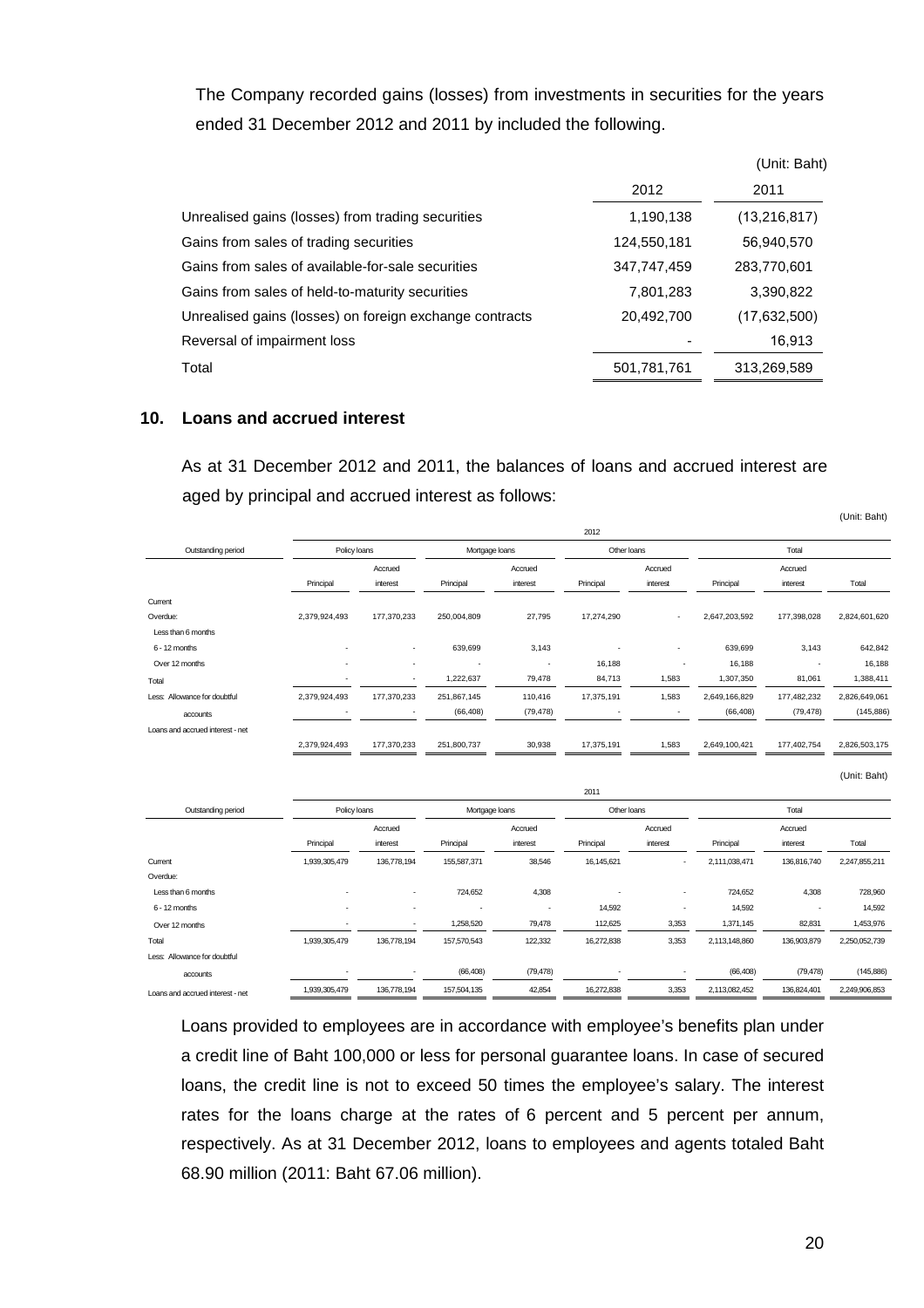The Company recorded gains (losses) from investments in securities for the years ended 31 December 2012 and 2011 by included the following.

(Unit: Baht)

| | 2012 | 2011 |
|---|---|---|
| Unrealised gains (losses) from trading securities | 1,190,138 | (13,216,817) |
| Gains from sales of trading securities | 124,550,181 | 56,940,570 |
| Gains from sales of available-for-sale securities | 347,747,459 | 283,770,601 |
| Gains from sales of held-to-maturity securities | 7,801,283 | 3,390,822 |
| Unrealised gains (losses) on foreign exchange contracts | 20,492,700 | (17,632,500) |
| Reversal of impairment loss | - | 16,913 |
| Total | 501,781,761 | 313,269,589 |

## 10. Loans and accrued interest

As at 31 December 2012 and 2011, the balances of loans and accrued interest are aged by principal and accrued interest as follows:

(Unit: Baht)

| | 2012 | | | | | | | | |
|---|---|---|---|---|---|---|---|---|---|
| Outstanding period | Policy loans | | Mortgage loans | | Other loans | | Total | | |
| | Principal | Accrued interest | Principal | Accrued interest | Principal | Accrued interest | Principal | Accrued interest | Total |
| Current | | | | | | | | | |
| Overdue: | 2,379,924,493 | 177,370,233 | 250,004,809 | 27,795 | 17,274,290 | - | 2,647,203,592 | 177,398,028 | 2,824,601,620 |
| Less than 6 months | | | | | | | | | |
| 6 - 12 months | - | - | 639,699 | 3,143 | - | - | 639,699 | 3,143 | 642,842 |
| Over 12 months | - | - | - | - | 16,188 | - | 16,188 | - | 16,188 |
| Total | - | - | 1,222,637 | 79,478 | 84,713 | 1,583 | 1,307,350 | 81,061 | 1,388,411 |
| Less: Allowance for doubtful | 2,379,924,493 | 177,370,233 | 251,867,145 | 110,416 | 17,375,191 | 1,583 | 2,649,166,829 | 177,482,232 | 2,826,649,061 |
| accounts | - | - | (66,408) | (79,478) | - | - | (66,408) | (79,478) | (145,886) |
| Loans and accrued interest - net | 2,379,924,493 | 177,370,233 | 251,800,737 | 30,938 | 17,375,191 | 1,583 | 2,649,100,421 | 177,402,754 | 2,826,503,175 |

(Unit: Baht)

| | 2011 | | | | | | | | |
|---|---|---|---|---|---|---|---|---|---|
| Outstanding period | Policy loans | | Mortgage loans | | Other loans | | Total | | |
| | Principal | Accrued interest | Principal | Accrued interest | Principal | Accrued interest | Principal | Accrued interest | Total |
| Current | 1,939,305,479 | 136,778,194 | 155,587,371 | 38,546 | 16,145,621 | - | 2,111,038,471 | 136,816,740 | 2,247,855,211 |
| Overdue: | | | | | | | | | |
| Less than 6 months | - | - | 724,652 | 4,308 | - | - | 724,652 | 4,308 | 728,960 |
| 6 - 12 months | - | - | - | - | 14,592 | - | 14,592 | - | 14,592 |
| Over 12 months | - | - | 1,258,520 | 79,478 | 112,625 | 3,353 | 1,371,145 | 82,831 | 1,453,976 |
| Total | 1,939,305,479 | 136,778,194 | 157,570,543 | 122,332 | 16,272,838 | 3,353 | 2,113,148,860 | 136,903,879 | 2,250,052,739 |
| Less: Allowance for doubtful | | | | | | | | | |
| accounts | - | - | (66,408) | (79,478) | - | - | (66,408) | (79,478) | (145,886) |
| Loans and accrued interest - net | 1,939,305,479 | 136,778,194 | 157,504,135 | 42,854 | 16,272,838 | 3,353 | 2,113,082,452 | 136,824,401 | 2,249,906,853 |

Loans provided to employees are in accordance with employee's benefits plan under a credit line of Baht 100,000 or less for personal guarantee loans. In case of secured loans, the credit line is not to exceed 50 times the employee's salary. The interest rates for the loans charge at the rates of 6 percent and 5 percent per annum, respectively. As at 31 December 2012, loans to employees and agents totaled Baht 68.90 million (2011: Baht 67.06 million).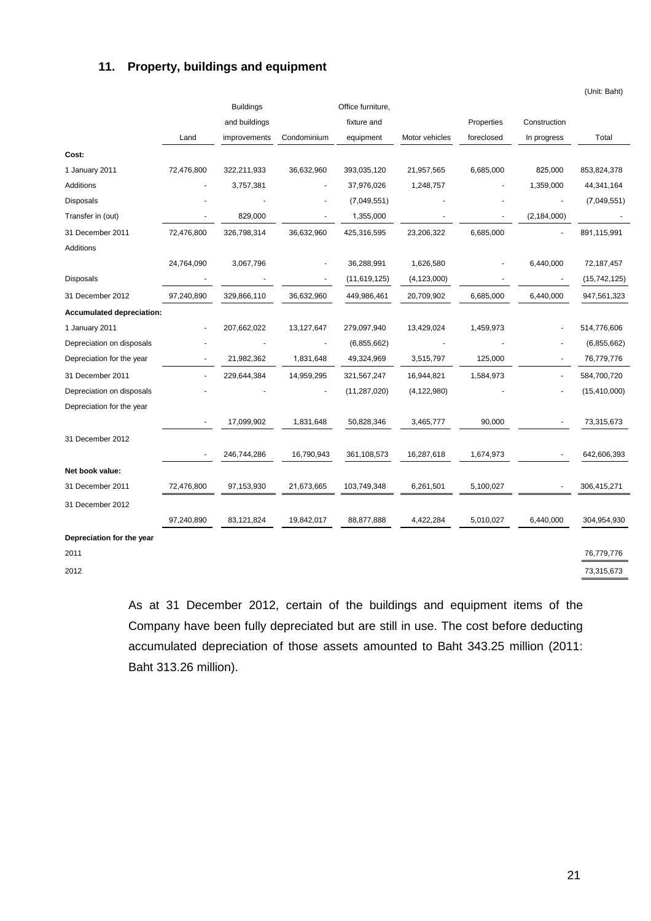## 11. Property, buildings and equipment

(Unit: Baht)

| | Land | Buildings and buildings improvements | Condominium | Office furniture, fixture and equipment | Motor vehicles | Properties foreclosed | Construction In progress | Total |
|---|---|---|---|---|---|---|---|---|
| **Cost:** | | | | | | | | |
| 1 January 2011 | 72,476,800 | 322,211,933 | 36,632,960 | 393,035,120 | 21,957,565 | 6,685,000 | 825,000 | 853,824,378 |
| Additions | - | 3,757,381 | - | 37,976,026 | 1,248,757 | - | 1,359,000 | 44,341,164 |
| Disposals | - | - | - | (7,049,551) | - | - | - | (7,049,551) |
| Transfer in (out) | - | 829,000 | - | 1,355,000 | - | - | (2,184,000) | - |
| 31 December 2011 | 72,476,800 | 326,798,314 | 36,632,960 | 425,316,595 | 23,206,322 | 6,685,000 | - | 891,115,991 |
| Additions | 24,764,090 | 3,067,796 | - | 36,288,991 | 1,626,580 | - | 6,440,000 | 72,187,457 |
| Disposals | - | - | - | (11,619,125) | (4,123,000) | - | - | (15,742,125) |
| 31 December 2012 | 97,240,890 | 329,866,110 | 36,632,960 | 449,986,461 | 20,709,902 | 6,685,000 | 6,440,000 | 947,561,323 |
| **Accumulated depreciation:** | | | | | | | | |
| 1 January 2011 | - | 207,662,022 | 13,127,647 | 279,097,940 | 13,429,024 | 1,459,973 | - | 514,776,606 |
| Depreciation on disposals | - | - | - | (6,855,662) | - | - | - | (6,855,662) |
| Depreciation for the year | - | 21,982,362 | 1,831,648 | 49,324,969 | 3,515,797 | 125,000 | - | 76,779,776 |
| 31 December 2011 | - | 229,644,384 | 14,959,295 | 321,567,247 | 16,944,821 | 1,584,973 | - | 584,700,720 |
| Depreciation on disposals | - | - | - | (11,287,020) | (4,122,980) | - | - | (15,410,000) |
| Depreciation for the year | - | 17,099,902 | 1,831,648 | 50,828,346 | 3,465,777 | 90,000 | - | 73,315,673 |
| 31 December 2012 | - | 246,744,286 | 16,790,943 | 361,108,573 | 16,287,618 | 1,674,973 | - | 642,606,393 |
| **Net book value:** | | | | | | | | |
| 31 December 2011 | 72,476,800 | 97,153,930 | 21,673,665 | 103,749,348 | 6,261,501 | 5,100,027 | - | 306,415,271 |
| 31 December 2012 | 97,240,890 | 83,121,824 | 19,842,017 | 88,877,888 | 4,422,284 | 5,010,027 | 6,440,000 | 304,954,930 |
| **Depreciation for the year** | | | | | | | | |
| 2011 | | | | | | | | 76,779,776 |
| 2012 | | | | | | | | 73,315,673 |

As at 31 December 2012, certain of the buildings and equipment items of the Company have been fully depreciated but are still in use. The cost before deducting accumulated depreciation of those assets amounted to Baht 343.25 million (2011: Baht 313.26 million).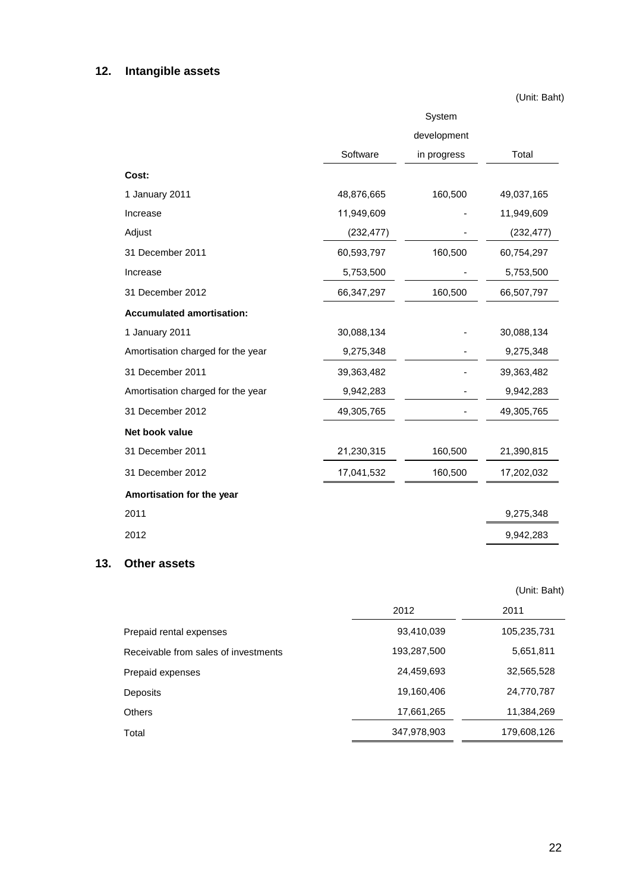## 12. Intangible assets

(Unit: Baht)

| | Software | System development in progress | Total |
|---|---|---|---|
| **Cost:** | | | |
| 1 January 2011 | 48,876,665 | 160,500 | 49,037,165 |
| Increase | 11,949,609 | - | 11,949,609 |
| Adjust | (232,477) | - | (232,477) |
| 31 December 2011 | 60,593,797 | 160,500 | 60,754,297 |
| Increase | 5,753,500 | - | 5,753,500 |
| 31 December 2012 | 66,347,297 | 160,500 | 66,507,797 |
| **Accumulated amortisation:** | | | |
| 1 January 2011 | 30,088,134 | - | 30,088,134 |
| Amortisation charged for the year | 9,275,348 | - | 9,275,348 |
| 31 December 2011 | 39,363,482 | - | 39,363,482 |
| Amortisation charged for the year | 9,942,283 | - | 9,942,283 |
| 31 December 2012 | 49,305,765 | - | 49,305,765 |
| **Net book value** | | | |
| 31 December 2011 | 21,230,315 | 160,500 | 21,390,815 |
| 31 December 2012 | 17,041,532 | 160,500 | 17,202,032 |
| **Amortisation for the year** | | | |
| 2011 | | | 9,275,348 |
| 2012 | | | 9,942,283 |

## 13. Other assets

(Unit: Baht)

| | 2012 | 2011 |
|---|---|---|
| Prepaid rental expenses | 93,410,039 | 105,235,731 |
| Receivable from sales of investments | 193,287,500 | 5,651,811 |
| Prepaid expenses | 24,459,693 | 32,565,528 |
| Deposits | 19,160,406 | 24,770,787 |
| Others | 17,661,265 | 11,384,269 |
| Total | 347,978,903 | 179,608,126 |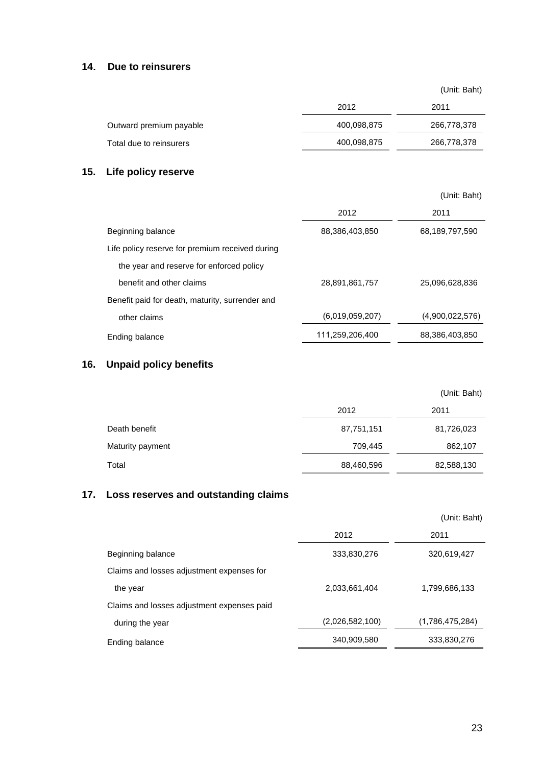## 14. Due to reinsurers

(Unit: Baht)

| | 2012 | 2011 |
|---|---|---|
| Outward premium payable | 400,098,875 | 266,778,378 |
| Total due to reinsurers | 400,098,875 | 266,778,378 |

## 15. Life policy reserve

(Unit: Baht)

| | 2012 | 2011 |
|---|---|---|
| Beginning balance | 88,386,403,850 | 68,189,797,590 |
| Life policy reserve for premium received during the year and reserve for enforced policy benefit and other claims | 28,891,861,757 | 25,096,628,836 |
| Benefit paid for death, maturity, surrender and other claims | (6,019,059,207) | (4,900,022,576) |
| Ending balance | 111,259,206,400 | 88,386,403,850 |

## 16. Unpaid policy benefits

(Unit: Baht)

| | 2012 | 2011 |
|---|---|---|
| Death benefit | 87,751,151 | 81,726,023 |
| Maturity payment | 709,445 | 862,107 |
| Total | 88,460,596 | 82,588,130 |

## 17. Loss reserves and outstanding claims

(Unit: Baht)

| | 2012 | 2011 |
|---|---|---|
| Beginning balance | 333,830,276 | 320,619,427 |
| Claims and losses adjustment expenses for the year | 2,033,661,404 | 1,799,686,133 |
| Claims and losses adjustment expenses paid during the year | (2,026,582,100) | (1,786,475,284) |
| Ending balance | 340,909,580 | 333,830,276 |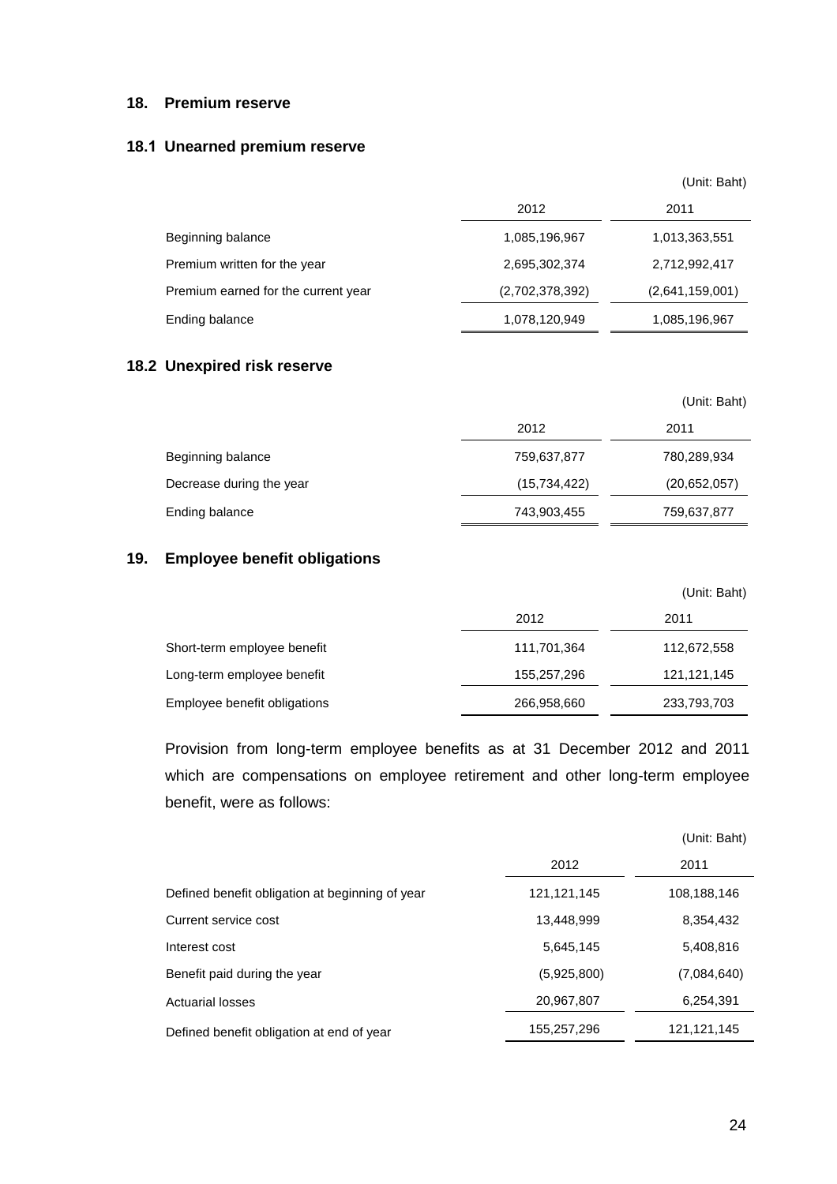## 18. Premium reserve

### 18.1 Unearned premium reserve

(Unit: Baht)

| | 2012 | 2011 |
|---|---|---|
| Beginning balance | 1,085,196,967 | 1,013,363,551 |
| Premium written for the year | 2,695,302,374 | 2,712,992,417 |
| Premium earned for the current year | (2,702,378,392) | (2,641,159,001) |
| Ending balance | 1,078,120,949 | 1,085,196,967 |

### 18.2 Unexpired risk reserve

(Unit: Baht)

| | 2012 | 2011 |
|---|---|---|
| Beginning balance | 759,637,877 | 780,289,934 |
| Decrease during the year | (15,734,422) | (20,652,057) |
| Ending balance | 743,903,455 | 759,637,877 |

## 19. Employee benefit obligations

(Unit: Baht)

| | 2012 | 2011 |
|---|---|---|
| Short-term employee benefit | 111,701,364 | 112,672,558 |
| Long-term employee benefit | 155,257,296 | 121,121,145 |
| Employee benefit obligations | 266,958,660 | 233,793,703 |

Provision from long-term employee benefits as at 31 December 2012 and 2011 which are compensations on employee retirement and other long-term employee benefit, were as follows:

(Unit: Baht)

| | 2012 | 2011 |
|---|---|---|
| Defined benefit obligation at beginning of year | 121,121,145 | 108,188,146 |
| Current service cost | 13,448,999 | 8,354,432 |
| Interest cost | 5,645,145 | 5,408,816 |
| Benefit paid during the year | (5,925,800) | (7,084,640) |
| Actuarial losses | 20,967,807 | 6,254,391 |
| Defined benefit obligation at end of year | 155,257,296 | 121,121,145 |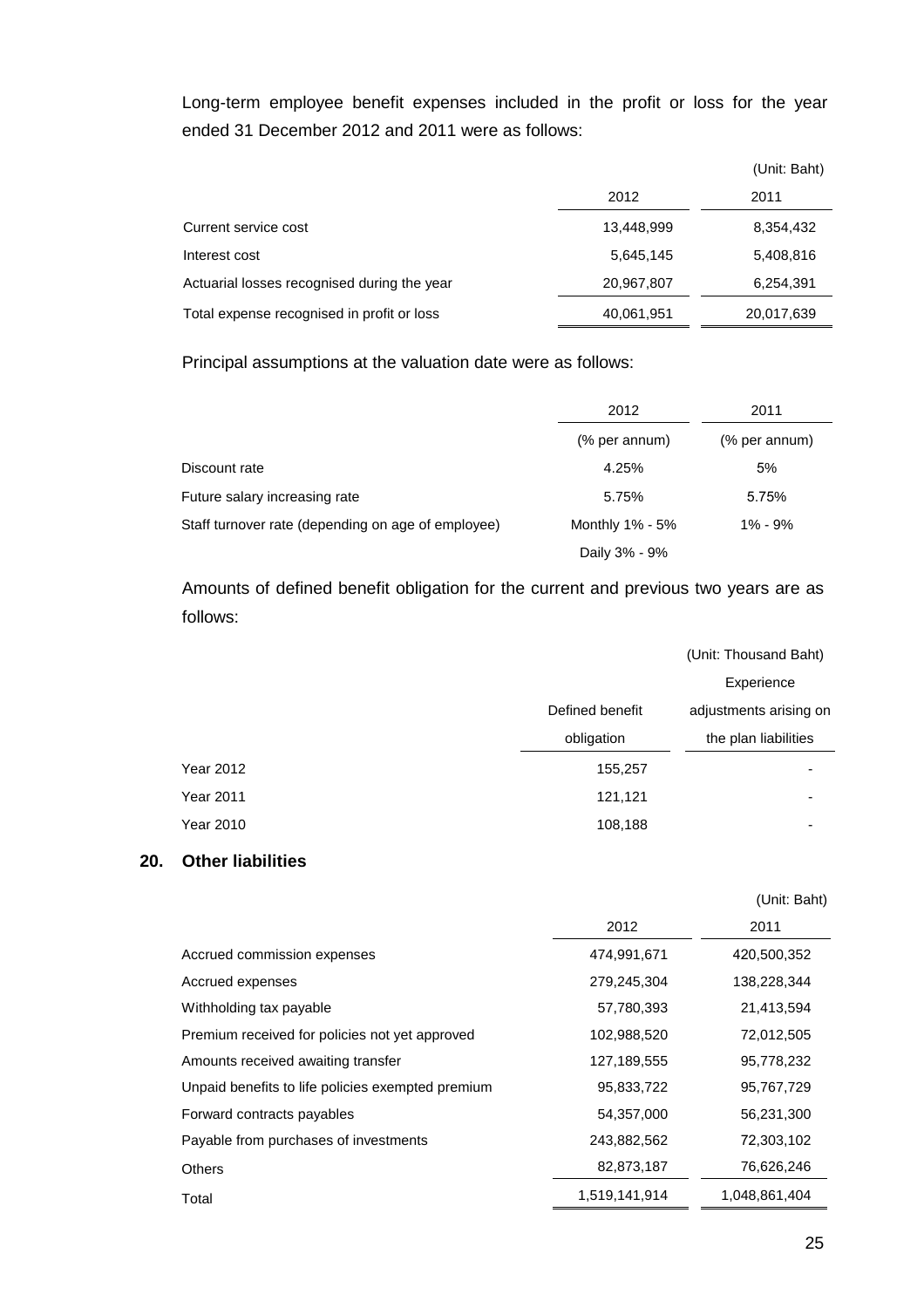Long-term employee benefit expenses included in the profit or loss for the year ended 31 December 2012 and 2011 were as follows:

(Unit: Baht)

| | 2012 | 2011 |
|---|---|---|
| Current service cost | 13,448,999 | 8,354,432 |
| Interest cost | 5,645,145 | 5,408,816 |
| Actuarial losses recognised during the year | 20,967,807 | 6,254,391 |
| Total expense recognised in profit or loss | 40,061,951 | 20,017,639 |

Principal assumptions at the valuation date were as follows:

| | 2012 | 2011 |
|---|---|---|
| | (% per annum) | (% per annum) |
| Discount rate | 4.25% | 5% |
| Future salary increasing rate | 5.75% | 5.75% |
| Staff turnover rate (depending on age of employee) | Monthly 1% - 5% | 1% - 9% |
| | Daily 3% - 9% | |

Amounts of defined benefit obligation for the current and previous two years are as follows:

(Unit: Thousand Baht)

| | Defined benefit obligation | Experience adjustments arising on the plan liabilities |
|---|---|---|
| Year 2012 | 155,257 | - |
| Year 2011 | 121,121 | - |
| Year 2010 | 108,188 | - |

## 20. Other liabilities

(Unit: Baht)

| | 2012 | 2011 |
|---|---|---|
| Accrued commission expenses | 474,991,671 | 420,500,352 |
| Accrued expenses | 279,245,304 | 138,228,344 |
| Withholding tax payable | 57,780,393 | 21,413,594 |
| Premium received for policies not yet approved | 102,988,520 | 72,012,505 |
| Amounts received awaiting transfer | 127,189,555 | 95,778,232 |
| Unpaid benefits to life policies exempted premium | 95,833,722 | 95,767,729 |
| Forward contracts payables | 54,357,000 | 56,231,300 |
| Payable from purchases of investments | 243,882,562 | 72,303,102 |
| Others | 82,873,187 | 76,626,246 |
| Total | 1,519,141,914 | 1,048,861,404 |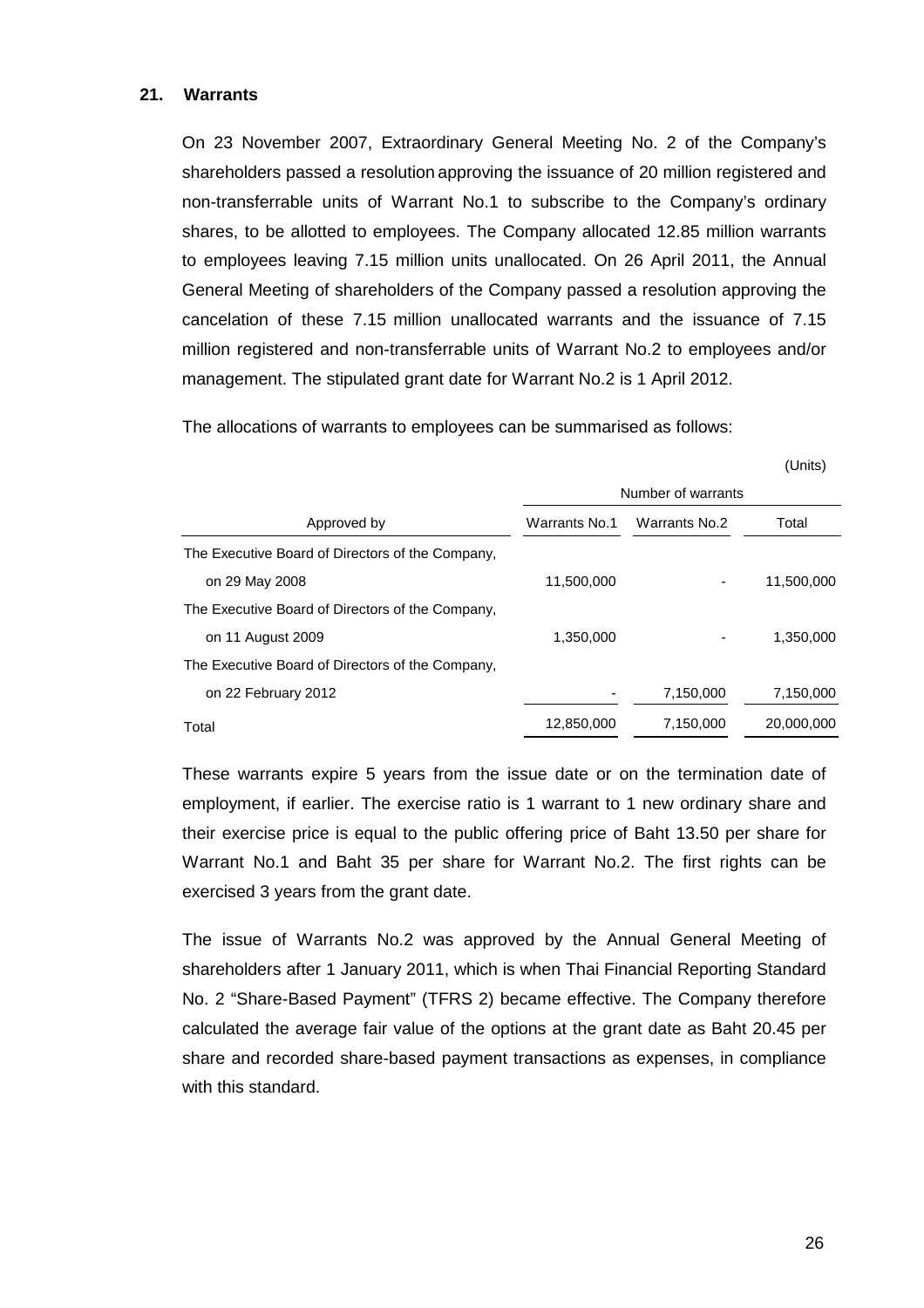## 21. Warrants

On 23 November 2007, Extraordinary General Meeting No. 2 of the Company's shareholders passed a resolution approving the issuance of 20 million registered and non-transferrable units of Warrant No.1 to subscribe to the Company's ordinary shares, to be allotted to employees. The Company allocated 12.85 million warrants to employees leaving 7.15 million units unallocated. On 26 April 2011, the Annual General Meeting of shareholders of the Company passed a resolution approving the cancelation of these 7.15 million unallocated warrants and the issuance of 7.15 million registered and non-transferrable units of Warrant No.2 to employees and/or management. The stipulated grant date for Warrant No.2 is 1 April 2012.

The allocations of warrants to employees can be summarised as follows:

(Units)

| | Number of warrants | | |
|---|---|---|---|
| Approved by | Warrants No.1 | Warrants No.2 | Total |
| The Executive Board of Directors of the Company, on 29 May 2008 | 11,500,000 | - | 11,500,000 |
| The Executive Board of Directors of the Company, on 11 August 2009 | 1,350,000 | - | 1,350,000 |
| The Executive Board of Directors of the Company, on 22 February 2012 | - | 7,150,000 | 7,150,000 |
| Total | 12,850,000 | 7,150,000 | 20,000,000 |

These warrants expire 5 years from the issue date or on the termination date of employment, if earlier. The exercise ratio is 1 warrant to 1 new ordinary share and their exercise price is equal to the public offering price of Baht 13.50 per share for Warrant No.1 and Baht 35 per share for Warrant No.2. The first rights can be exercised 3 years from the grant date.

The issue of Warrants No.2 was approved by the Annual General Meeting of shareholders after 1 January 2011, which is when Thai Financial Reporting Standard No. 2 "Share-Based Payment" (TFRS 2) became effective. The Company therefore calculated the average fair value of the options at the grant date as Baht 20.45 per share and recorded share-based payment transactions as expenses, in compliance with this standard.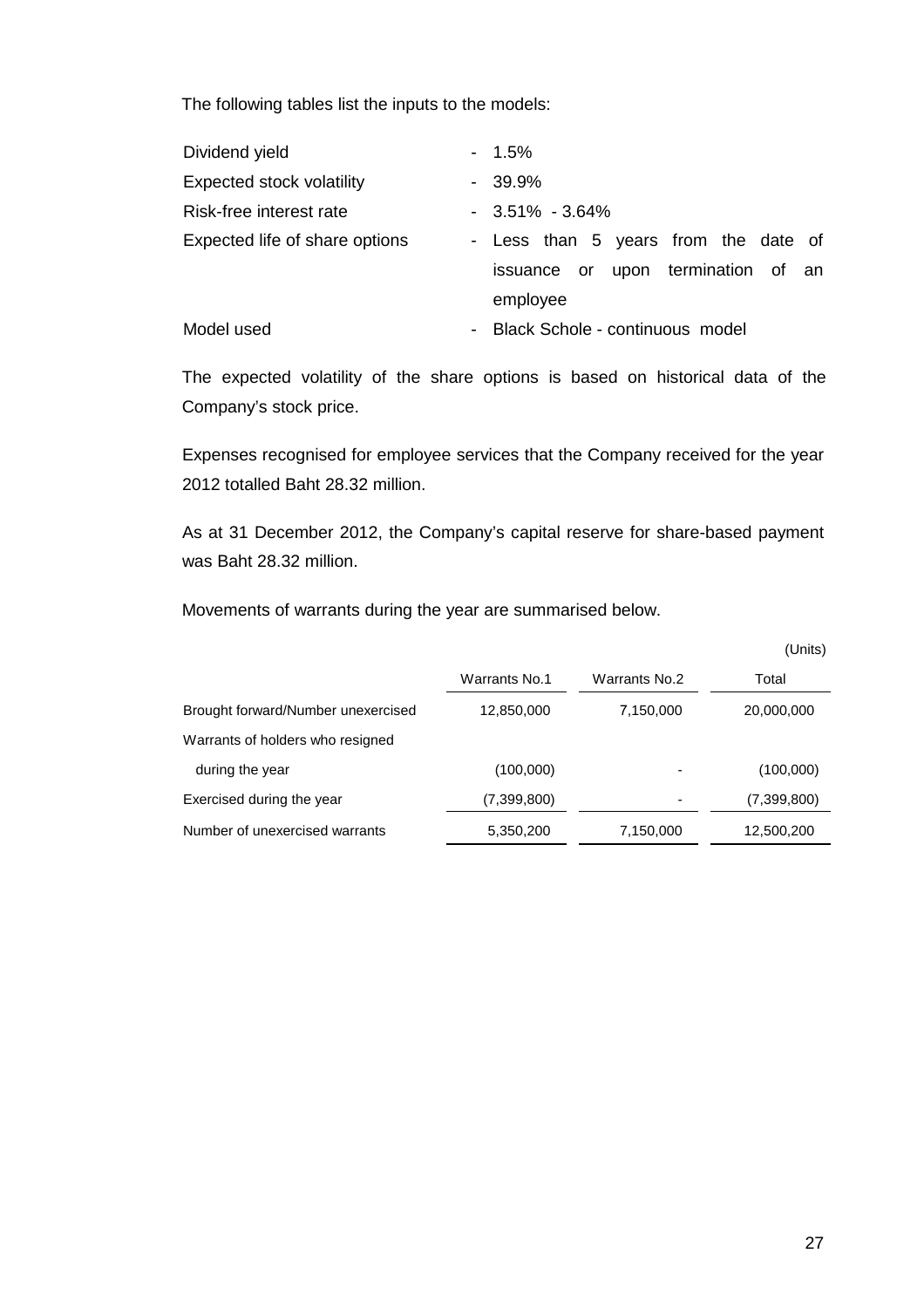The following tables list the inputs to the models:

| | |
|---|---|
| Dividend yield | - 1.5% |
| Expected stock volatility | - 39.9% |
| Risk-free interest rate | - 3.51% - 3.64% |
| Expected life of share options | - Less than 5 years from the date of issuance or upon termination of an employee |
| Model used | - Black Schole - continuous model |

The expected volatility of the share options is based on historical data of the Company's stock price.

Expenses recognised for employee services that the Company received for the year 2012 totalled Baht 28.32 million.

As at 31 December 2012, the Company's capital reserve for share-based payment was Baht 28.32 million.

Movements of warrants during the year are summarised below.

(Units)

| | Warrants No.1 | Warrants No.2 | Total |
|---|---|---|---|
| Brought forward/Number unexercised | 12,850,000 | 7,150,000 | 20,000,000 |
| Warrants of holders who resigned during the year | (100,000) | - | (100,000) |
| Exercised during the year | (7,399,800) | - | (7,399,800) |
| Number of unexercised warrants | 5,350,200 | 7,150,000 | 12,500,200 |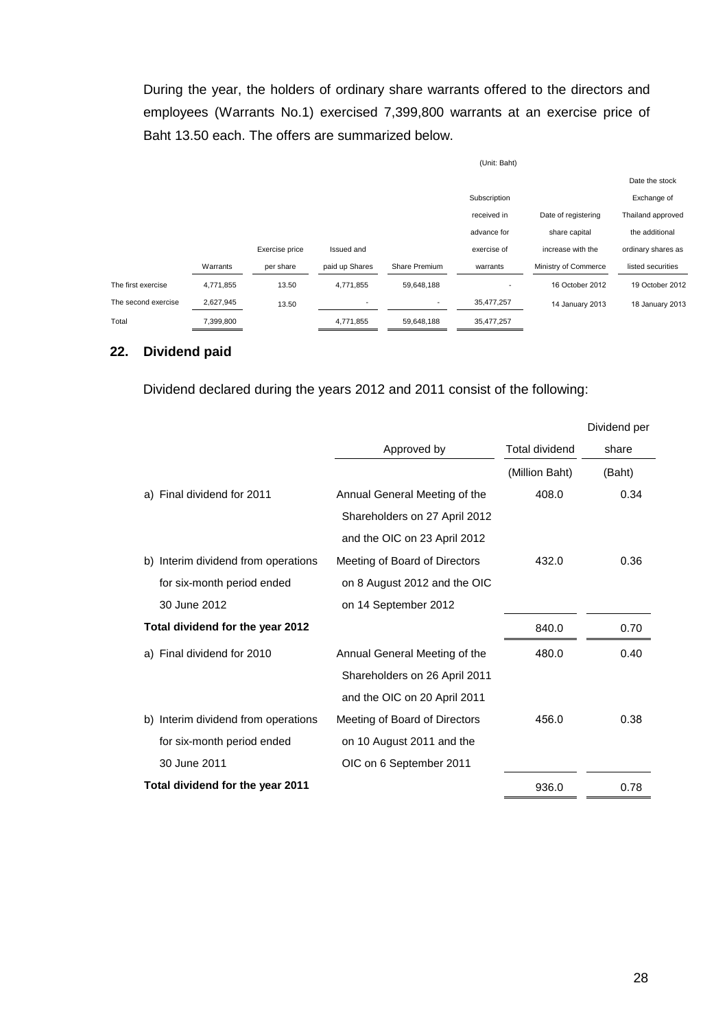During the year, the holders of ordinary share warrants offered to the directors and employees (Warrants No.1) exercised 7,399,800 warrants at an exercise price of Baht 13.50 each. The offers are summarized below.

(Unit: Baht)

| | Warrants | Exercise price per share | Issued and paid up Shares | Share Premium | Subscription received in advance for exercise of warrants | Date of registering share capital increase with the Ministry of Commerce | Date the stock Exchange of Thailand approved the additional ordinary shares as listed securities |
|---|---|---|---|---|---|---|---|
| The first exercise | 4,771,855 | 13.50 | 4,771,855 | 59,648,188 | - | 16 October 2012 | 19 October 2012 |
| The second exercise | 2,627,945 | 13.50 | - | - | 35,477,257 | 14 January 2013 | 18 January 2013 |
| Total | 7,399,800 | | 4,771,855 | 59,648,188 | 35,477,257 | | |

## 22. Dividend paid

Dividend declared during the years 2012 and 2011 consist of the following:

| | Approved by | Total dividend | Dividend per share |
|---|---|---|---|
| | | (Million Baht) | (Baht) |
| a) Final dividend for 2011 | Annual General Meeting of the Shareholders on 27 April 2012 and the OIC on 23 April 2012 | 408.0 | 0.34 |
| b) Interim dividend from operations for six-month period ended 30 June 2012 | Meeting of Board of Directors on 8 August 2012 and the OIC on 14 September 2012 | 432.0 | 0.36 |
| **Total dividend for the year 2012** | | 840.0 | 0.70 |
| a) Final dividend for 2010 | Annual General Meeting of the Shareholders on 26 April 2011 and the OIC on 20 April 2011 | 480.0 | 0.40 |
| b) Interim dividend from operations for six-month period ended 30 June 2011 | Meeting of Board of Directors on 10 August 2011 and the OIC on 6 September 2011 | 456.0 | 0.38 |
| **Total dividend for the year 2011** | | 936.0 | 0.78 |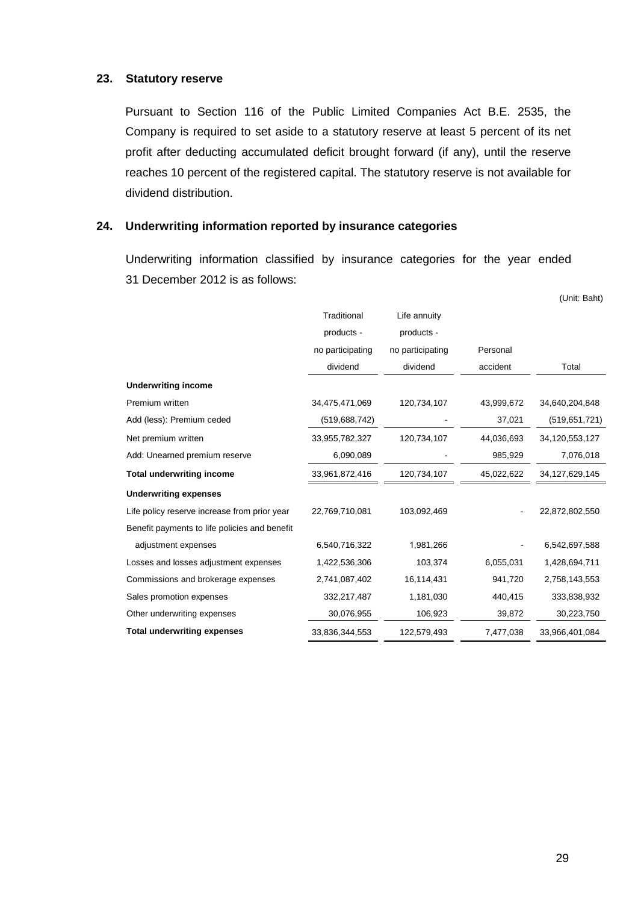## 23. Statutory reserve

Pursuant to Section 116 of the Public Limited Companies Act B.E. 2535, the Company is required to set aside to a statutory reserve at least 5 percent of its net profit after deducting accumulated deficit brought forward (if any), until the reserve reaches 10 percent of the registered capital. The statutory reserve is not available for dividend distribution.

## 24. Underwriting information reported by insurance categories

Underwriting information classified by insurance categories for the year ended 31 December 2012 is as follows:

(Unit: Baht)

| | Traditional products - no participating dividend | Life annuity products - no participating dividend | Personal accident | Total |
|---|---|---|---|---|
| **Underwriting income** | | | | |
| Premium written | 34,475,471,069 | 120,734,107 | 43,999,672 | 34,640,204,848 |
| Add (less): Premium ceded | (519,688,742) | - | 37,021 | (519,651,721) |
| Net premium written | 33,955,782,327 | 120,734,107 | 44,036,693 | 34,120,553,127 |
| Add: Unearned premium reserve | 6,090,089 | - | 985,929 | 7,076,018 |
| **Total underwriting income** | 33,961,872,416 | 120,734,107 | 45,022,622 | 34,127,629,145 |
| **Underwriting expenses** | | | | |
| Life policy reserve increase from prior year | 22,769,710,081 | 103,092,469 | - | 22,872,802,550 |
| Benefit payments to life policies and benefit adjustment expenses | 6,540,716,322 | 1,981,266 | - | 6,542,697,588 |
| Losses and losses adjustment expenses | 1,422,536,306 | 103,374 | 6,055,031 | 1,428,694,711 |
| Commissions and brokerage expenses | 2,741,087,402 | 16,114,431 | 941,720 | 2,758,143,553 |
| Sales promotion expenses | 332,217,487 | 1,181,030 | 440,415 | 333,838,932 |
| Other underwriting expenses | 30,076,955 | 106,923 | 39,872 | 30,223,750 |
| **Total underwriting expenses** | 33,836,344,553 | 122,579,493 | 7,477,038 | 33,966,401,084 |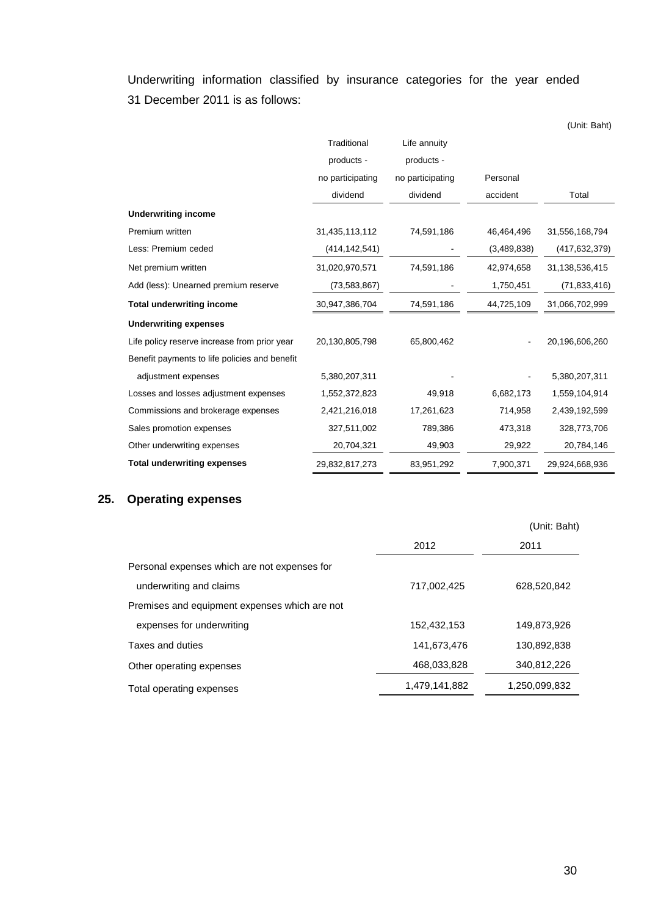Underwriting information classified by insurance categories for the year ended 31 December 2011 is as follows:

(Unit: Baht)

| | Traditional products - no participating dividend | Life annuity products - no participating dividend | Personal accident | Total |
|---|---|---|---|---|
| **Underwriting income** | | | | |
| Premium written | 31,435,113,112 | 74,591,186 | 46,464,496 | 31,556,168,794 |
| Less: Premium ceded | (414,142,541) | - | (3,489,838) | (417,632,379) |
| Net premium written | 31,020,970,571 | 74,591,186 | 42,974,658 | 31,138,536,415 |
| Add (less): Unearned premium reserve | (73,583,867) | - | 1,750,451 | (71,833,416) |
| **Total underwriting income** | 30,947,386,704 | 74,591,186 | 44,725,109 | 31,066,702,999 |
| **Underwriting expenses** | | | | |
| Life policy reserve increase from prior year | 20,130,805,798 | 65,800,462 | - | 20,196,606,260 |
| Benefit payments to life policies and benefit adjustment expenses | 5,380,207,311 | - | - | 5,380,207,311 |
| Losses and losses adjustment expenses | 1,552,372,823 | 49,918 | 6,682,173 | 1,559,104,914 |
| Commissions and brokerage expenses | 2,421,216,018 | 17,261,623 | 714,958 | 2,439,192,599 |
| Sales promotion expenses | 327,511,002 | 789,386 | 473,318 | 328,773,706 |
| Other underwriting expenses | 20,704,321 | 49,903 | 29,922 | 20,784,146 |
| **Total underwriting expenses** | 29,832,817,273 | 83,951,292 | 7,900,371 | 29,924,668,936 |

## 25. Operating expenses

(Unit: Baht)

| | 2012 | 2011 |
|---|---|---|
| Personal expenses which are not expenses for underwriting and claims | 717,002,425 | 628,520,842 |
| Premises and equipment expenses which are not expenses for underwriting | 152,432,153 | 149,873,926 |
| Taxes and duties | 141,673,476 | 130,892,838 |
| Other operating expenses | 468,033,828 | 340,812,226 |
| Total operating expenses | 1,479,141,882 | 1,250,099,832 |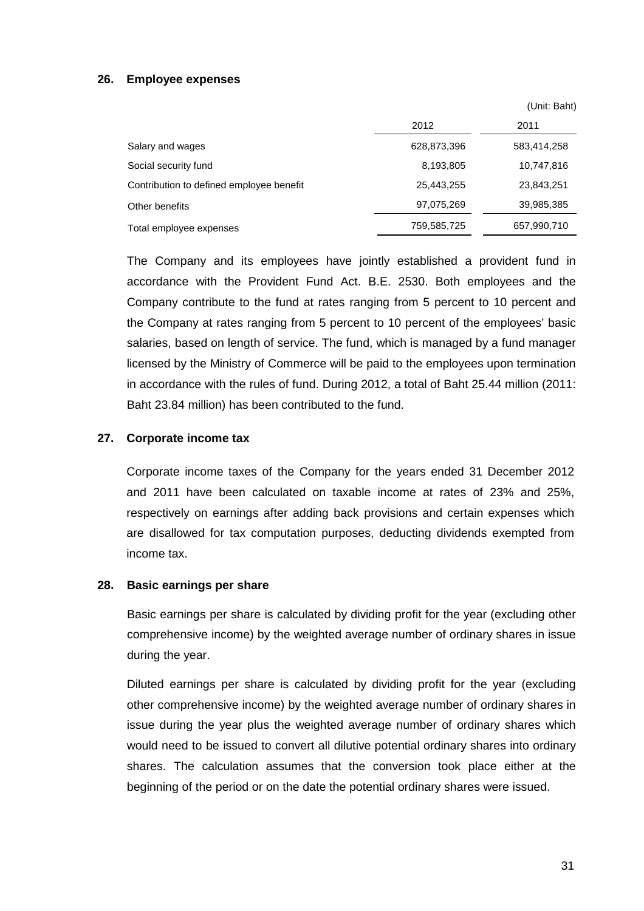## 26. Employee expenses

(Unit: Baht)

| | 2012 | 2011 |
|---|---|---|
| Salary and wages | 628,873,396 | 583,414,258 |
| Social security fund | 8,193,805 | 10,747,816 |
| Contribution to defined employee benefit | 25,443,255 | 23,843,251 |
| Other benefits | 97,075,269 | 39,985,385 |
| Total employee expenses | 759,585,725 | 657,990,710 |

The Company and its employees have jointly established a provident fund in accordance with the Provident Fund Act. B.E. 2530. Both employees and the Company contribute to the fund at rates ranging from 5 percent to 10 percent and the Company at rates ranging from 5 percent to 10 percent of the employees' basic salaries, based on length of service. The fund, which is managed by a fund manager licensed by the Ministry of Commerce will be paid to the employees upon termination in accordance with the rules of fund. During 2012, a total of Baht 25.44 million (2011: Baht 23.84 million) has been contributed to the fund.

## 27. Corporate income tax

Corporate income taxes of the Company for the years ended 31 December 2012 and 2011 have been calculated on taxable income at rates of 23% and 25%, respectively on earnings after adding back provisions and certain expenses which are disallowed for tax computation purposes, deducting dividends exempted from income tax.

## 28. Basic earnings per share

Basic earnings per share is calculated by dividing profit for the year (excluding other comprehensive income) by the weighted average number of ordinary shares in issue during the year.

Diluted earnings per share is calculated by dividing profit for the year (excluding other comprehensive income) by the weighted average number of ordinary shares in issue during the year plus the weighted average number of ordinary shares which would need to be issued to convert all dilutive potential ordinary shares into ordinary shares. The calculation assumes that the conversion took place either at the beginning of the period or on the date the potential ordinary shares were issued.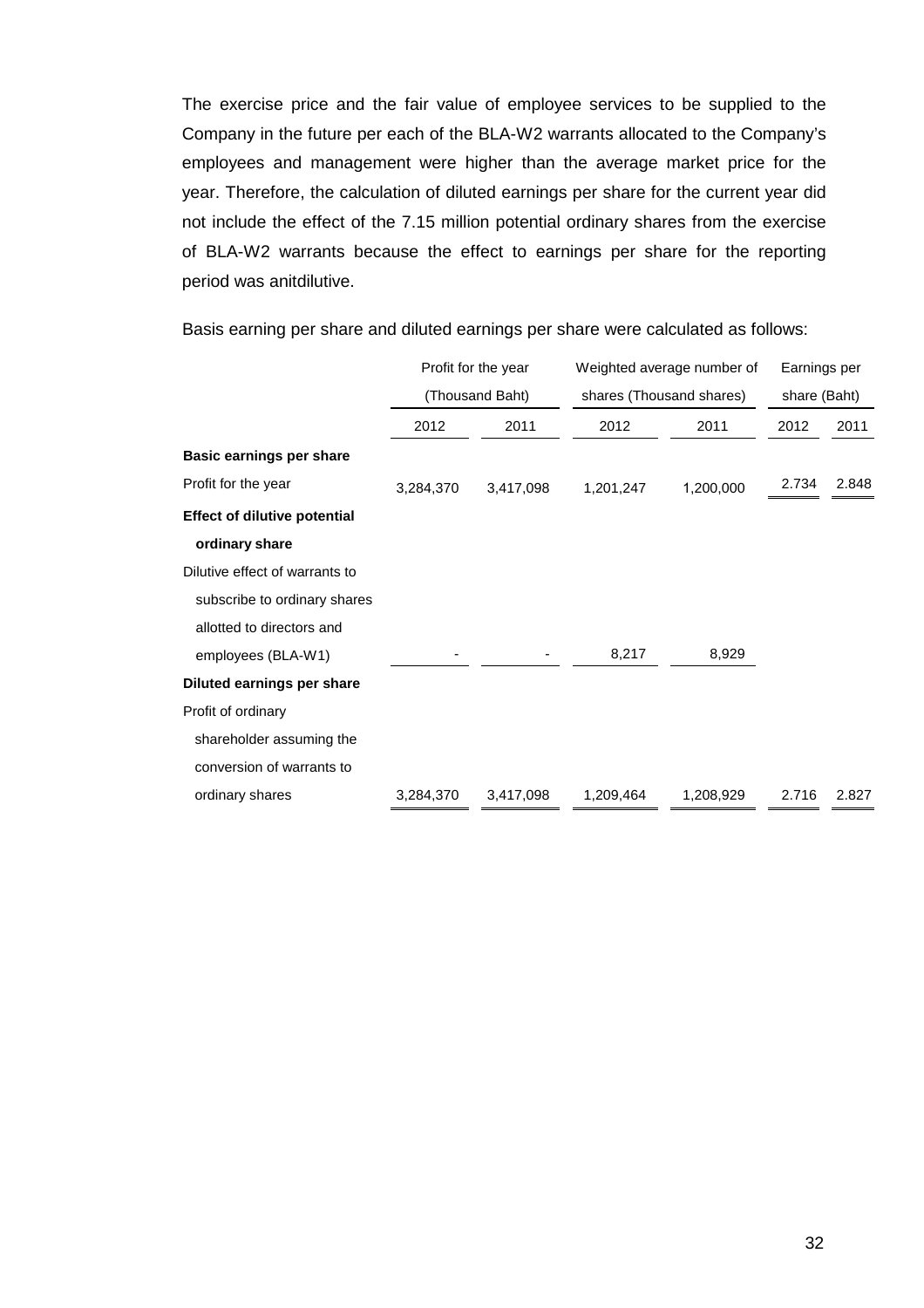The exercise price and the fair value of employee services to be supplied to the Company in the future per each of the BLA-W2 warrants allocated to the Company's employees and management were higher than the average market price for the year. Therefore, the calculation of diluted earnings per share for the current year did not include the effect of the 7.15 million potential ordinary shares from the exercise of BLA-W2 warrants because the effect to earnings per share for the reporting period was anitdilutive.

Basis earning per share and diluted earnings per share were calculated as follows:

| | Profit for the year (Thousand Baht) | | Weighted average number of shares (Thousand shares) | | Earnings per share (Baht) | |
|---|---|---|---|---|---|---|
| | 2012 | 2011 | 2012 | 2011 | 2012 | 2011 |
| **Basic earnings per share** | | | | | | |
| Profit for the year | 3,284,370 | 3,417,098 | 1,201,247 | 1,200,000 | 2.734 | 2.848 |
| **Effect of dilutive potential ordinary share** | | | | | | |
| Dilutive effect of warrants to subscribe to ordinary shares allotted to directors and employees (BLA-W1) | - | - | 8,217 | 8,929 | | |
| **Diluted earnings per share** | | | | | | |
| Profit of ordinary shareholder assuming the conversion of warrants to ordinary shares | 3,284,370 | 3,417,098 | 1,209,464 | 1,208,929 | 2.716 | 2.827 |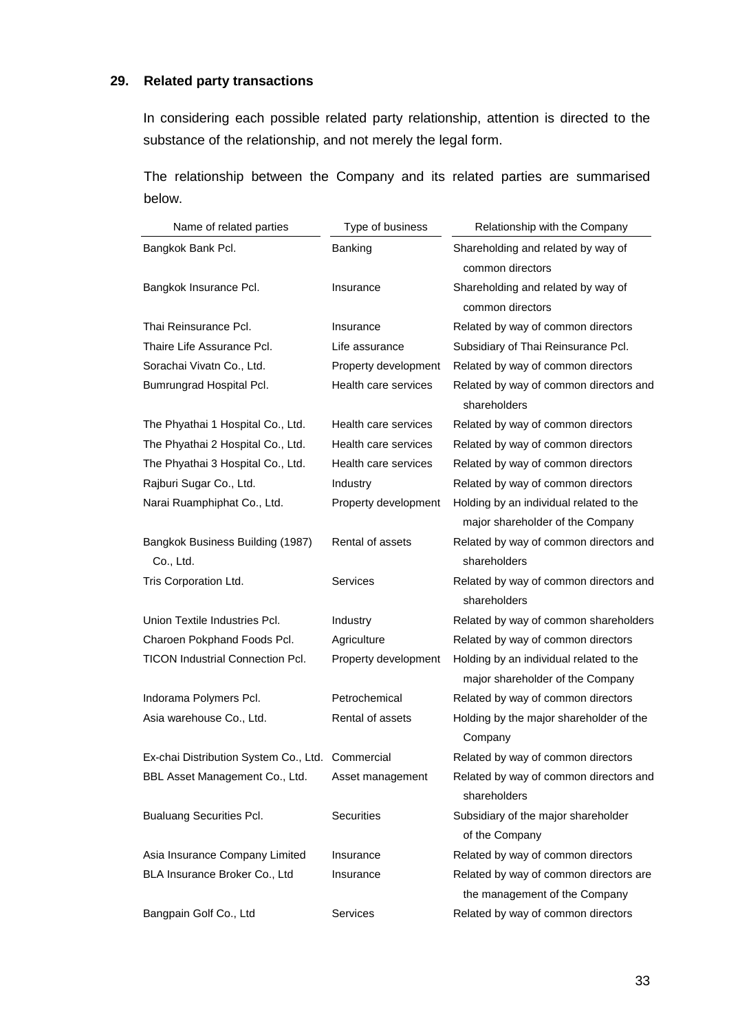## 29. Related party transactions

In considering each possible related party relationship, attention is directed to the substance of the relationship, and not merely the legal form.

The relationship between the Company and its related parties are summarised below.

| Name of related parties | Type of business | Relationship with the Company |
|---|---|---|
| Bangkok Bank Pcl. | Banking | Shareholding and related by way of common directors |
| Bangkok Insurance Pcl. | Insurance | Shareholding and related by way of common directors |
| Thai Reinsurance Pcl. | Insurance | Related by way of common directors |
| Thaire Life Assurance Pcl. | Life assurance | Subsidiary of Thai Reinsurance Pcl. |
| Sorachai Vivatn Co., Ltd. | Property development | Related by way of common directors |
| Bumrungrad Hospital Pcl. | Health care services | Related by way of common directors and shareholders |
| The Phyathai 1 Hospital Co., Ltd. | Health care services | Related by way of common directors |
| The Phyathai 2 Hospital Co., Ltd. | Health care services | Related by way of common directors |
| The Phyathai 3 Hospital Co., Ltd. | Health care services | Related by way of common directors |
| Rajburi Sugar Co., Ltd. | Industry | Related by way of common directors |
| Narai Ruamphiphat Co., Ltd. | Property development | Holding by an individual related to the major shareholder of the Company |
| Bangkok Business Building (1987) Co., Ltd. | Rental of assets | Related by way of common directors and shareholders |
| Tris Corporation Ltd. | Services | Related by way of common directors and shareholders |
| Union Textile Industries Pcl. | Industry | Related by way of common shareholders |
| Charoen Pokphand Foods Pcl. | Agriculture | Related by way of common directors |
| TICON Industrial Connection Pcl. | Property development | Holding by an individual related to the major shareholder of the Company |
| Indorama Polymers Pcl. | Petrochemical | Related by way of common directors |
| Asia warehouse Co., Ltd. | Rental of assets | Holding by the major shareholder of the Company |
| Ex-chai Distribution System Co., Ltd. | Commercial | Related by way of common directors |
| BBL Asset Management Co., Ltd. | Asset management | Related by way of common directors and shareholders |
| Bualuang Securities Pcl. | Securities | Subsidiary of the major shareholder of the Company |
| Asia Insurance Company Limited | Insurance | Related by way of common directors |
| BLA Insurance Broker Co., Ltd | Insurance | Related by way of common directors are the management of the Company |
| Bangpain Golf Co., Ltd | Services | Related by way of common directors |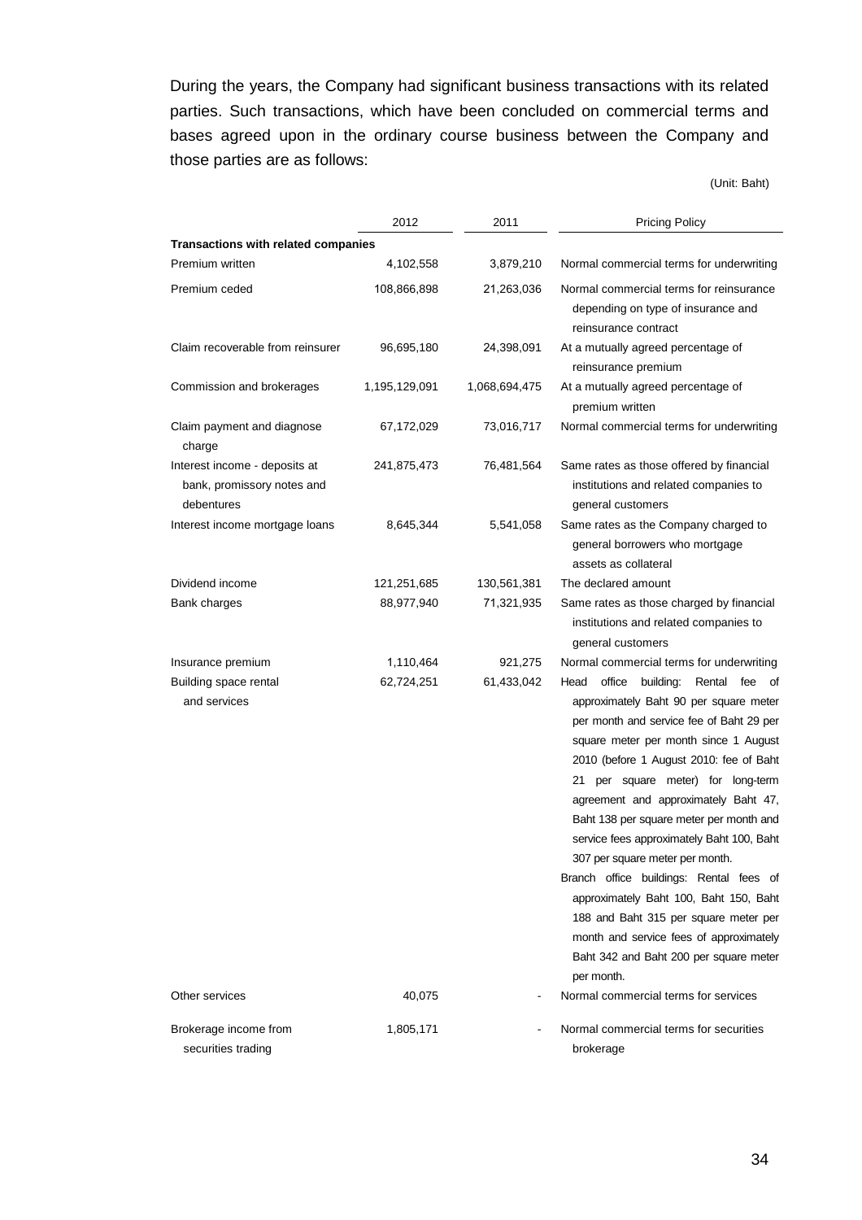During the years, the Company had significant business transactions with its related parties. Such transactions, which have been concluded on commercial terms and bases agreed upon in the ordinary course business between the Company and those parties are as follows:

(Unit: Baht)

| | 2012 | 2011 | Pricing Policy |
|---|---|---|---|
| **Transactions with related companies** | | | |
| Premium written | 4,102,558 | 3,879,210 | Normal commercial terms for underwriting |
| Premium ceded | 108,866,898 | 21,263,036 | Normal commercial terms for reinsurance depending on type of insurance and reinsurance contract |
| Claim recoverable from reinsurer | 96,695,180 | 24,398,091 | At a mutually agreed percentage of reinsurance premium |
| Commission and brokerages | 1,195,129,091 | 1,068,694,475 | At a mutually agreed percentage of premium written |
| Claim payment and diagnose charge | 67,172,029 | 73,016,717 | Normal commercial terms for underwriting |
| Interest income - deposits at bank, promissory notes and debentures | 241,875,473 | 76,481,564 | Same rates as those offered by financial institutions and related companies to general customers |
| Interest income mortgage loans | 8,645,344 | 5,541,058 | Same rates as the Company charged to general borrowers who mortgage assets as collateral |
| Dividend income | 121,251,685 | 130,561,381 | The declared amount |
| Bank charges | 88,977,940 | 71,321,935 | Same rates as those charged by financial institutions and related companies to general customers |
| Insurance premium | 1,110,464 | 921,275 | Normal commercial terms for underwriting |
| Building space rental and services | 62,724,251 | 61,433,042 | Head office building: Rental fee of approximately Baht 90 per square meter per month and service fee of Baht 29 per square meter per month since 1 August 2010 (before 1 August 2010: fee of Baht 21 per square meter) for long-term agreement and approximately Baht 47, Baht 138 per square meter per month and service fees approximately Baht 100, Baht 307 per square meter per month. Branch office buildings: Rental fees of approximately Baht 100, Baht 150, Baht 188 and Baht 315 per square meter per month and service fees of approximately Baht 342 and Baht 200 per square meter per month. |
| Other services | 40,075 | - | Normal commercial terms for services |
| Brokerage income from securities trading | 1,805,171 | - | Normal commercial terms for securities brokerage |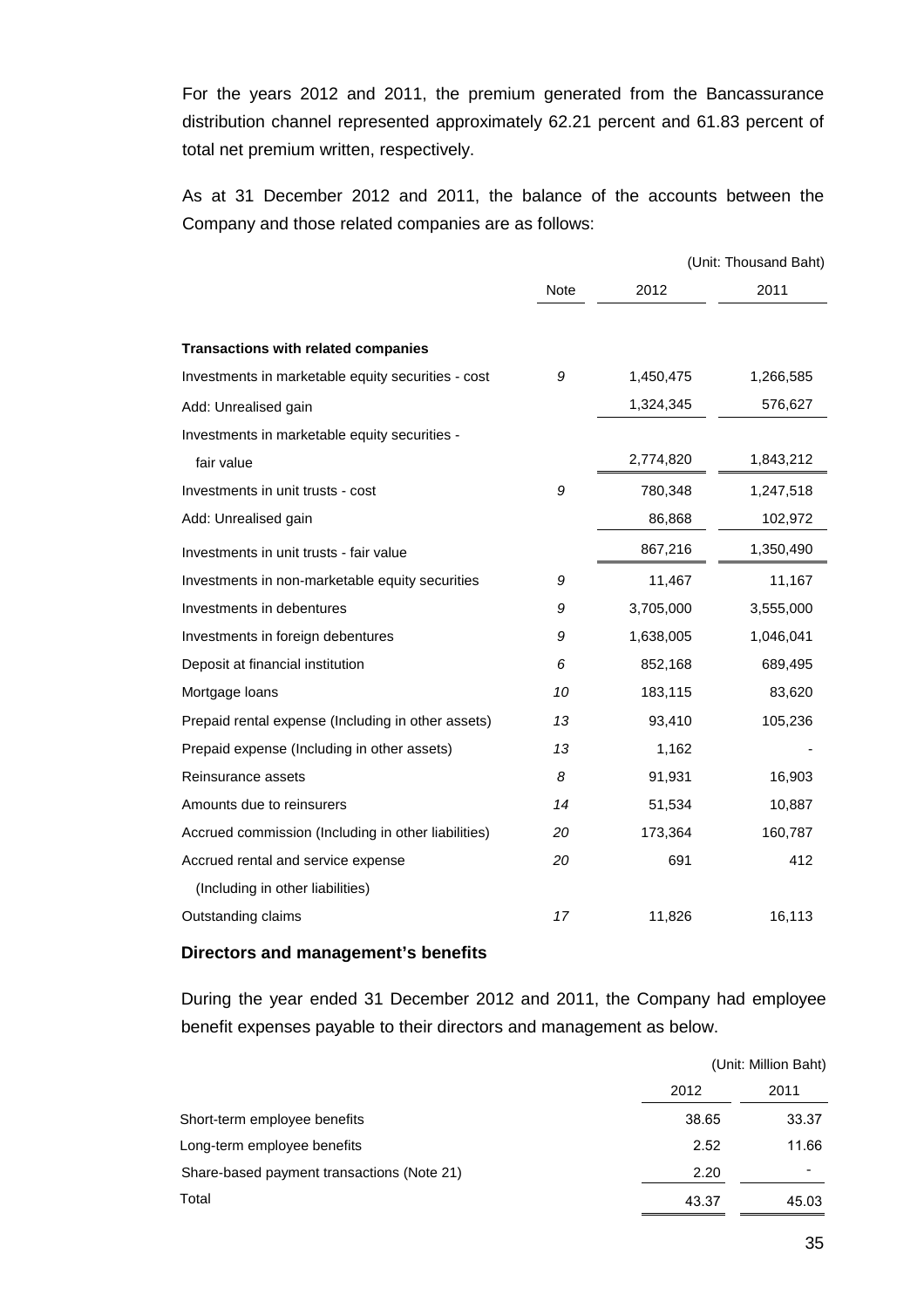For the years 2012 and 2011, the premium generated from the Bancassurance distribution channel represented approximately 62.21 percent and 61.83 percent of total net premium written, respectively.

As at 31 December 2012 and 2011, the balance of the accounts between the Company and those related companies are as follows:

(Unit: Thousand Baht)

| | Note | 2012 | 2011 |
|---|---|---|---|
| **Transactions with related companies** | | | |
| Investments in marketable equity securities - cost | 9 | 1,450,475 | 1,266,585 |
| Add: Unrealised gain | | 1,324,345 | 576,627 |
| Investments in marketable equity securities - fair value | | 2,774,820 | 1,843,212 |
| Investments in unit trusts - cost | 9 | 780,348 | 1,247,518 |
| Add: Unrealised gain | | 86,868 | 102,972 |
| Investments in unit trusts - fair value | | 867,216 | 1,350,490 |
| Investments in non-marketable equity securities | 9 | 11,467 | 11,167 |
| Investments in debentures | 9 | 3,705,000 | 3,555,000 |
| Investments in foreign debentures | 9 | 1,638,005 | 1,046,041 |
| Deposit at financial institution | 6 | 852,168 | 689,495 |
| Mortgage loans | 10 | 183,115 | 83,620 |
| Prepaid rental expense (Including in other assets) | 13 | 93,410 | 105,236 |
| Prepaid expense (Including in other assets) | 13 | 1,162 | - |
| Reinsurance assets | 8 | 91,931 | 16,903 |
| Amounts due to reinsurers | 14 | 51,534 | 10,887 |
| Accrued commission (Including in other liabilities) | 20 | 173,364 | 160,787 |
| Accrued rental and service expense (Including in other liabilities) | 20 | 691 | 412 |
| Outstanding claims | 17 | 11,826 | 16,113 |

**Directors and management's benefits**

During the year ended 31 December 2012 and 2011, the Company had employee benefit expenses payable to their directors and management as below.

(Unit: Million Baht)

| | 2012 | 2011 |
|---|---|---|
| Short-term employee benefits | 38.65 | 33.37 |
| Long-term employee benefits | 2.52 | 11.66 |
| Share-based payment transactions (Note 21) | 2.20 | - |
| Total | 43.37 | 45.03 |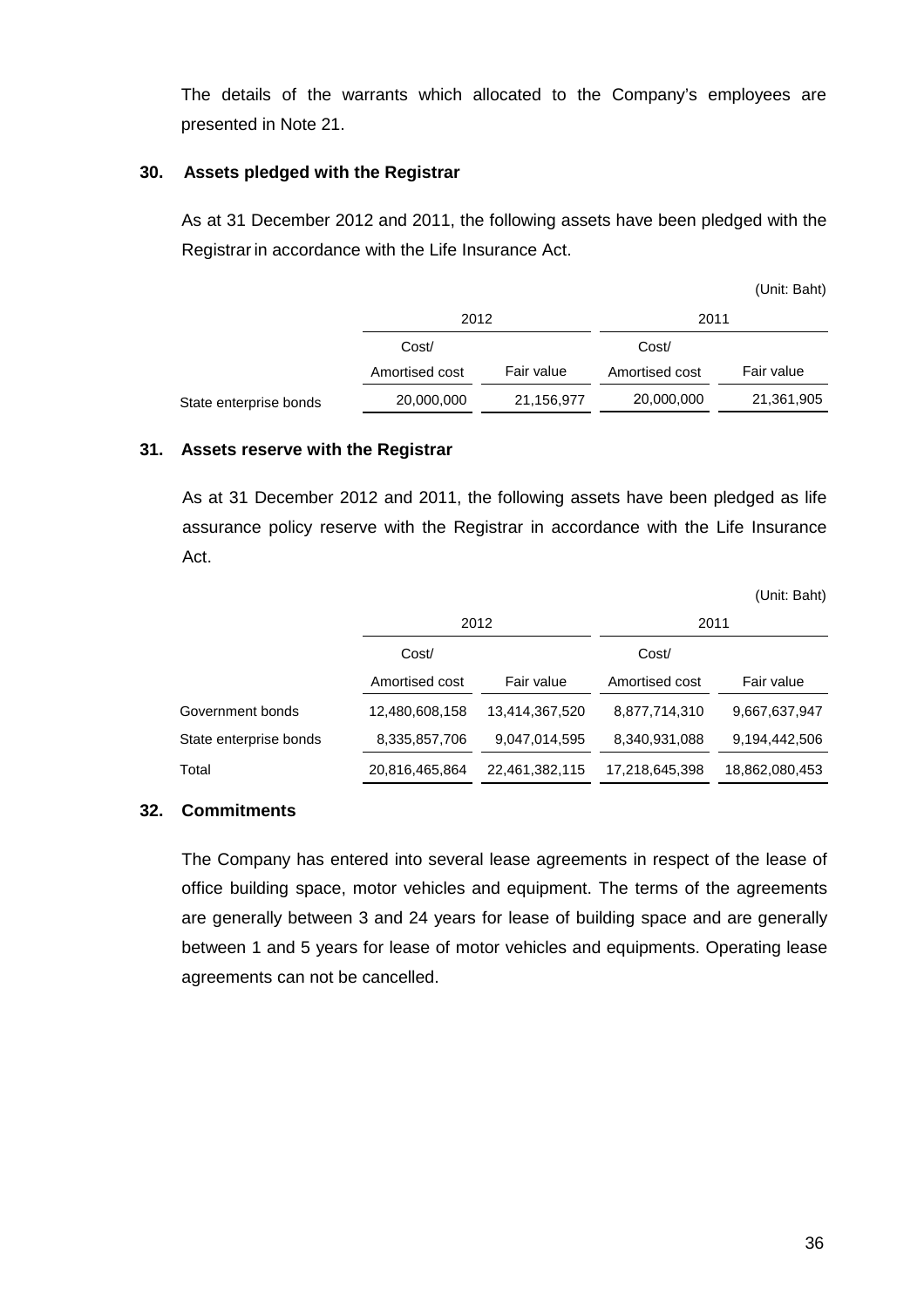The details of the warrants which allocated to the Company's employees are presented in Note 21.

## 30. Assets pledged with the Registrar

As at 31 December 2012 and 2011, the following assets have been pledged with the Registrar in accordance with the Life Insurance Act.

(Unit: Baht)

| | 2012 | | 2011 | |
|---|---|---|---|---|
| | Cost/ Amortised cost | Fair value | Cost/ Amortised cost | Fair value |
| State enterprise bonds | 20,000,000 | 21,156,977 | 20,000,000 | 21,361,905 |

## 31. Assets reserve with the Registrar

As at 31 December 2012 and 2011, the following assets have been pledged as life assurance policy reserve with the Registrar in accordance with the Life Insurance Act.

(Unit: Baht)

| | 2012 | | 2011 | |
|---|---|---|---|---|
| | Cost/ Amortised cost | Fair value | Cost/ Amortised cost | Fair value |
| Government bonds | 12,480,608,158 | 13,414,367,520 | 8,877,714,310 | 9,667,637,947 |
| State enterprise bonds | 8,335,857,706 | 9,047,014,595 | 8,340,931,088 | 9,194,442,506 |
| Total | 20,816,465,864 | 22,461,382,115 | 17,218,645,398 | 18,862,080,453 |

## 32. Commitments

The Company has entered into several lease agreements in respect of the lease of office building space, motor vehicles and equipment. The terms of the agreements are generally between 3 and 24 years for lease of building space and are generally between 1 and 5 years for lease of motor vehicles and equipments. Operating lease agreements can not be cancelled.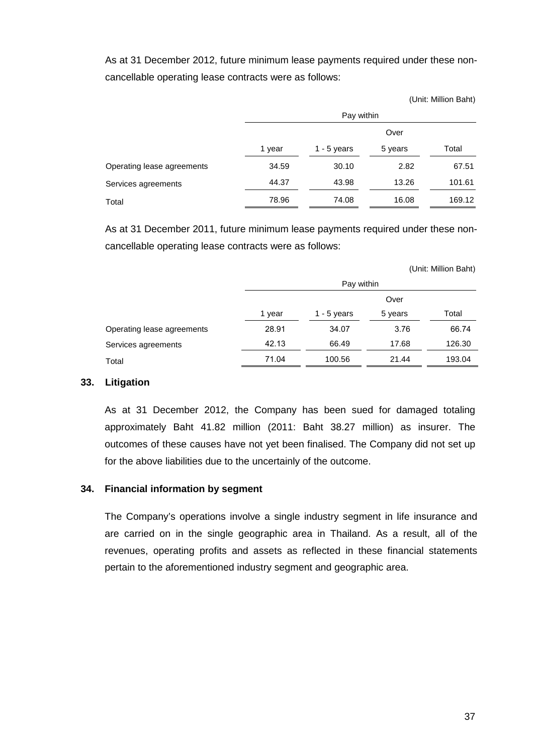As at 31 December 2012, future minimum lease payments required under these non-cancellable operating lease contracts were as follows:

(Unit: Million Baht)

| | Pay within | | | |
|---|---|---|---|---|
| | 1 year | 1 - 5 years | Over 5 years | Total |
| Operating lease agreements | 34.59 | 30.10 | 2.82 | 67.51 |
| Services agreements | 44.37 | 43.98 | 13.26 | 101.61 |
| Total | 78.96 | 74.08 | 16.08 | 169.12 |

As at 31 December 2011, future minimum lease payments required under these non-cancellable operating lease contracts were as follows:

(Unit: Million Baht)

| | Pay within | | | |
|---|---|---|---|---|
| | 1 year | 1 - 5 years | Over 5 years | Total |
| Operating lease agreements | 28.91 | 34.07 | 3.76 | 66.74 |
| Services agreements | 42.13 | 66.49 | 17.68 | 126.30 |
| Total | 71.04 | 100.56 | 21.44 | 193.04 |

## 33. Litigation

As at 31 December 2012, the Company has been sued for damaged totaling approximately Baht 41.82 million (2011: Baht 38.27 million) as insurer. The outcomes of these causes have not yet been finalised. The Company did not set up for the above liabilities due to the uncertainly of the outcome.

## 34. Financial information by segment

The Company's operations involve a single industry segment in life insurance and are carried on in the single geographic area in Thailand. As a result, all of the revenues, operating profits and assets as reflected in these financial statements pertain to the aforementioned industry segment and geographic area.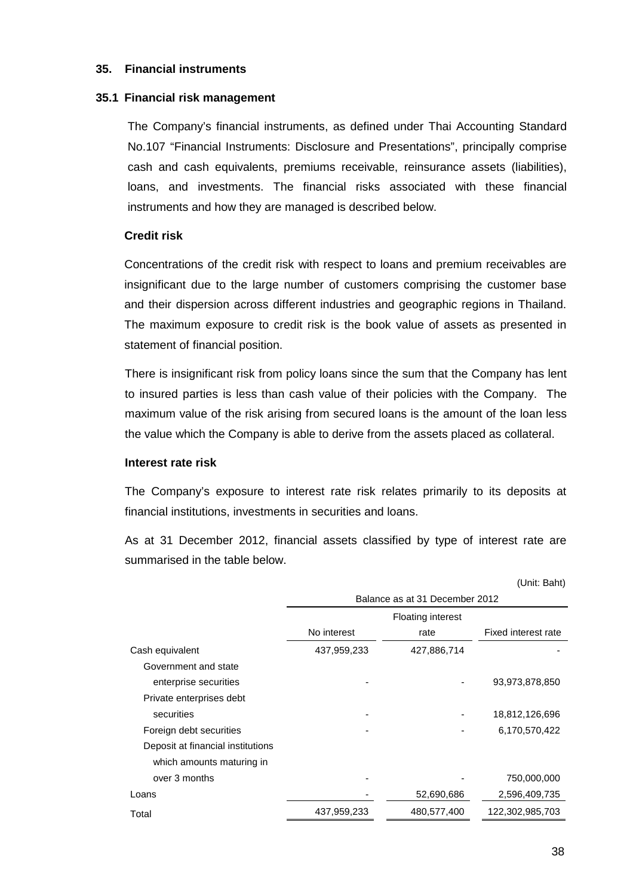## 35. Financial instruments

### 35.1 Financial risk management

The Company's financial instruments, as defined under Thai Accounting Standard No.107 "Financial Instruments: Disclosure and Presentations", principally comprise cash and cash equivalents, premiums receivable, reinsurance assets (liabilities), loans, and investments. The financial risks associated with these financial instruments and how they are managed is described below.

**Credit risk**

Concentrations of the credit risk with respect to loans and premium receivables are insignificant due to the large number of customers comprising the customer base and their dispersion across different industries and geographic regions in Thailand. The maximum exposure to credit risk is the book value of assets as presented in statement of financial position.

There is insignificant risk from policy loans since the sum that the Company has lent to insured parties is less than cash value of their policies with the Company. The maximum value of the risk arising from secured loans is the amount of the loan less the value which the Company is able to derive from the assets placed as collateral.

**Interest rate risk**

The Company's exposure to interest rate risk relates primarily to its deposits at financial institutions, investments in securities and loans.

As at 31 December 2012, financial assets classified by type of interest rate are summarised in the table below.

(Unit: Baht)

| | Balance as at 31 December 2012 | | |
|---|---|---|---|
| | No interest | Floating interest rate | Fixed interest rate |
| Cash equivalent | 437,959,233 | 427,886,714 | - |
| Government and state enterprise securities | - | - | 93,973,878,850 |
| Private enterprises debt securities | - | - | 18,812,126,696 |
| Foreign debt securities | - | - | 6,170,570,422 |
| Deposit at financial institutions which amounts maturing in over 3 months | - | - | 750,000,000 |
| Loans | - | 52,690,686 | 2,596,409,735 |
| Total | 437,959,233 | 480,577,400 | 122,302,985,703 |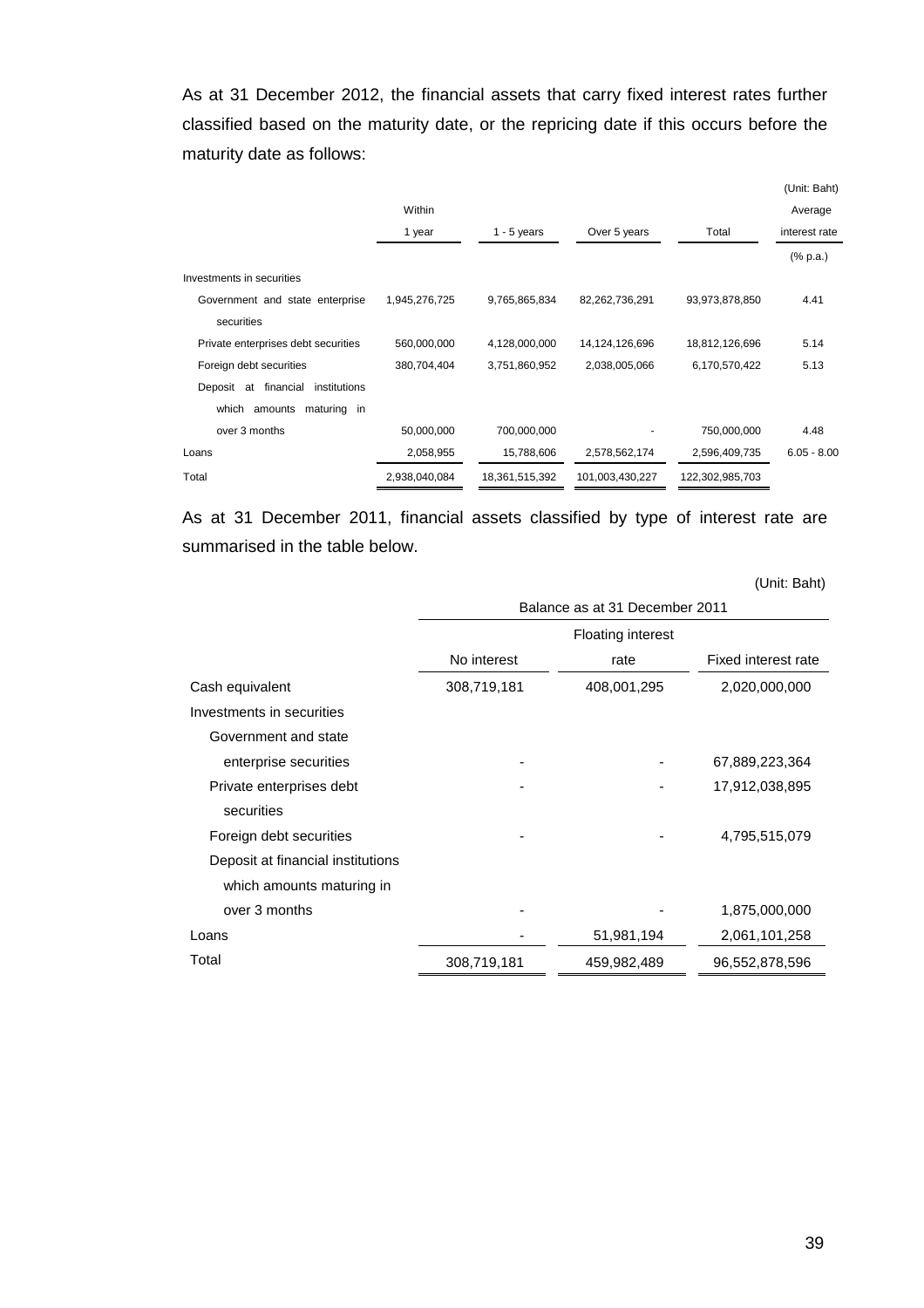As at 31 December 2012, the financial assets that carry fixed interest rates further classified based on the maturity date, or the repricing date if this occurs before the maturity date as follows:

(Unit: Baht)

| | Within 1 year | 1 - 5 years | Over 5 years | Total | Average interest rate |
|---|---|---|---|---|---|
| | | | | | (% p.a.) |
| Investments in securities | | | | | |
| Government and state enterprise securities | 1,945,276,725 | 9,765,865,834 | 82,262,736,291 | 93,973,878,850 | 4.41 |
| Private enterprises debt securities | 560,000,000 | 4,128,000,000 | 14,124,126,696 | 18,812,126,696 | 5.14 |
| Foreign debt securities | 380,704,404 | 3,751,860,952 | 2,038,005,066 | 6,170,570,422 | 5.13 |
| Deposit at financial institutions which amounts maturing in over 3 months | 50,000,000 | 700,000,000 | - | 750,000,000 | 4.48 |
| Loans | 2,058,955 | 15,788,606 | 2,578,562,174 | 2,596,409,735 | 6.05 - 8.00 |
| Total | 2,938,040,084 | 18,361,515,392 | 101,003,430,227 | 122,302,985,703 | |

As at 31 December 2011, financial assets classified by type of interest rate are summarised in the table below.

(Unit: Baht)

| | Balance as at 31 December 2011 | | |
|---|---|---|---|
| | No interest | Floating interest rate | Fixed interest rate |
| Cash equivalent | 308,719,181 | 408,001,295 | 2,020,000,000 |
| Investments in securities | | | |
| Government and state enterprise securities | - | - | 67,889,223,364 |
| Private enterprises debt securities | - | - | 17,912,038,895 |
| Foreign debt securities | - | - | 4,795,515,079 |
| Deposit at financial institutions which amounts maturing in over 3 months | - | - | 1,875,000,000 |
| Loans | - | 51,981,194 | 2,061,101,258 |
| Total | 308,719,181 | 459,982,489 | 96,552,878,596 |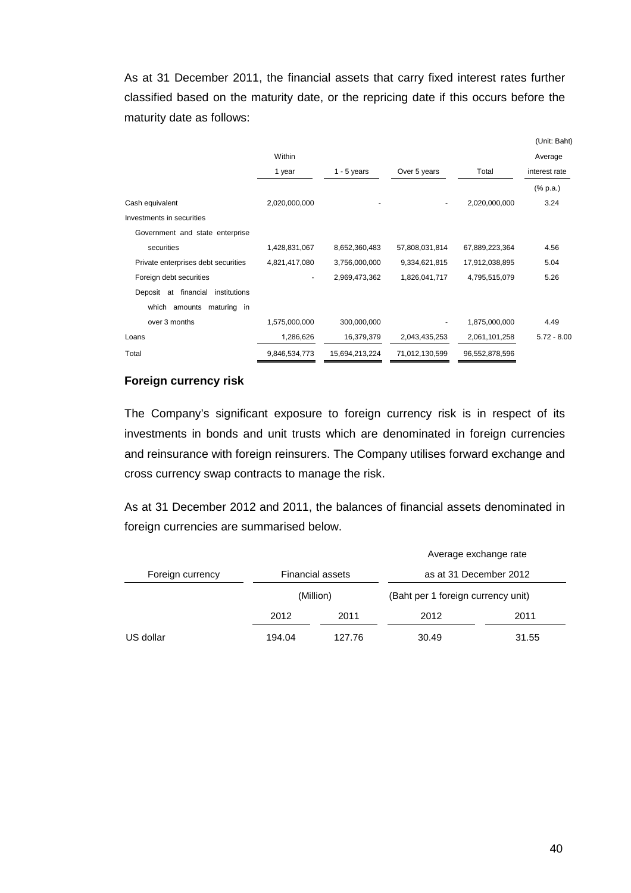As at 31 December 2011, the financial assets that carry fixed interest rates further classified based on the maturity date, or the repricing date if this occurs before the maturity date as follows:

(Unit: Baht)

| | Within 1 year | 1 - 5 years | Over 5 years | Total | Average interest rate |
|---|---|---|---|---|---|
| | | | | | (% p.a.) |
| Cash equivalent | 2,020,000,000 | - | - | 2,020,000,000 | 3.24 |
| Investments in securities | | | | | |
| Government and state enterprise securities | 1,428,831,067 | 8,652,360,483 | 57,808,031,814 | 67,889,223,364 | 4.56 |
| Private enterprises debt securities | 4,821,417,080 | 3,756,000,000 | 9,334,621,815 | 17,912,038,895 | 5.04 |
| Foreign debt securities | - | 2,969,473,362 | 1,826,041,717 | 4,795,515,079 | 5.26 |
| Deposit at financial institutions which amounts maturing in over 3 months | 1,575,000,000 | 300,000,000 | - | 1,875,000,000 | 4.49 |
| Loans | 1,286,626 | 16,379,379 | 2,043,435,253 | 2,061,101,258 | 5.72 - 8.00 |
| Total | 9,846,534,773 | 15,694,213,224 | 71,012,130,599 | 96,552,878,596 | |

**Foreign currency risk**

The Company's significant exposure to foreign currency risk is in respect of its investments in bonds and unit trusts which are denominated in foreign currencies and reinsurance with foreign reinsurers. The Company utilises forward exchange and cross currency swap contracts to manage the risk.

As at 31 December 2012 and 2011, the balances of financial assets denominated in foreign currencies are summarised below.

| Foreign currency | Financial assets | | Average exchange rate as at 31 December 2012 | |
|---|---|---|---|---|
| | (Million) | | (Baht per 1 foreign currency unit) | |
| | 2012 | 2011 | 2012 | 2011 |
| US dollar | 194.04 | 127.76 | 30.49 | 31.55 |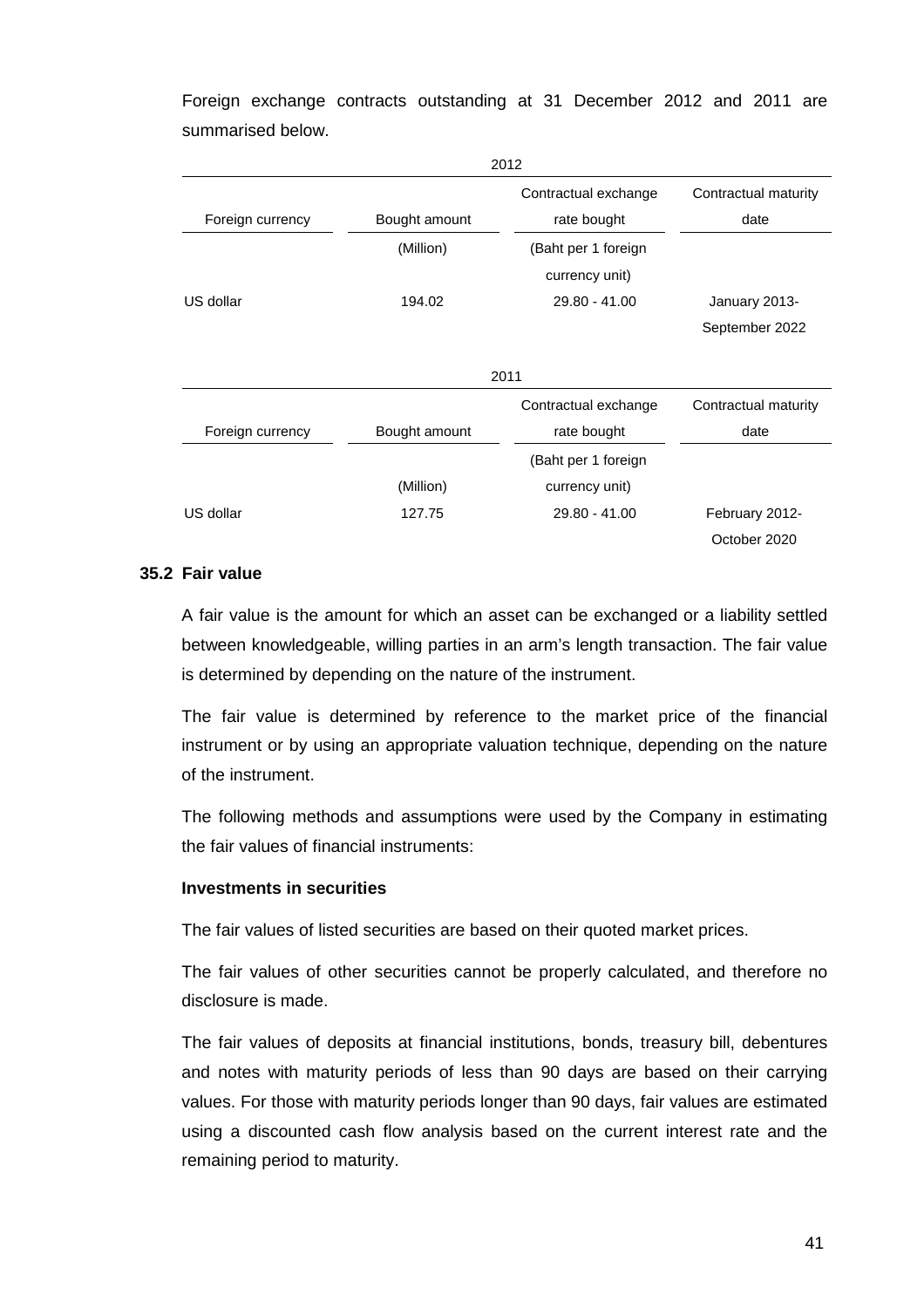Foreign exchange contracts outstanding at 31 December 2012 and 2011 are summarised below.

| 2012 | | | |
|---|---|---|---|
| Foreign currency | Bought amount | Contractual exchange rate bought | Contractual maturity date |
| | (Million) | (Baht per 1 foreign currency unit) | |
| US dollar | 194.02 | 29.80 - 41.00 | January 2013-September 2022 |

| 2011 | | | |
|---|---|---|---|
| Foreign currency | Bought amount | Contractual exchange rate bought | Contractual maturity date |
| | (Million) | (Baht per 1 foreign currency unit) | |
| US dollar | 127.75 | 29.80 - 41.00 | February 2012-October 2020 |

## 35.2 Fair value

A fair value is the amount for which an asset can be exchanged or a liability settled between knowledgeable, willing parties in an arm's length transaction. The fair value is determined by depending on the nature of the instrument.

The fair value is determined by reference to the market price of the financial instrument or by using an appropriate valuation technique, depending on the nature of the instrument.

The following methods and assumptions were used by the Company in estimating the fair values of financial instruments:

**Investments in securities**

The fair values of listed securities are based on their quoted market prices.

The fair values of other securities cannot be properly calculated, and therefore no disclosure is made.

The fair values of deposits at financial institutions, bonds, treasury bill, debentures and notes with maturity periods of less than 90 days are based on their carrying values. For those with maturity periods longer than 90 days, fair values are estimated using a discounted cash flow analysis based on the current interest rate and the remaining period to maturity.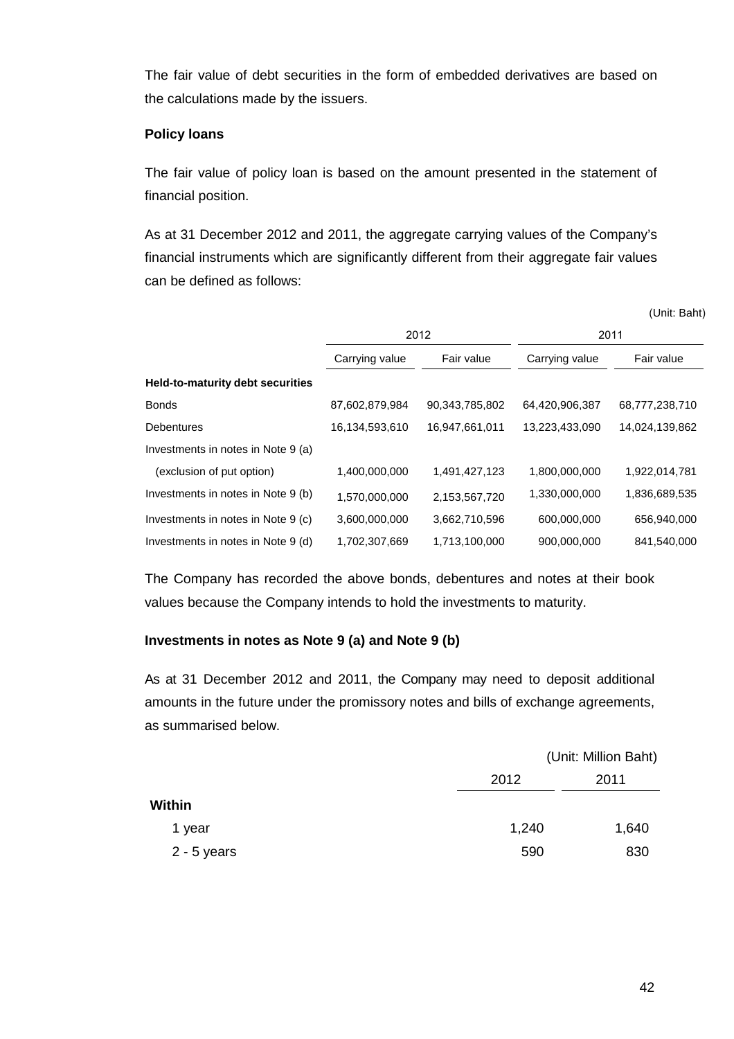The fair value of debt securities in the form of embedded derivatives are based on the calculations made by the issuers.

**Policy loans**

The fair value of policy loan is based on the amount presented in the statement of financial position.

As at 31 December 2012 and 2011, the aggregate carrying values of the Company's financial instruments which are significantly different from their aggregate fair values can be defined as follows:

(Unit: Baht)

| | 2012 | | 2011 | |
|---|---|---|---|---|
| | Carrying value | Fair value | Carrying value | Fair value |
| **Held-to-maturity debt securities** | | | | |
| Bonds | 87,602,879,984 | 90,343,785,802 | 64,420,906,387 | 68,777,238,710 |
| Debentures | 16,134,593,610 | 16,947,661,011 | 13,223,433,090 | 14,024,139,862 |
| Investments in notes in Note 9 (a) (exclusion of put option) | 1,400,000,000 | 1,491,427,123 | 1,800,000,000 | 1,922,014,781 |
| Investments in notes in Note 9 (b) | 1,570,000,000 | 2,153,567,720 | 1,330,000,000 | 1,836,689,535 |
| Investments in notes in Note 9 (c) | 3,600,000,000 | 3,662,710,596 | 600,000,000 | 656,940,000 |
| Investments in notes in Note 9 (d) | 1,702,307,669 | 1,713,100,000 | 900,000,000 | 841,540,000 |

The Company has recorded the above bonds, debentures and notes at their book values because the Company intends to hold the investments to maturity.

**Investments in notes as Note 9 (a) and Note 9 (b)**

As at 31 December 2012 and 2011, the Company may need to deposit additional amounts in the future under the promissory notes and bills of exchange agreements, as summarised below.

(Unit: Million Baht)

| | 2012 | 2011 |
|---|---|---|
| **Within** | | |
| 1 year | 1,240 | 1,640 |
| 2 - 5 years | 590 | 830 |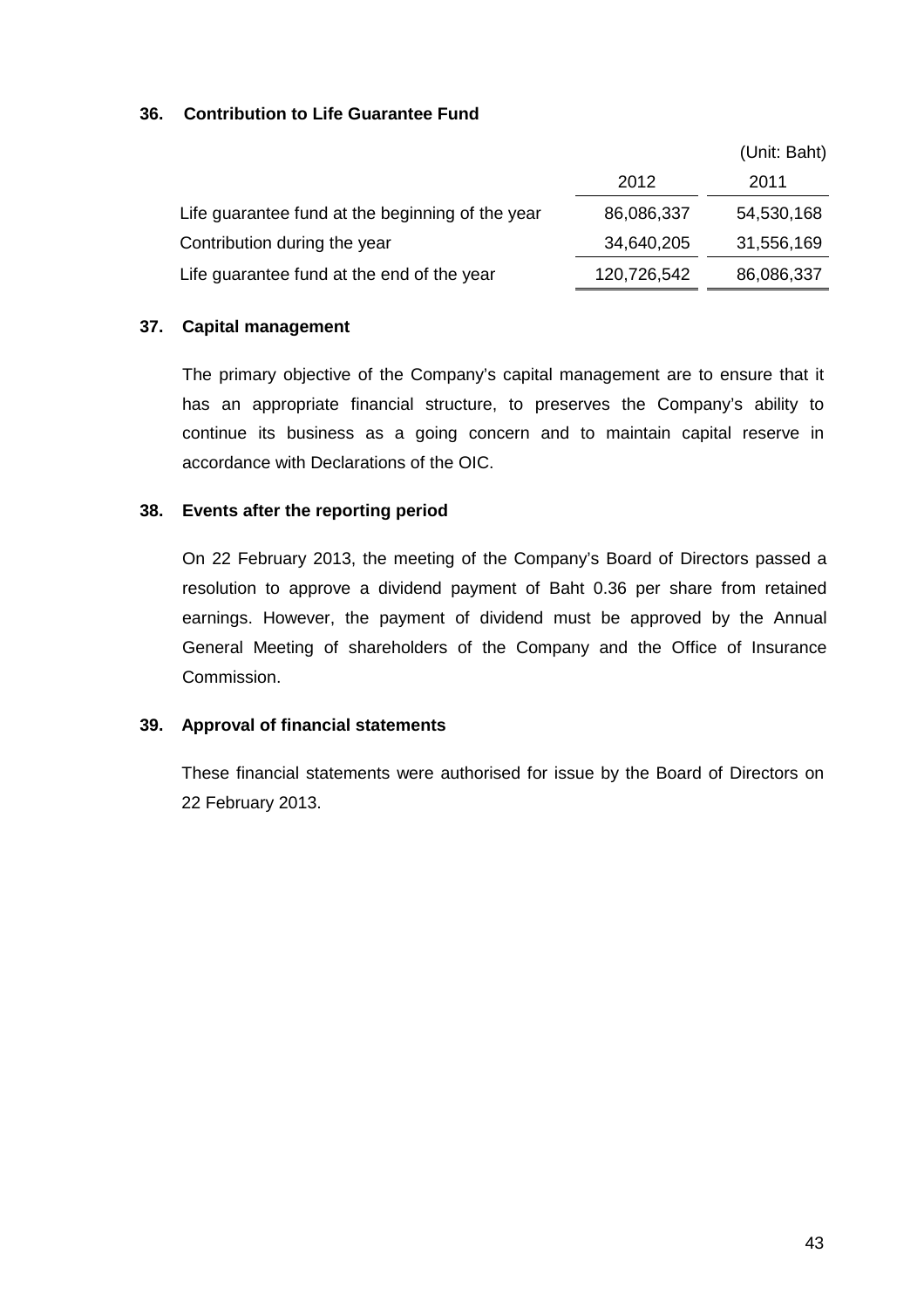## 36. Contribution to Life Guarantee Fund

| | | (Unit: Baht) |
|---|---|---|
| | 2012 | 2011 |
| Life guarantee fund at the beginning of the year | 86,086,337 | 54,530,168 |
| Contribution during the year | 34,640,205 | 31,556,169 |
| Life guarantee fund at the end of the year | 120,726,542 | 86,086,337 |

## 37. Capital management

The primary objective of the Company's capital management are to ensure that it has an appropriate financial structure, to preserves the Company's ability to continue its business as a going concern and to maintain capital reserve in accordance with Declarations of the OIC.

## 38. Events after the reporting period

On 22 February 2013, the meeting of the Company's Board of Directors passed a resolution to approve a dividend payment of Baht 0.36 per share from retained earnings. However, the payment of dividend must be approved by the Annual General Meeting of shareholders of the Company and the Office of Insurance Commission.

## 39. Approval of financial statements

These financial statements were authorised for issue by the Board of Directors on 22 February 2013.